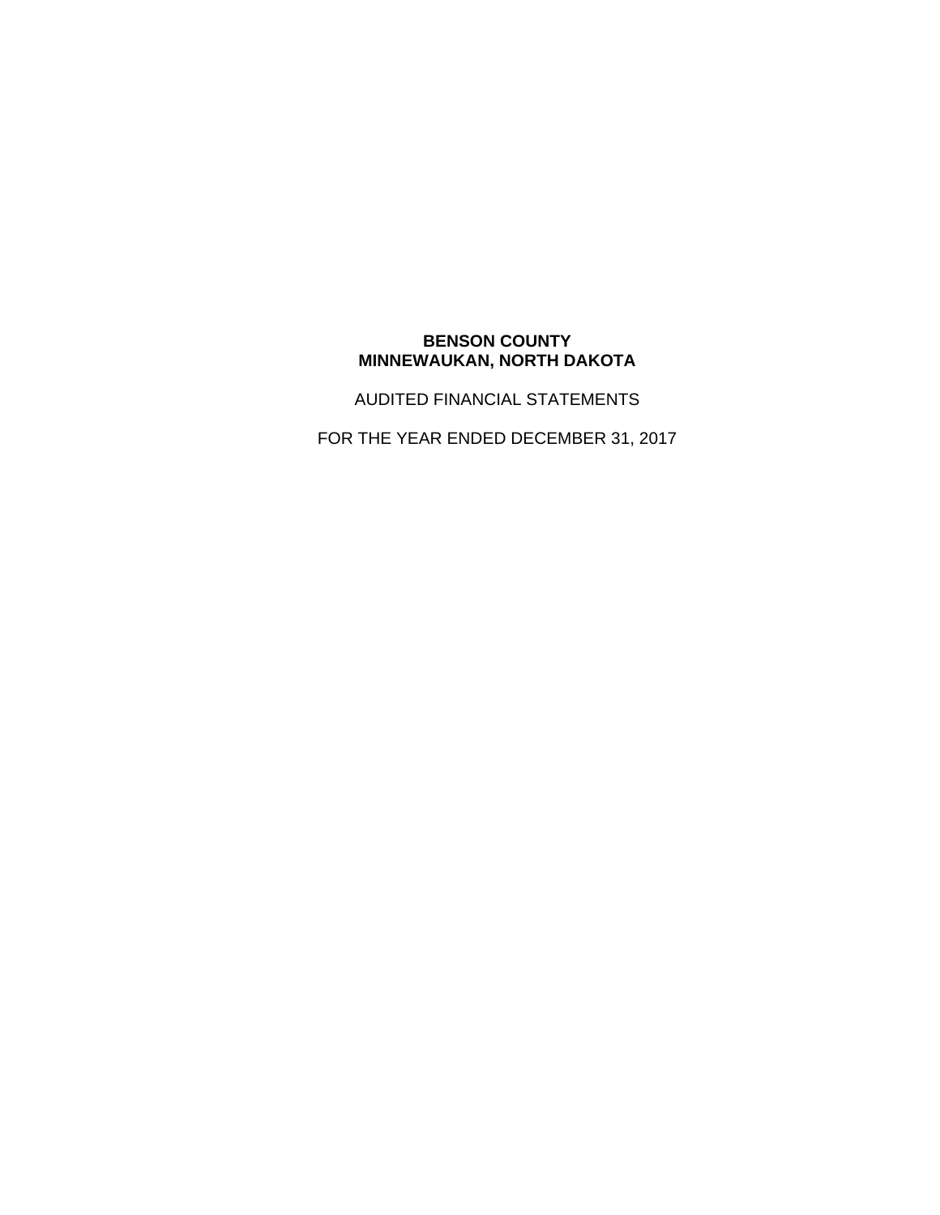# BENSON COUNTY
# MINNEWAUKAN, NORTH DAKOTA

AUDITED FINANCIAL STATEMENTS

FOR THE YEAR ENDED DECEMBER 31, 2017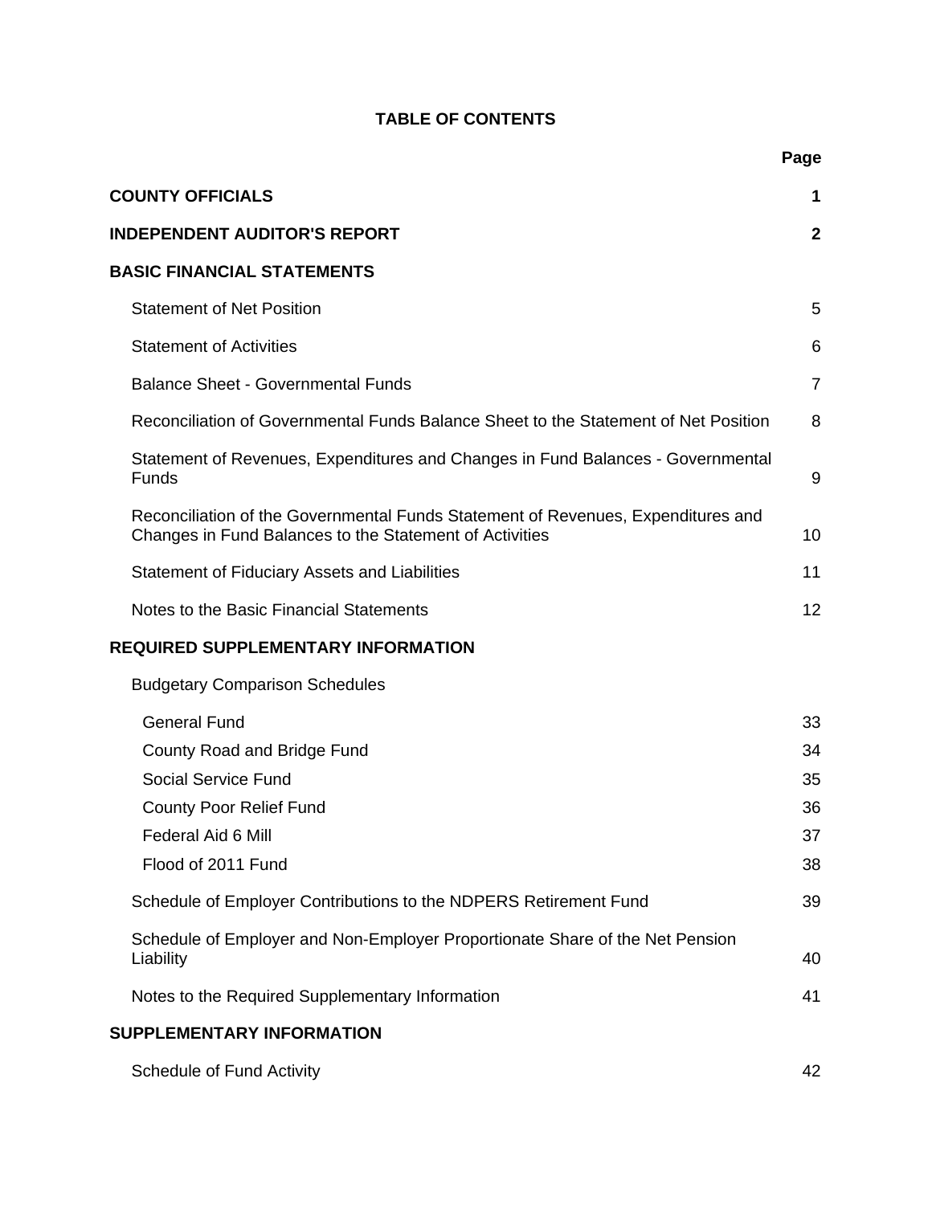# TABLE OF CONTENTS

| | Page |
|---|---|
| **COUNTY OFFICIALS** | **1** |
| **INDEPENDENT AUDITOR'S REPORT** | **2** |
| **BASIC FINANCIAL STATEMENTS** | |
| Statement of Net Position | 5 |
| Statement of Activities | 6 |
| Balance Sheet - Governmental Funds | 7 |
| Reconciliation of Governmental Funds Balance Sheet to the Statement of Net Position | 8 |
| Statement of Revenues, Expenditures and Changes in Fund Balances - Governmental Funds | 9 |
| Reconciliation of the Governmental Funds Statement of Revenues, Expenditures and Changes in Fund Balances to the Statement of Activities | 10 |
| Statement of Fiduciary Assets and Liabilities | 11 |
| Notes to the Basic Financial Statements | 12 |
| **REQUIRED SUPPLEMENTARY INFORMATION** | |
| Budgetary Comparison Schedules | |
| General Fund | 33 |
| County Road and Bridge Fund | 34 |
| Social Service Fund | 35 |
| County Poor Relief Fund | 36 |
| Federal Aid 6 Mill | 37 |
| Flood of 2011 Fund | 38 |
| Schedule of Employer Contributions to the NDPERS Retirement Fund | 39 |
| Schedule of Employer and Non-Employer Proportionate Share of the Net Pension Liability | 40 |
| Notes to the Required Supplementary Information | 41 |
| **SUPPLEMENTARY INFORMATION** | |
| Schedule of Fund Activity | 42 |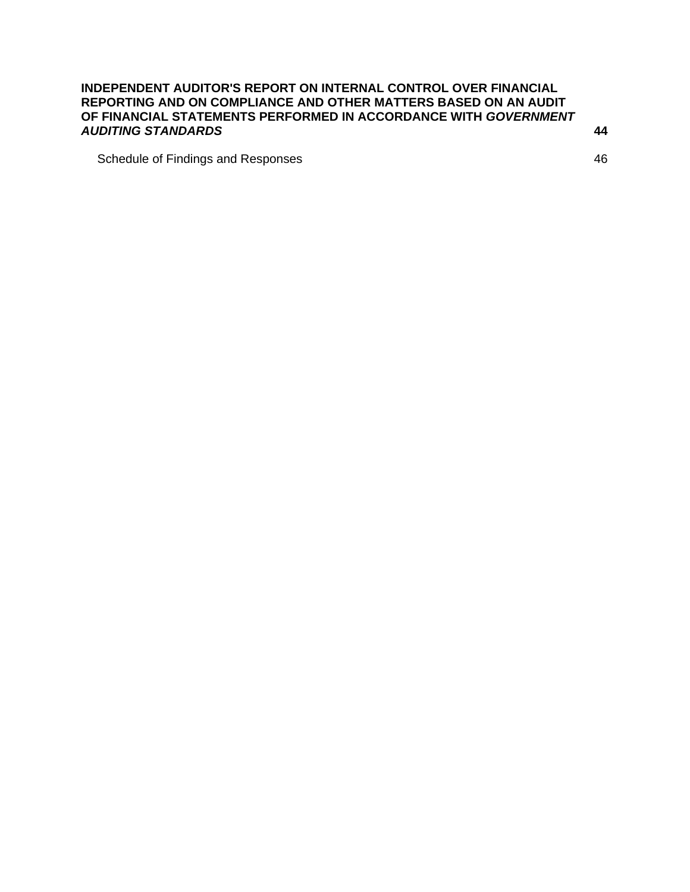| | |
|---|---|
| **INDEPENDENT AUDITOR'S REPORT ON INTERNAL CONTROL OVER FINANCIAL REPORTING AND ON COMPLIANCE AND OTHER MATTERS BASED ON AN AUDIT OF FINANCIAL STATEMENTS PERFORMED IN ACCORDANCE WITH *GOVERNMENT AUDITING STANDARDS*** | **44** |
| Schedule of Findings and Responses | 46 |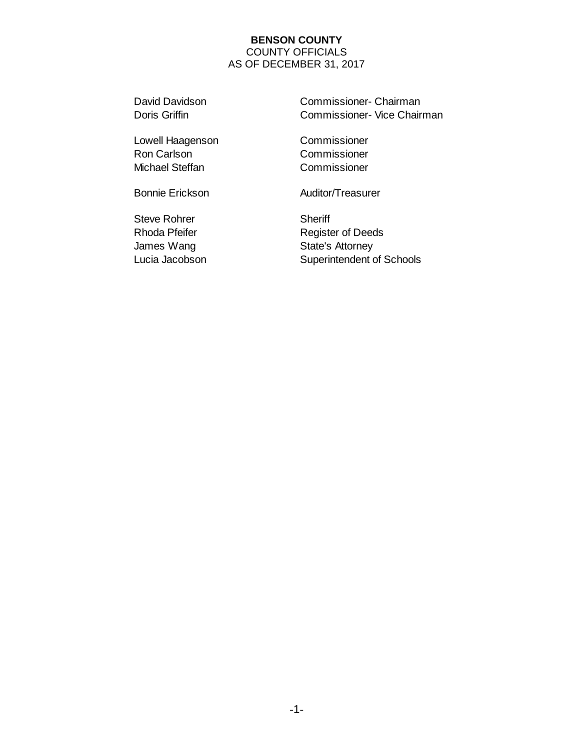# BENSON COUNTY

COUNTY OFFICIALS
AS OF DECEMBER 31, 2017

| | |
|---|---|
| David Davidson | Commissioner- Chairman |
| Doris Griffin | Commissioner- Vice Chairman |
| | |
| Lowell Haagenson | Commissioner |
| Ron Carlson | Commissioner |
| Michael Steffan | Commissioner |
| | |
| Bonnie Erickson | Auditor/Treasurer |
| | |
| Steve Rohrer | Sheriff |
| Rhoda Pfeifer | Register of Deeds |
| James Wang | State's Attorney |
| Lucia Jacobson | Superintendent of Schools |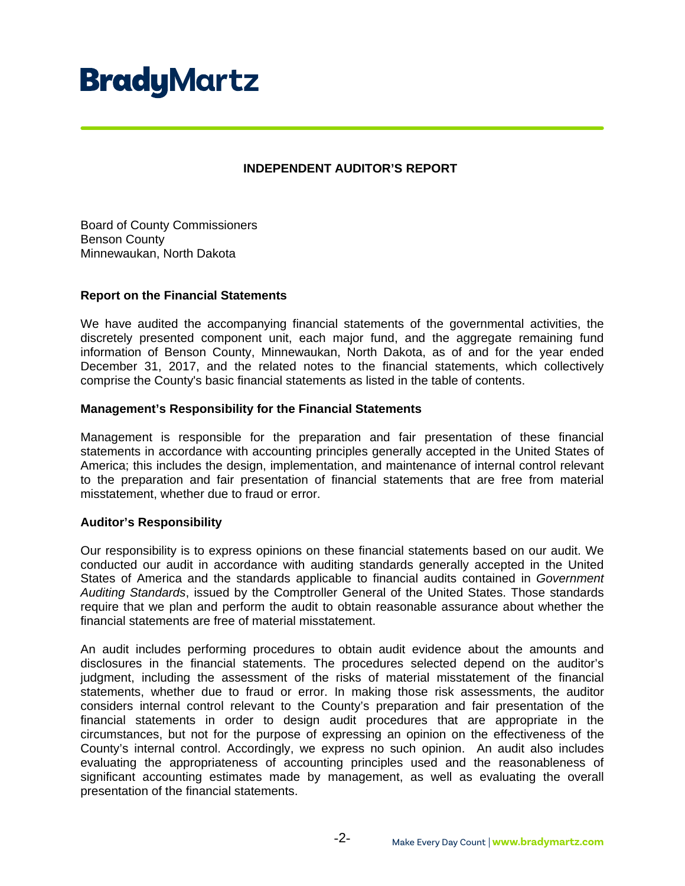BradyMartz

# INDEPENDENT AUDITOR'S REPORT

Board of County Commissioners
Benson County
Minnewaukan, North Dakota

### Report on the Financial Statements

We have audited the accompanying financial statements of the governmental activities, the discretely presented component unit, each major fund, and the aggregate remaining fund information of Benson County, Minnewaukan, North Dakota, as of and for the year ended December 31, 2017, and the related notes to the financial statements, which collectively comprise the County's basic financial statements as listed in the table of contents.

### Management's Responsibility for the Financial Statements

Management is responsible for the preparation and fair presentation of these financial statements in accordance with accounting principles generally accepted in the United States of America; this includes the design, implementation, and maintenance of internal control relevant to the preparation and fair presentation of financial statements that are free from material misstatement, whether due to fraud or error.

### Auditor's Responsibility

Our responsibility is to express opinions on these financial statements based on our audit. We conducted our audit in accordance with auditing standards generally accepted in the United States of America and the standards applicable to financial audits contained in *Government Auditing Standards*, issued by the Comptroller General of the United States. Those standards require that we plan and perform the audit to obtain reasonable assurance about whether the financial statements are free of material misstatement.

An audit includes performing procedures to obtain audit evidence about the amounts and disclosures in the financial statements. The procedures selected depend on the auditor's judgment, including the assessment of the risks of material misstatement of the financial statements, whether due to fraud or error. In making those risk assessments, the auditor considers internal control relevant to the County's preparation and fair presentation of the financial statements in order to design audit procedures that are appropriate in the circumstances, but not for the purpose of expressing an opinion on the effectiveness of the County's internal control. Accordingly, we express no such opinion. An audit also includes evaluating the appropriateness of accounting principles used and the reasonableness of significant accounting estimates made by management, as well as evaluating the overall presentation of the financial statements.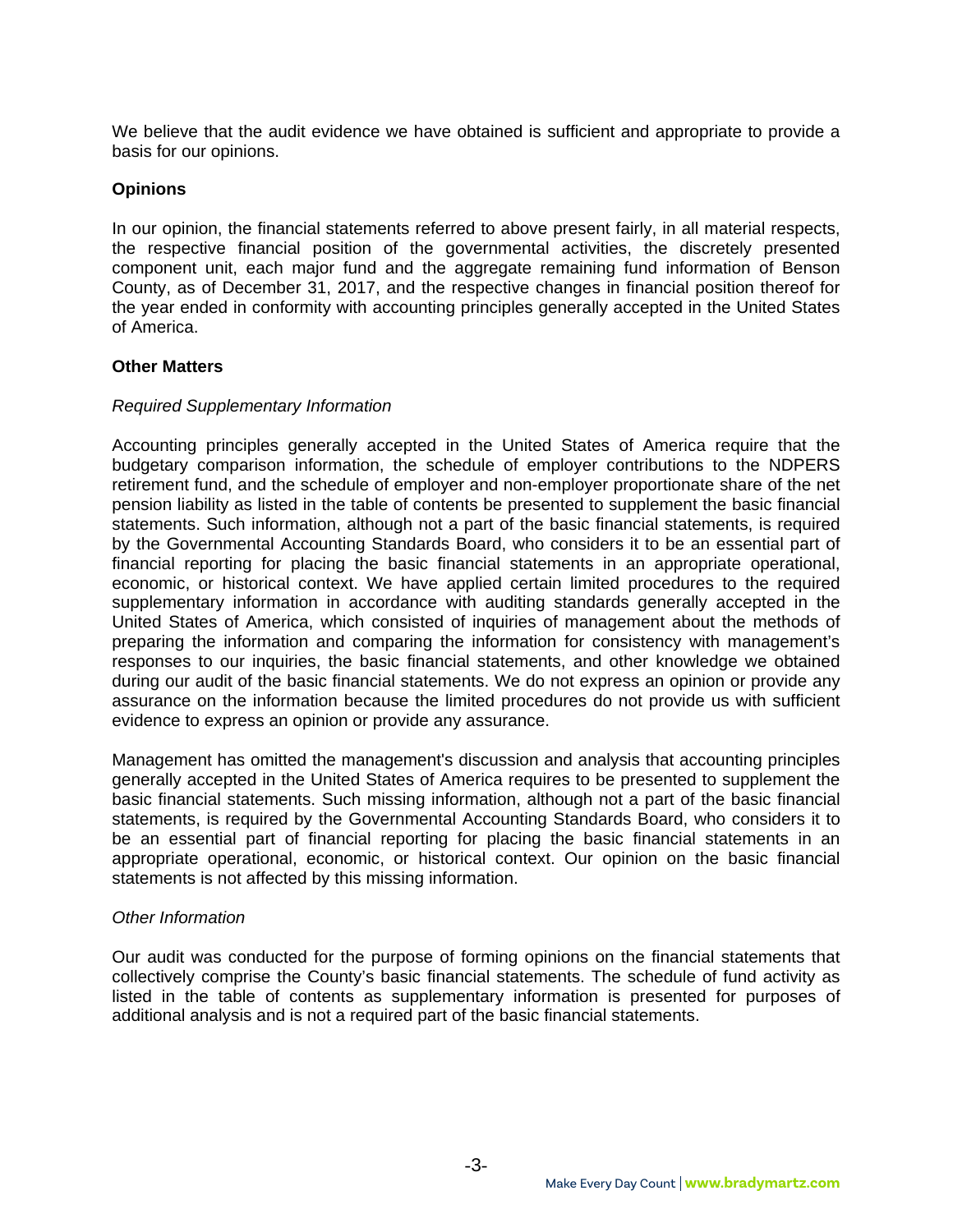We believe that the audit evidence we have obtained is sufficient and appropriate to provide a basis for our opinions.

**Opinions**

In our opinion, the financial statements referred to above present fairly, in all material respects, the respective financial position of the governmental activities, the discretely presented component unit, each major fund and the aggregate remaining fund information of Benson County, as of December 31, 2017, and the respective changes in financial position thereof for the year ended in conformity with accounting principles generally accepted in the United States of America.

**Other Matters**

*Required Supplementary Information*

Accounting principles generally accepted in the United States of America require that the budgetary comparison information, the schedule of employer contributions to the NDPERS retirement fund, and the schedule of employer and non-employer proportionate share of the net pension liability as listed in the table of contents be presented to supplement the basic financial statements. Such information, although not a part of the basic financial statements, is required by the Governmental Accounting Standards Board, who considers it to be an essential part of financial reporting for placing the basic financial statements in an appropriate operational, economic, or historical context. We have applied certain limited procedures to the required supplementary information in accordance with auditing standards generally accepted in the United States of America, which consisted of inquiries of management about the methods of preparing the information and comparing the information for consistency with management's responses to our inquiries, the basic financial statements, and other knowledge we obtained during our audit of the basic financial statements. We do not express an opinion or provide any assurance on the information because the limited procedures do not provide us with sufficient evidence to express an opinion or provide any assurance.

Management has omitted the management's discussion and analysis that accounting principles generally accepted in the United States of America requires to be presented to supplement the basic financial statements. Such missing information, although not a part of the basic financial statements, is required by the Governmental Accounting Standards Board, who considers it to be an essential part of financial reporting for placing the basic financial statements in an appropriate operational, economic, or historical context. Our opinion on the basic financial statements is not affected by this missing information.

*Other Information*

Our audit was conducted for the purpose of forming opinions on the financial statements that collectively comprise the County's basic financial statements. The schedule of fund activity as listed in the table of contents as supplementary information is presented for purposes of additional analysis and is not a required part of the basic financial statements.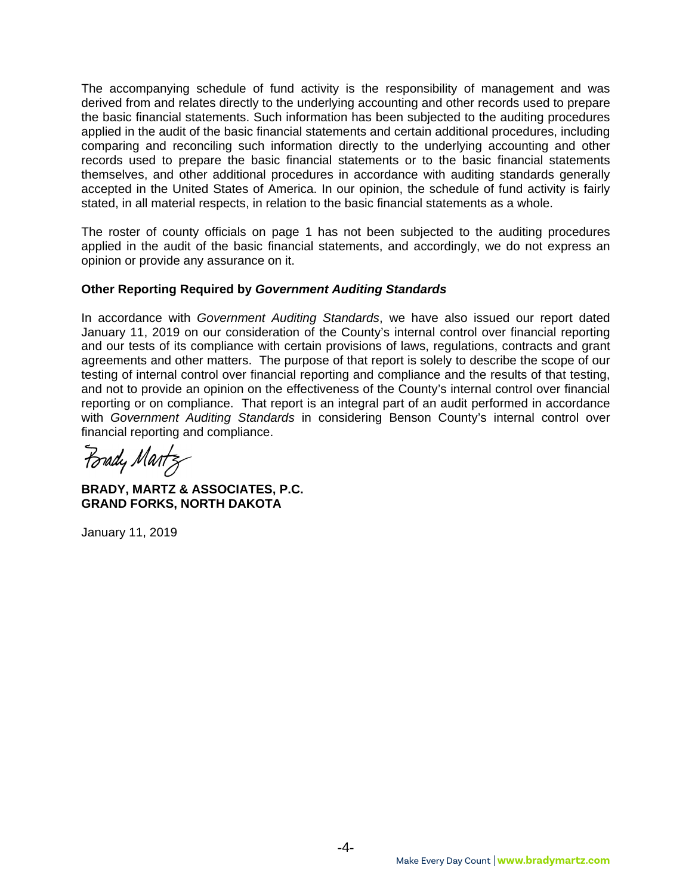The accompanying schedule of fund activity is the responsibility of management and was derived from and relates directly to the underlying accounting and other records used to prepare the basic financial statements. Such information has been subjected to the auditing procedures applied in the audit of the basic financial statements and certain additional procedures, including comparing and reconciling such information directly to the underlying accounting and other records used to prepare the basic financial statements or to the basic financial statements themselves, and other additional procedures in accordance with auditing standards generally accepted in the United States of America. In our opinion, the schedule of fund activity is fairly stated, in all material respects, in relation to the basic financial statements as a whole.

The roster of county officials on page 1 has not been subjected to the auditing procedures applied in the audit of the basic financial statements, and accordingly, we do not express an opinion or provide any assurance on it.

**Other Reporting Required by *Government Auditing Standards***

In accordance with *Government Auditing Standards*, we have also issued our report dated January 11, 2019 on our consideration of the County's internal control over financial reporting and our tests of its compliance with certain provisions of laws, regulations, contracts and grant agreements and other matters. The purpose of that report is solely to describe the scope of our testing of internal control over financial reporting and compliance and the results of that testing, and not to provide an opinion on the effectiveness of the County's internal control over financial reporting or on compliance. That report is an integral part of an audit performed in accordance with *Government Auditing Standards* in considering Benson County's internal control over financial reporting and compliance.

Brady Martz

**BRADY, MARTZ & ASSOCIATES, P.C.**
**GRAND FORKS, NORTH DAKOTA**

January 11, 2019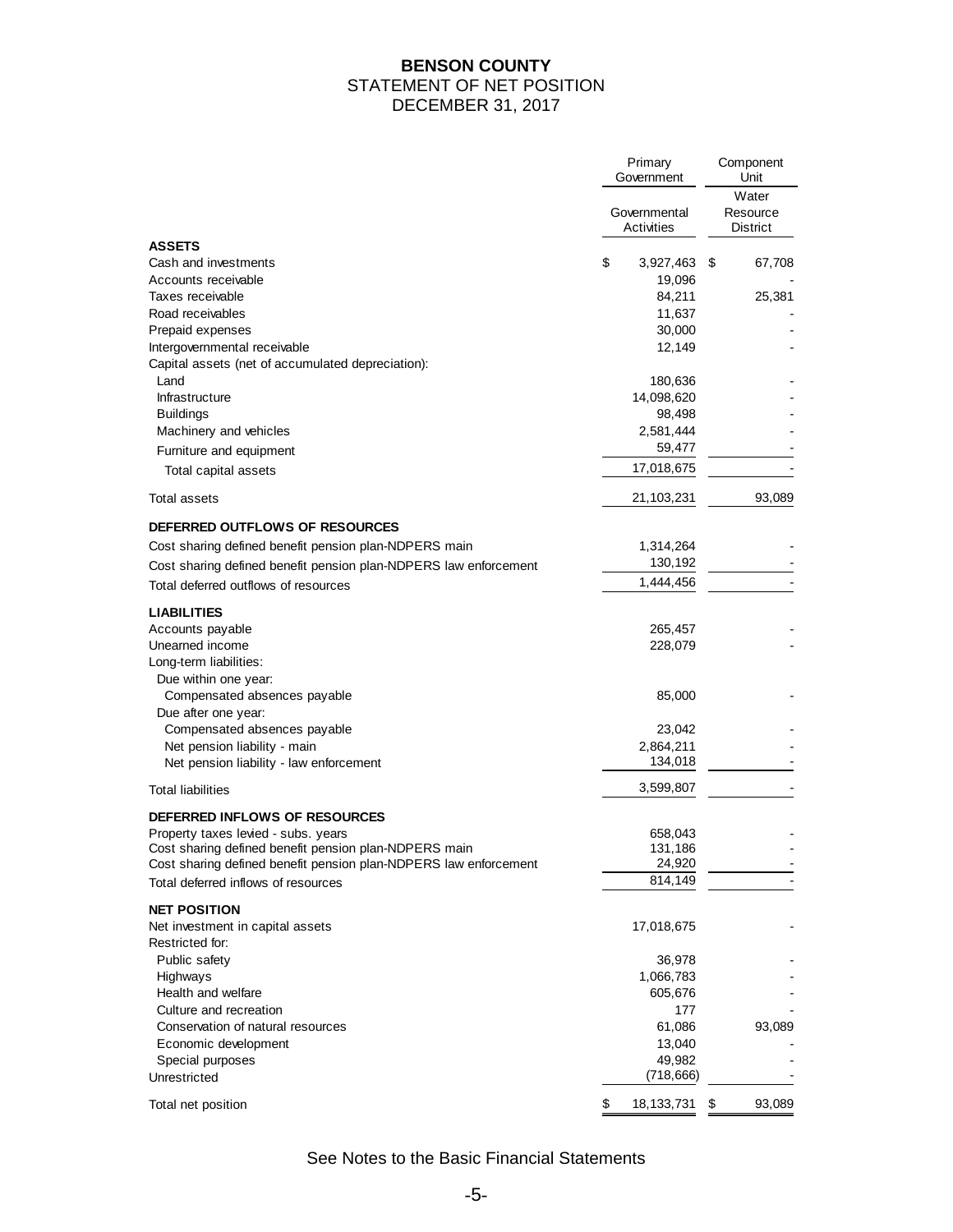# BENSON COUNTY
## STATEMENT OF NET POSITION
## DECEMBER 31, 2017

| | Primary Government | Component Unit |
|---|---|---|
| | Governmental Activities | Water Resource District |
| **ASSETS** | | |
| Cash and investments | $ 3,927,463 | $ 67,708 |
| Accounts receivable | 19,096 | - |
| Taxes receivable | 84,211 | 25,381 |
| Road receivables | 11,637 | - |
| Prepaid expenses | 30,000 | - |
| Intergovernmental receivable | 12,149 | - |
| Capital assets (net of accumulated depreciation): | | |
| Land | 180,636 | - |
| Infrastructure | 14,098,620 | - |
| Buildings | 98,498 | - |
| Machinery and vehicles | 2,581,444 | - |
| Furniture and equipment | 59,477 | - |
| Total capital assets | 17,018,675 | - |
| Total assets | 21,103,231 | 93,089 |
| **DEFERRED OUTFLOWS OF RESOURCES** | | |
| Cost sharing defined benefit pension plan-NDPERS main | 1,314,264 | - |
| Cost sharing defined benefit pension plan-NDPERS law enforcement | 130,192 | - |
| Total deferred outflows of resources | 1,444,456 | - |
| **LIABILITIES** | | |
| Accounts payable | 265,457 | - |
| Unearned income | 228,079 | - |
| Long-term liabilities: | | |
| Due within one year: | | |
| Compensated absences payable | 85,000 | - |
| Due after one year: | | |
| Compensated absences payable | 23,042 | - |
| Net pension liability - main | 2,864,211 | - |
| Net pension liability - law enforcement | 134,018 | - |
| Total liabilities | 3,599,807 | - |
| **DEFERRED INFLOWS OF RESOURCES** | | |
| Property taxes levied - subs. years | 658,043 | - |
| Cost sharing defined benefit pension plan-NDPERS main | 131,186 | - |
| Cost sharing defined benefit pension plan-NDPERS law enforcement | 24,920 | - |
| Total deferred inflows of resources | 814,149 | - |
| **NET POSITION** | | |
| Net investment in capital assets | 17,018,675 | - |
| Restricted for: | | |
| Public safety | 36,978 | - |
| Highways | 1,066,783 | - |
| Health and welfare | 605,676 | - |
| Culture and recreation | 177 | - |
| Conservation of natural resources | 61,086 | 93,089 |
| Economic development | 13,040 | - |
| Special purposes | 49,982 | - |
| Unrestricted | (718,666) | - |
| Total net position | $ 18,133,731 | $ 93,089 |

See Notes to the Basic Financial Statements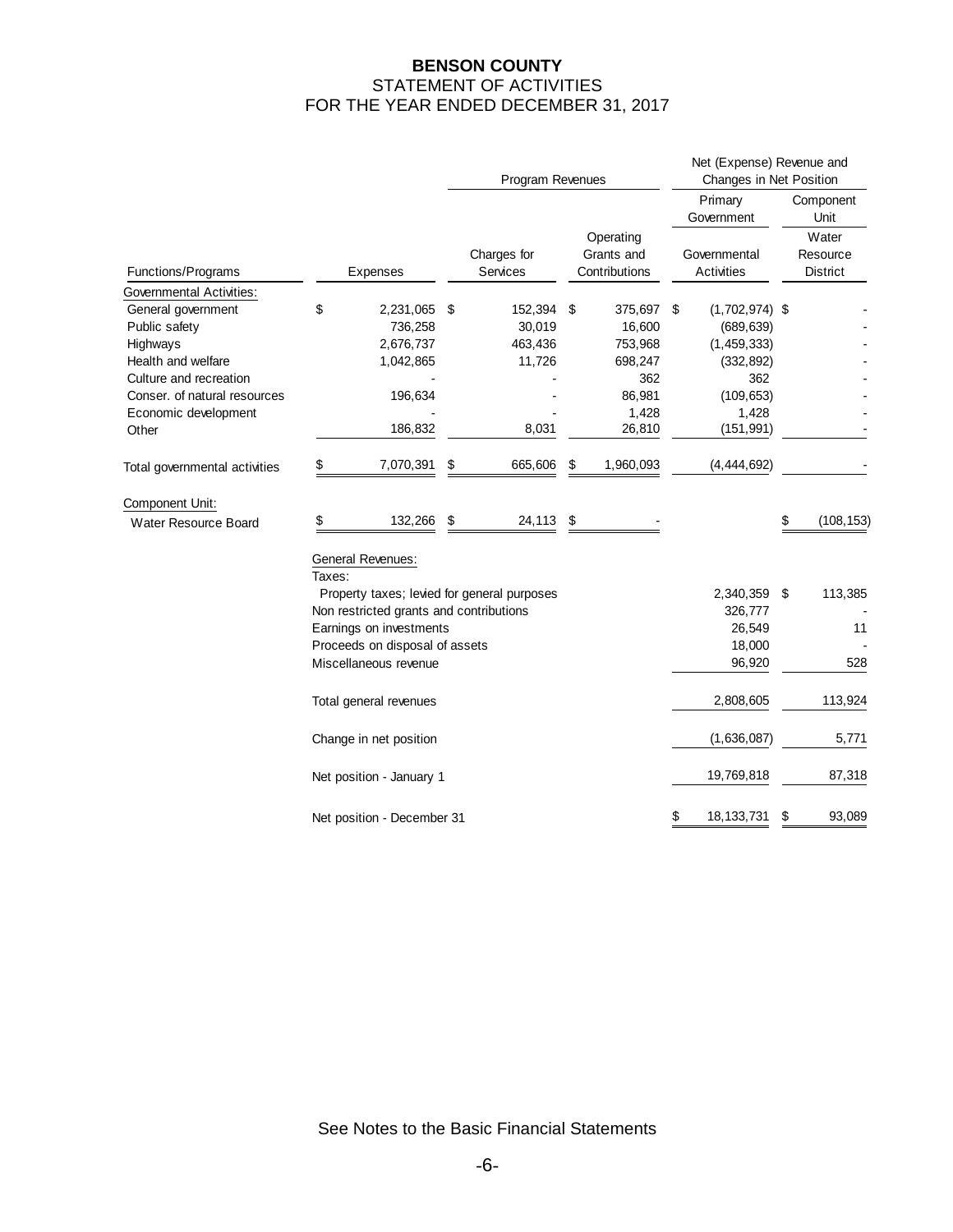# BENSON COUNTY
## STATEMENT OF ACTIVITIES
## FOR THE YEAR ENDED DECEMBER 31, 2017

| | | Program Revenues | | Net (Expense) Revenue and Changes in Net Position | |
|---|---|---|---|---|---|
| | | | | Primary Government | Component Unit |
| Functions/Programs | Expenses | Charges for Services | Operating Grants and Contributions | Governmental Activities | Water Resource District |
| Governmental Activities: | | | | | |
| General government | $ 2,231,065 | $ 152,394 | $ 375,697 | $ (1,702,974) | $ - |
| Public safety | 736,258 | 30,019 | 16,600 | (689,639) | - |
| Highways | 2,676,737 | 463,436 | 753,968 | (1,459,333) | - |
| Health and welfare | 1,042,865 | 11,726 | 698,247 | (332,892) | - |
| Culture and recreation | - | - | 362 | 362 | - |
| Conser. of natural resources | 196,634 | - | 86,981 | (109,653) | - |
| Economic development | - | - | 1,428 | 1,428 | - |
| Other | 186,832 | 8,031 | 26,810 | (151,991) | - |
| Total governmental activities | $ 7,070,391 | $ 665,606 | $ 1,960,093 | (4,444,692) | - |
| Component Unit: | | | | | |
| Water Resource Board | $ 132,266 | $ 24,113 | $ - | | $ (108,153) |
| General Revenues: | | | | | |
| Taxes: | | | | | |
| Property taxes; levied for general purposes | | | | 2,340,359 | $ 113,385 |
| Non restricted grants and contributions | | | | 326,777 | - |
| Earnings on investments | | | | 26,549 | 11 |
| Proceeds on disposal of assets | | | | 18,000 | - |
| Miscellaneous revenue | | | | 96,920 | 528 |
| Total general revenues | | | | 2,808,605 | 113,924 |
| Change in net position | | | | (1,636,087) | 5,771 |
| Net position - January 1 | | | | 19,769,818 | 87,318 |
| Net position - December 31 | | | | $ 18,133,731 | $ 93,089 |

See Notes to the Basic Financial Statements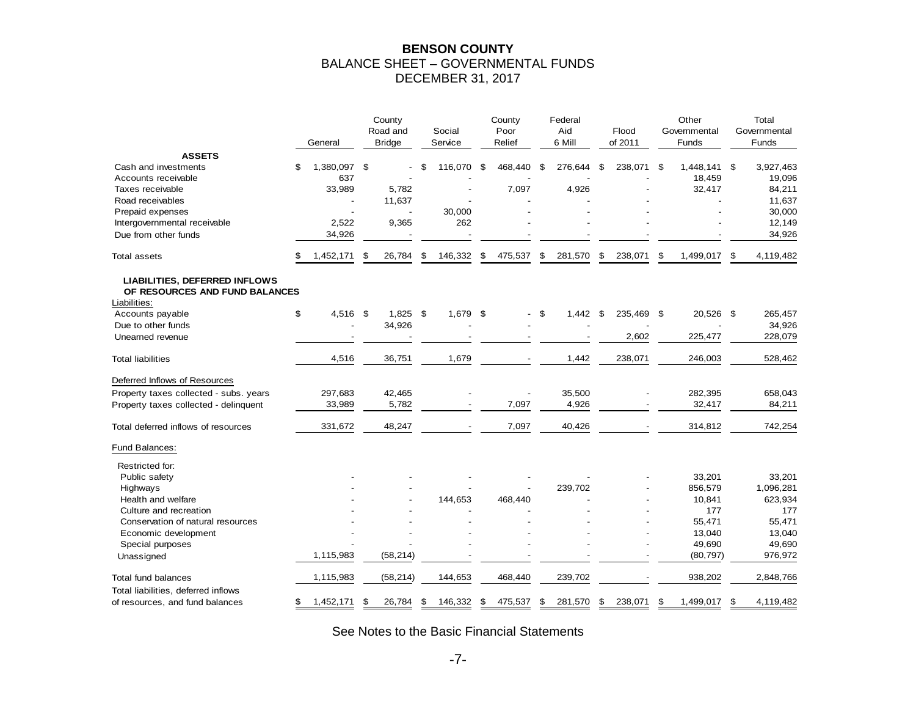# BENSON COUNTY

## BALANCE SHEET – GOVERNMENTAL FUNDS

## DECEMBER 31, 2017

| | General | County Road and Bridge | Social Service | County Poor Relief | Federal Aid 6 Mill | Flood of 2011 | Other Governmental Funds | Total Governmental Funds |
|---|---|---|---|---|---|---|---|---|
| **ASSETS** | | | | | | | | |
| Cash and investments | $ 1,380,097 | $ - | $ 116,070 | $ 468,440 | $ 276,644 | $ 238,071 | $ 1,448,141 | $ 3,927,463 |
| Accounts receivable | 637 | - | - | - | - | - | 18,459 | 19,096 |
| Taxes receivable | 33,989 | 5,782 | - | 7,097 | 4,926 | - | 32,417 | 84,211 |
| Road receivables | - | 11,637 | - | - | - | - | - | 11,637 |
| Prepaid expenses | - | - | 30,000 | - | - | - | - | 30,000 |
| Intergovernmental receivable | 2,522 | 9,365 | 262 | - | - | - | - | 12,149 |
| Due from other funds | 34,926 | - | - | - | - | - | - | 34,926 |
| Total assets | $ 1,452,171 | $ 26,784 | $ 146,332 | $ 475,537 | $ 281,570 | $ 238,071 | $ 1,499,017 | $ 4,119,482 |
| **LIABILITIES, DEFERRED INFLOWS OF RESOURCES AND FUND BALANCES** | | | | | | | | |
| Liabilities: | | | | | | | | |
| Accounts payable | $ 4,516 | $ 1,825 | $ 1,679 | $ - | $ 1,442 | $ 235,469 | $ 20,526 | $ 265,457 |
| Due to other funds | - | 34,926 | - | - | - | - | - | 34,926 |
| Unearned revenue | - | - | - | - | - | 2,602 | 225,477 | 228,079 |
| Total liabilities | 4,516 | 36,751 | 1,679 | - | 1,442 | 238,071 | 246,003 | 528,462 |
| Deferred Inflows of Resources | | | | | | | | |
| Property taxes collected - subs. years | 297,683 | 42,465 | - | - | 35,500 | - | 282,395 | 658,043 |
| Property taxes collected - delinquent | 33,989 | 5,782 | - | 7,097 | 4,926 | - | 32,417 | 84,211 |
| Total deferred inflows of resources | 331,672 | 48,247 | - | 7,097 | 40,426 | - | 314,812 | 742,254 |
| Fund Balances: | | | | | | | | |
| Restricted for: | | | | | | | | |
| Public safety | - | - | - | - | - | - | 33,201 | 33,201 |
| Highways | - | - | - | - | 239,702 | - | 856,579 | 1,096,281 |
| Health and welfare | - | - | 144,653 | 468,440 | - | - | 10,841 | 623,934 |
| Culture and recreation | - | - | - | - | - | - | 177 | 177 |
| Conservation of natural resources | - | - | - | - | - | - | 55,471 | 55,471 |
| Economic development | - | - | - | - | - | - | 13,040 | 13,040 |
| Special purposes | - | - | - | - | - | - | 49,690 | 49,690 |
| Unassigned | 1,115,983 | (58,214) | - | - | - | - | (80,797) | 976,972 |
| Total fund balances | 1,115,983 | (58,214) | 144,653 | 468,440 | 239,702 | - | 938,202 | 2,848,766 |
| Total liabilities, deferred inflows of resources, and fund balances | $ 1,452,171 | $ 26,784 | $ 146,332 | $ 475,537 | $ 281,570 | $ 238,071 | $ 1,499,017 | $ 4,119,482 |

See Notes to the Basic Financial Statements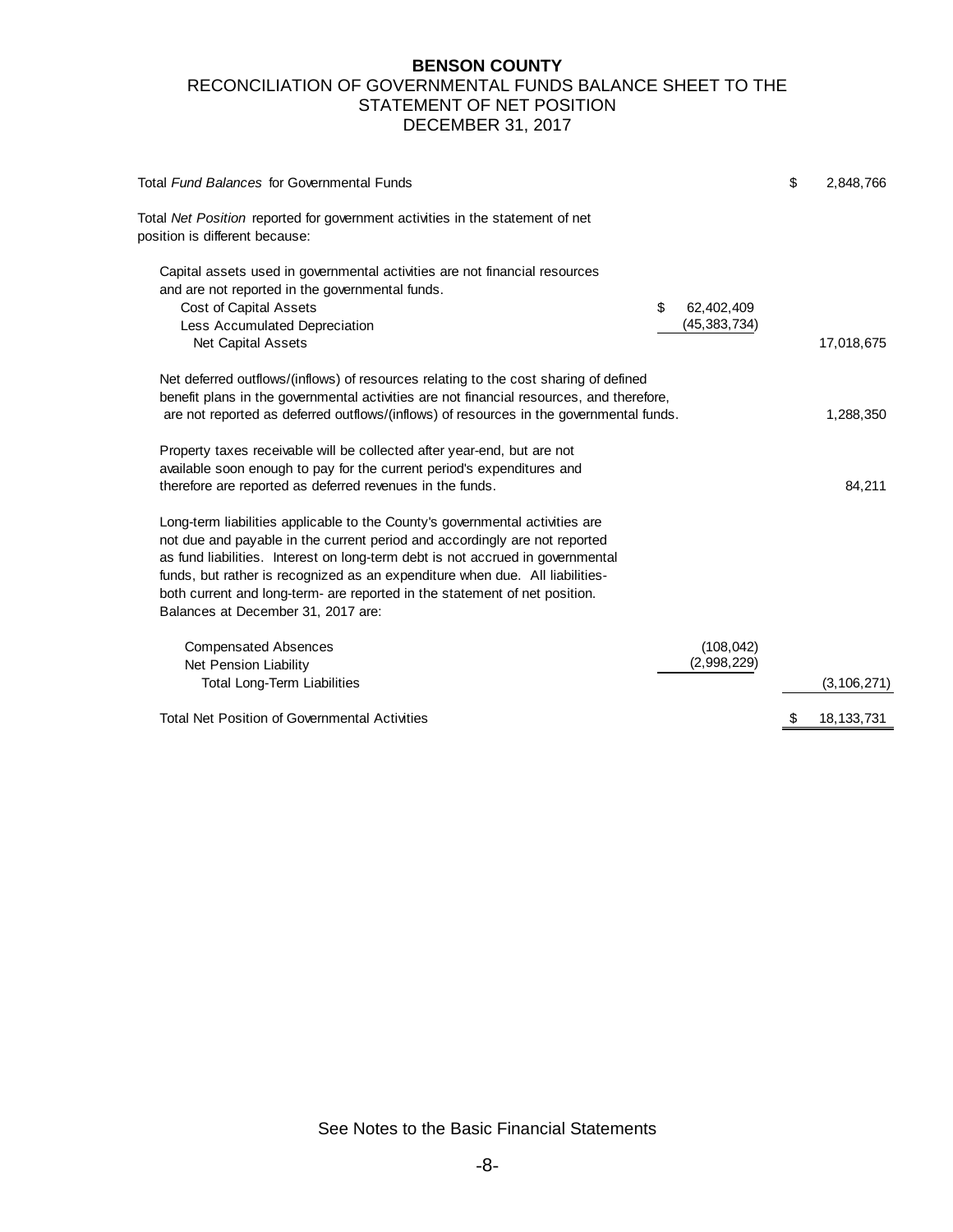# BENSON COUNTY

## RECONCILIATION OF GOVERNMENTAL FUNDS BALANCE SHEET TO THE STATEMENT OF NET POSITION

## DECEMBER 31, 2017

| | | |
|---|---|---|
| Total *Fund Balances* for Governmental Funds | | $ 2,848,766 |
| Total *Net Position* reported for government activities in the statement of net position is different because: | | |
| Capital assets used in governmental activities are not financial resources and are not reported in the governmental funds. | | |
| Cost of Capital Assets | $ 62,402,409 | |
| Less Accumulated Depreciation | (45,383,734) | |
| Net Capital Assets | | 17,018,675 |
| Net deferred outflows/(inflows) of resources relating to the cost sharing of defined benefit plans in the governmental activities are not financial resources, and therefore, are not reported as deferred outflows/(inflows) of resources in the governmental funds. | | 1,288,350 |
| Property taxes receivable will be collected after year-end, but are not available soon enough to pay for the current period's expenditures and therefore are reported as deferred revenues in the funds. | | 84,211 |
| Long-term liabilities applicable to the County's governmental activities are not due and payable in the current period and accordingly are not reported as fund liabilities. Interest on long-term debt is not accrued in governmental funds, but rather is recognized as an expenditure when due. All liabilities- both current and long-term- are reported in the statement of net position. Balances at December 31, 2017 are: | | |
| Compensated Absences | (108,042) | |
| Net Pension Liability | (2,998,229) | |
| Total Long-Term Liabilities | | (3,106,271) |
| Total Net Position of Governmental Activities | | $ 18,133,731 |

See Notes to the Basic Financial Statements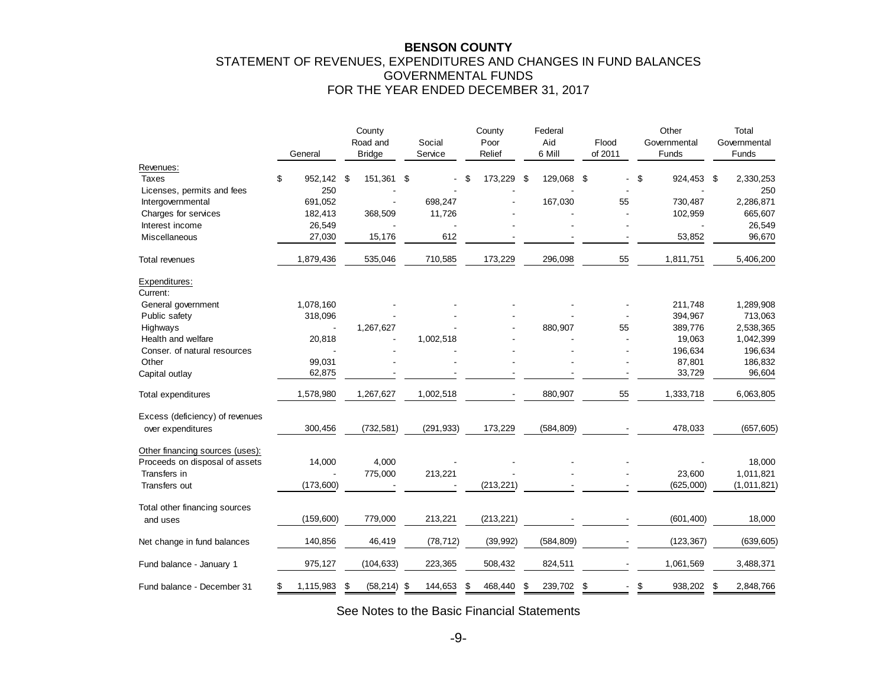**BENSON COUNTY**

STATEMENT OF REVENUES, EXPENDITURES AND CHANGES IN FUND BALANCES
GOVERNMENTAL FUNDS
FOR THE YEAR ENDED DECEMBER 31, 2017

| | General | County Road and Bridge | Social Service | County Poor Relief | Federal Aid 6 Mill | Flood of 2011 | Other Governmental Funds | Total Governmental Funds |
|---|---|---|---|---|---|---|---|---|
| Revenues: | | | | | | | | |
| Taxes | $ 952,142 | $ 151,361 | $ - | $ 173,229 | $ 129,068 | $ - | $ 924,453 | $ 2,330,253 |
| Licenses, permits and fees | 250 | - | - | - | - | - | - | 250 |
| Intergovernmental | 691,052 | - | 698,247 | - | 167,030 | 55 | 730,487 | 2,286,871 |
| Charges for services | 182,413 | 368,509 | 11,726 | - | - | - | 102,959 | 665,607 |
| Interest income | 26,549 | - | - | - | - | - | - | 26,549 |
| Miscellaneous | 27,030 | 15,176 | 612 | - | - | - | 53,852 | 96,670 |
| Total revenues | 1,879,436 | 535,046 | 710,585 | 173,229 | 296,098 | 55 | 1,811,751 | 5,406,200 |
| Expenditures: | | | | | | | | |
| Current: | | | | | | | | |
| General government | 1,078,160 | - | - | - | - | - | 211,748 | 1,289,908 |
| Public safety | 318,096 | - | - | - | - | - | 394,967 | 713,063 |
| Highways | - | 1,267,627 | - | - | 880,907 | 55 | 389,776 | 2,538,365 |
| Health and welfare | 20,818 | - | 1,002,518 | - | - | - | 19,063 | 1,042,399 |
| Conser. of natural resources | - | - | - | - | - | - | 196,634 | 196,634 |
| Other | 99,031 | - | - | - | - | - | 87,801 | 186,832 |
| Capital outlay | 62,875 | - | - | - | - | - | 33,729 | 96,604 |
| Total expenditures | 1,578,980 | 1,267,627 | 1,002,518 | - | 880,907 | 55 | 1,333,718 | 6,063,805 |
| Excess (deficiency) of revenues over expenditures | 300,456 | (732,581) | (291,933) | 173,229 | (584,809) | - | 478,033 | (657,605) |
| Other financing sources (uses): | | | | | | | | |
| Proceeds on disposal of assets | 14,000 | 4,000 | - | - | - | - | - | 18,000 |
| Transfers in | - | 775,000 | 213,221 | - | - | - | 23,600 | 1,011,821 |
| Transfers out | (173,600) | - | - | (213,221) | - | - | (625,000) | (1,011,821) |
| Total other financing sources and uses | (159,600) | 779,000 | 213,221 | (213,221) | - | - | (601,400) | 18,000 |
| Net change in fund balances | 140,856 | 46,419 | (78,712) | (39,992) | (584,809) | - | (123,367) | (639,605) |
| Fund balance - January 1 | 975,127 | (104,633) | 223,365 | 508,432 | 824,511 | - | 1,061,569 | 3,488,371 |
| Fund balance - December 31 | $ 1,115,983 | $ (58,214) | $ 144,653 | $ 468,440 | $ 239,702 | $ - | $ 938,202 | $ 2,848,766 |

See Notes to the Basic Financial Statements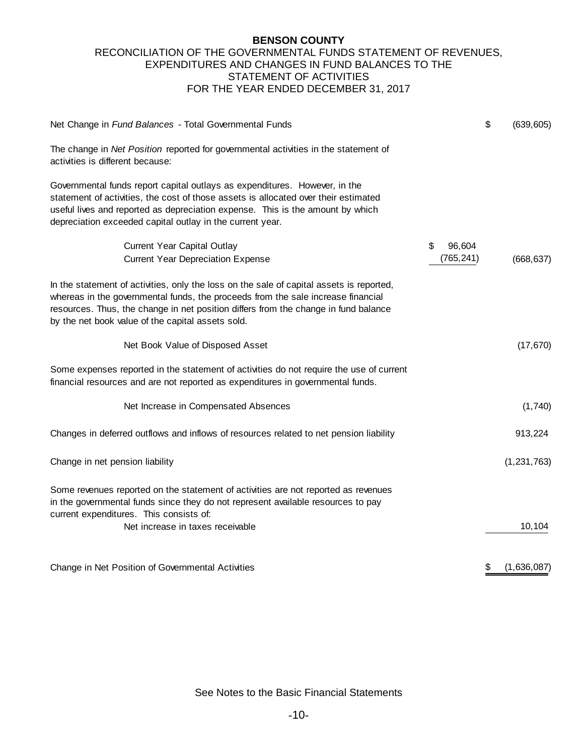# BENSON COUNTY

## RECONCILIATION OF THE GOVERNMENTAL FUNDS STATEMENT OF REVENUES, EXPENDITURES AND CHANGES IN FUND BALANCES TO THE STATEMENT OF ACTIVITIES

## FOR THE YEAR ENDED DECEMBER 31, 2017

| | | |
|---|---|---|
| Net Change in *Fund Balances* - Total Governmental Funds | | $ (639,605) |
| The change in *Net Position* reported for governmental activities in the statement of activities is different because: | | |
| Governmental funds report capital outlays as expenditures. However, in the statement of activities, the cost of those assets is allocated over their estimated useful lives and reported as depreciation expense. This is the amount by which depreciation exceeded capital outlay in the current year. | | |
| Current Year Capital Outlay | $ 96,604 | |
| Current Year Depreciation Expense | (765,241) | (668,637) |
| In the statement of activities, only the loss on the sale of capital assets is reported, whereas in the governmental funds, the proceeds from the sale increase financial resources. Thus, the change in net position differs from the change in fund balance by the net book value of the capital assets sold. | | |
| Net Book Value of Disposed Asset | | (17,670) |
| Some expenses reported in the statement of activities do not require the use of current financial resources and are not reported as expenditures in governmental funds. | | |
| Net Increase in Compensated Absences | | (1,740) |
| Changes in deferred outflows and inflows of resources related to net pension liability | | 913,224 |
| Change in net pension liability | | (1,231,763) |
| Some revenues reported on the statement of activities are not reported as revenues in the governmental funds since they do not represent available resources to pay current expenditures. This consists of: | | |
| Net increase in taxes receivable | | 10,104 |
| Change in Net Position of Governmental Activities | | $ (1,636,087) |

See Notes to the Basic Financial Statements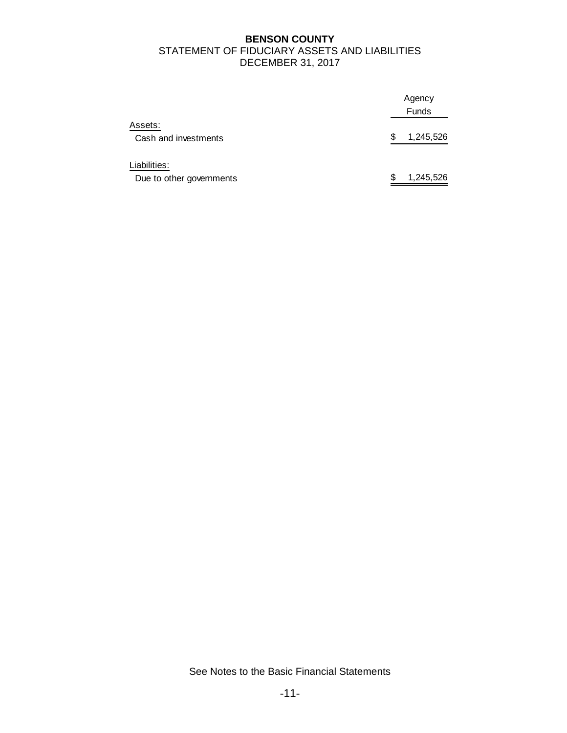# BENSON COUNTY

STATEMENT OF FIDUCIARY ASSETS AND LIABILITIES

DECEMBER 31, 2017

| | Agency Funds |
|---|---|
| Assets: | |
| Cash and investments | $ 1,245,526 |
| Liabilities: | |
| Due to other governments | $ 1,245,526 |

See Notes to the Basic Financial Statements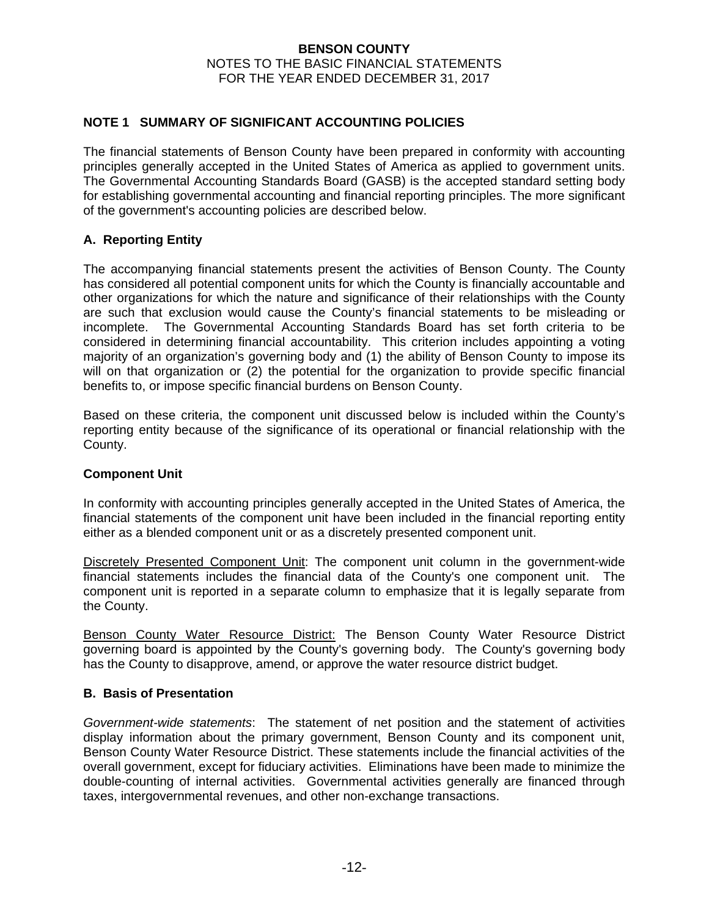## NOTE 1 SUMMARY OF SIGNIFICANT ACCOUNTING POLICIES

The financial statements of Benson County have been prepared in conformity with accounting principles generally accepted in the United States of America as applied to government units. The Governmental Accounting Standards Board (GASB) is the accepted standard setting body for establishing governmental accounting and financial reporting principles. The more significant of the government's accounting policies are described below.

### A. Reporting Entity

The accompanying financial statements present the activities of Benson County. The County has considered all potential component units for which the County is financially accountable and other organizations for which the nature and significance of their relationships with the County are such that exclusion would cause the County's financial statements to be misleading or incomplete. The Governmental Accounting Standards Board has set forth criteria to be considered in determining financial accountability. This criterion includes appointing a voting majority of an organization's governing body and (1) the ability of Benson County to impose its will on that organization or (2) the potential for the organization to provide specific financial benefits to, or impose specific financial burdens on Benson County.

Based on these criteria, the component unit discussed below is included within the County's reporting entity because of the significance of its operational or financial relationship with the County.

### Component Unit

In conformity with accounting principles generally accepted in the United States of America, the financial statements of the component unit have been included in the financial reporting entity either as a blended component unit or as a discretely presented component unit.

Discretely Presented Component Unit: The component unit column in the government-wide financial statements includes the financial data of the County's one component unit. The component unit is reported in a separate column to emphasize that it is legally separate from the County.

Benson County Water Resource District: The Benson County Water Resource District governing board is appointed by the County's governing body. The County's governing body has the County to disapprove, amend, or approve the water resource district budget.

### B. Basis of Presentation

*Government-wide statements*: The statement of net position and the statement of activities display information about the primary government, Benson County and its component unit, Benson County Water Resource District. These statements include the financial activities of the overall government, except for fiduciary activities. Eliminations have been made to minimize the double-counting of internal activities. Governmental activities generally are financed through taxes, intergovernmental revenues, and other non-exchange transactions.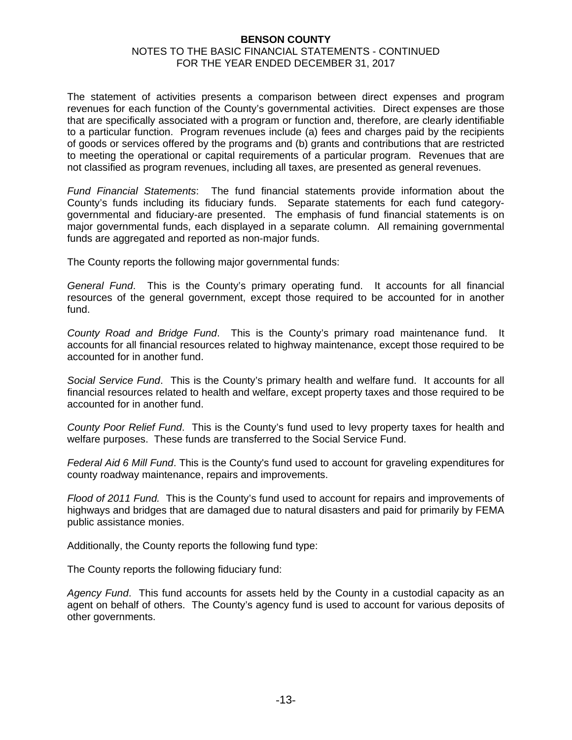The statement of activities presents a comparison between direct expenses and program revenues for each function of the County's governmental activities. Direct expenses are those that are specifically associated with a program or function and, therefore, are clearly identifiable to a particular function. Program revenues include (a) fees and charges paid by the recipients of goods or services offered by the programs and (b) grants and contributions that are restricted to meeting the operational or capital requirements of a particular program. Revenues that are not classified as program revenues, including all taxes, are presented as general revenues.

*Fund Financial Statements*: The fund financial statements provide information about the County's funds including its fiduciary funds. Separate statements for each fund category-governmental and fiduciary-are presented. The emphasis of fund financial statements is on major governmental funds, each displayed in a separate column. All remaining governmental funds are aggregated and reported as non-major funds.

The County reports the following major governmental funds:

*General Fund*. This is the County's primary operating fund. It accounts for all financial resources of the general government, except those required to be accounted for in another fund.

*County Road and Bridge Fund*. This is the County's primary road maintenance fund. It accounts for all financial resources related to highway maintenance, except those required to be accounted for in another fund.

*Social Service Fund*. This is the County's primary health and welfare fund. It accounts for all financial resources related to health and welfare, except property taxes and those required to be accounted for in another fund.

*County Poor Relief Fund*. This is the County's fund used to levy property taxes for health and welfare purposes. These funds are transferred to the Social Service Fund.

*Federal Aid 6 Mill Fund*. This is the County's fund used to account for graveling expenditures for county roadway maintenance, repairs and improvements.

*Flood of 2011 Fund.* This is the County's fund used to account for repairs and improvements of highways and bridges that are damaged due to natural disasters and paid for primarily by FEMA public assistance monies.

Additionally, the County reports the following fund type:

The County reports the following fiduciary fund:

*Agency Fund*. This fund accounts for assets held by the County in a custodial capacity as an agent on behalf of others. The County's agency fund is used to account for various deposits of other governments.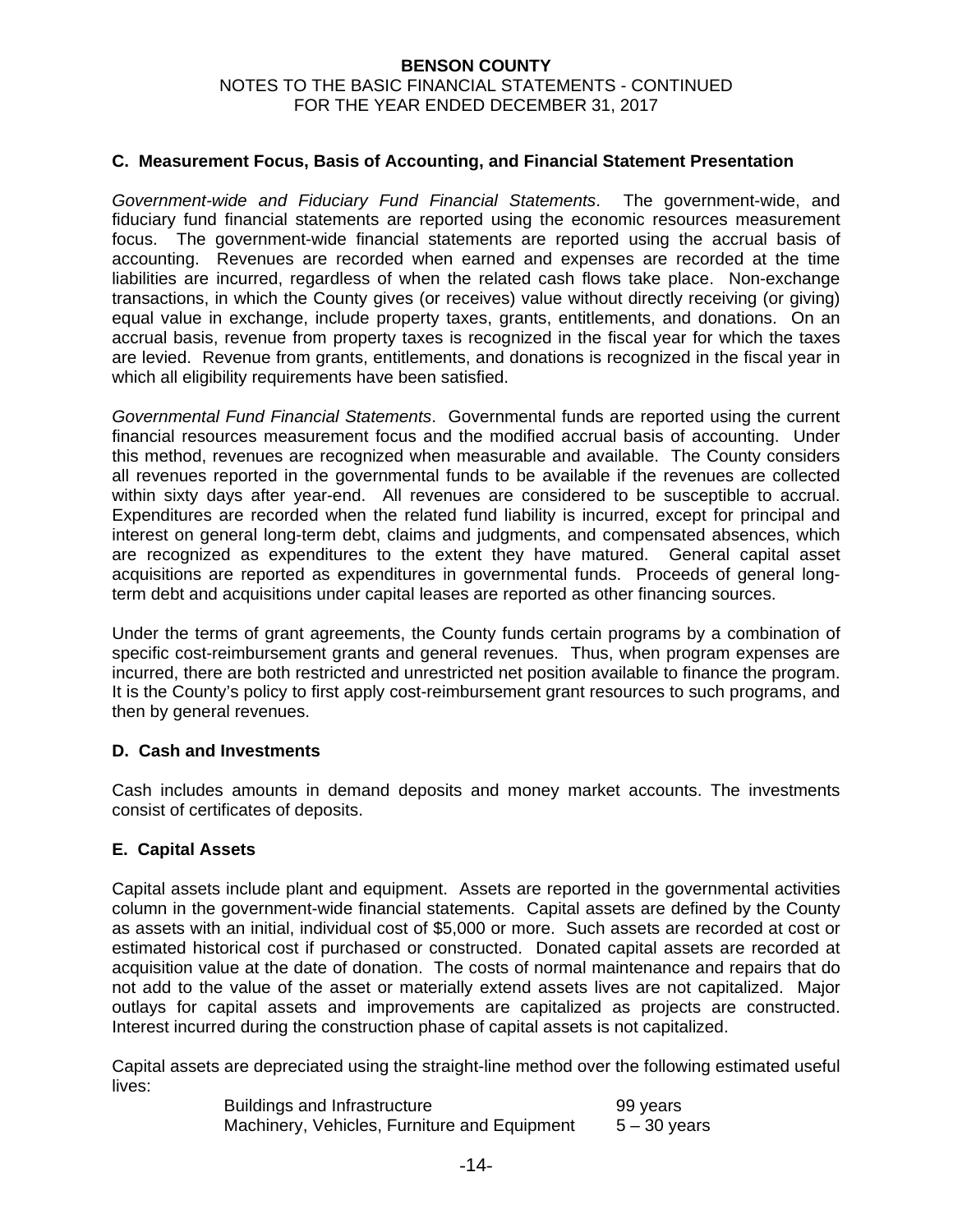### C. Measurement Focus, Basis of Accounting, and Financial Statement Presentation

*Government-wide and Fiduciary Fund Financial Statements*. The government-wide, and fiduciary fund financial statements are reported using the economic resources measurement focus. The government-wide financial statements are reported using the accrual basis of accounting. Revenues are recorded when earned and expenses are recorded at the time liabilities are incurred, regardless of when the related cash flows take place. Non-exchange transactions, in which the County gives (or receives) value without directly receiving (or giving) equal value in exchange, include property taxes, grants, entitlements, and donations. On an accrual basis, revenue from property taxes is recognized in the fiscal year for which the taxes are levied. Revenue from grants, entitlements, and donations is recognized in the fiscal year in which all eligibility requirements have been satisfied.

*Governmental Fund Financial Statements*. Governmental funds are reported using the current financial resources measurement focus and the modified accrual basis of accounting. Under this method, revenues are recognized when measurable and available. The County considers all revenues reported in the governmental funds to be available if the revenues are collected within sixty days after year-end. All revenues are considered to be susceptible to accrual. Expenditures are recorded when the related fund liability is incurred, except for principal and interest on general long-term debt, claims and judgments, and compensated absences, which are recognized as expenditures to the extent they have matured. General capital asset acquisitions are reported as expenditures in governmental funds. Proceeds of general long-term debt and acquisitions under capital leases are reported as other financing sources.

Under the terms of grant agreements, the County funds certain programs by a combination of specific cost-reimbursement grants and general revenues. Thus, when program expenses are incurred, there are both restricted and unrestricted net position available to finance the program. It is the County's policy to first apply cost-reimbursement grant resources to such programs, and then by general revenues.

### D. Cash and Investments

Cash includes amounts in demand deposits and money market accounts. The investments consist of certificates of deposits.

### E. Capital Assets

Capital assets include plant and equipment. Assets are reported in the governmental activities column in the government-wide financial statements. Capital assets are defined by the County as assets with an initial, individual cost of $5,000 or more. Such assets are recorded at cost or estimated historical cost if purchased or constructed. Donated capital assets are recorded at acquisition value at the date of donation. The costs of normal maintenance and repairs that do not add to the value of the asset or materially extend assets lives are not capitalized. Major outlays for capital assets and improvements are capitalized as projects are constructed. Interest incurred during the construction phase of capital assets is not capitalized.

Capital assets are depreciated using the straight-line method over the following estimated useful lives:

| | |
|---|---|
| Buildings and Infrastructure | 99 years |
| Machinery, Vehicles, Furniture and Equipment | 5 – 30 years |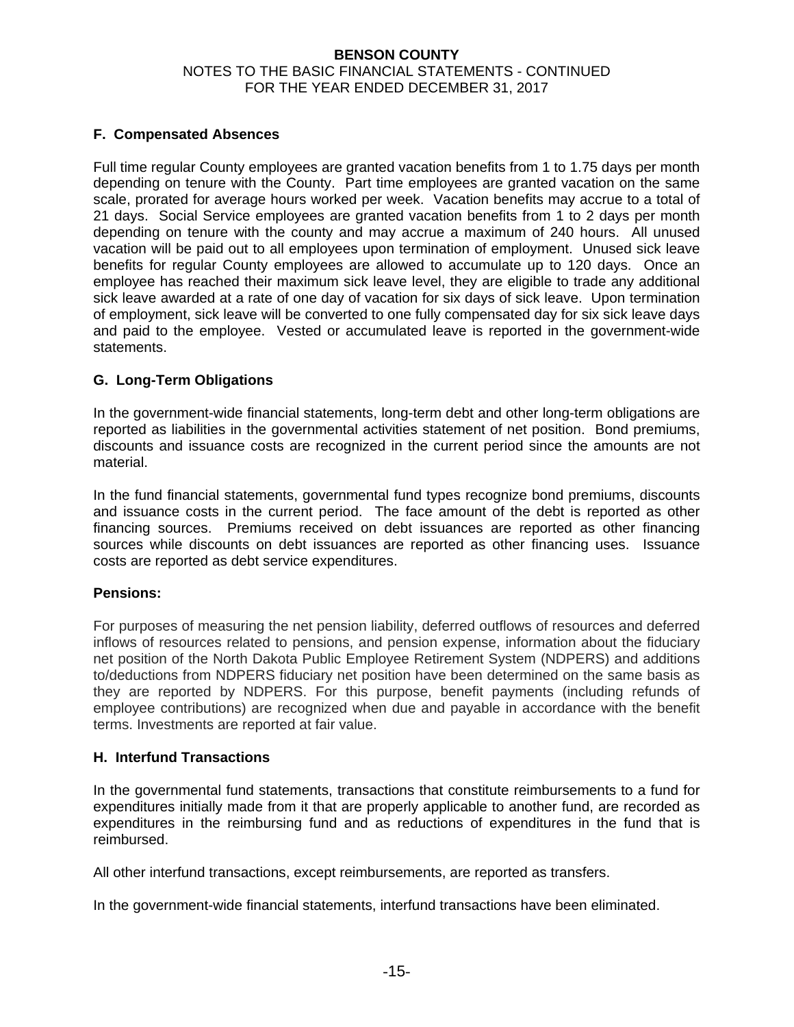### F. Compensated Absences

Full time regular County employees are granted vacation benefits from 1 to 1.75 days per month depending on tenure with the County. Part time employees are granted vacation on the same scale, prorated for average hours worked per week. Vacation benefits may accrue to a total of 21 days. Social Service employees are granted vacation benefits from 1 to 2 days per month depending on tenure with the county and may accrue a maximum of 240 hours. All unused vacation will be paid out to all employees upon termination of employment. Unused sick leave benefits for regular County employees are allowed to accumulate up to 120 days. Once an employee has reached their maximum sick leave level, they are eligible to trade any additional sick leave awarded at a rate of one day of vacation for six days of sick leave. Upon termination of employment, sick leave will be converted to one fully compensated day for six sick leave days and paid to the employee. Vested or accumulated leave is reported in the government-wide statements.

### G. Long-Term Obligations

In the government-wide financial statements, long-term debt and other long-term obligations are reported as liabilities in the governmental activities statement of net position. Bond premiums, discounts and issuance costs are recognized in the current period since the amounts are not material.

In the fund financial statements, governmental fund types recognize bond premiums, discounts and issuance costs in the current period. The face amount of the debt is reported as other financing sources. Premiums received on debt issuances are reported as other financing sources while discounts on debt issuances are reported as other financing uses. Issuance costs are reported as debt service expenditures.

### Pensions:

For purposes of measuring the net pension liability, deferred outflows of resources and deferred inflows of resources related to pensions, and pension expense, information about the fiduciary net position of the North Dakota Public Employee Retirement System (NDPERS) and additions to/deductions from NDPERS fiduciary net position have been determined on the same basis as they are reported by NDPERS. For this purpose, benefit payments (including refunds of employee contributions) are recognized when due and payable in accordance with the benefit terms. Investments are reported at fair value.

### H. Interfund Transactions

In the governmental fund statements, transactions that constitute reimbursements to a fund for expenditures initially made from it that are properly applicable to another fund, are recorded as expenditures in the reimbursing fund and as reductions of expenditures in the fund that is reimbursed.

All other interfund transactions, except reimbursements, are reported as transfers.

In the government-wide financial statements, interfund transactions have been eliminated.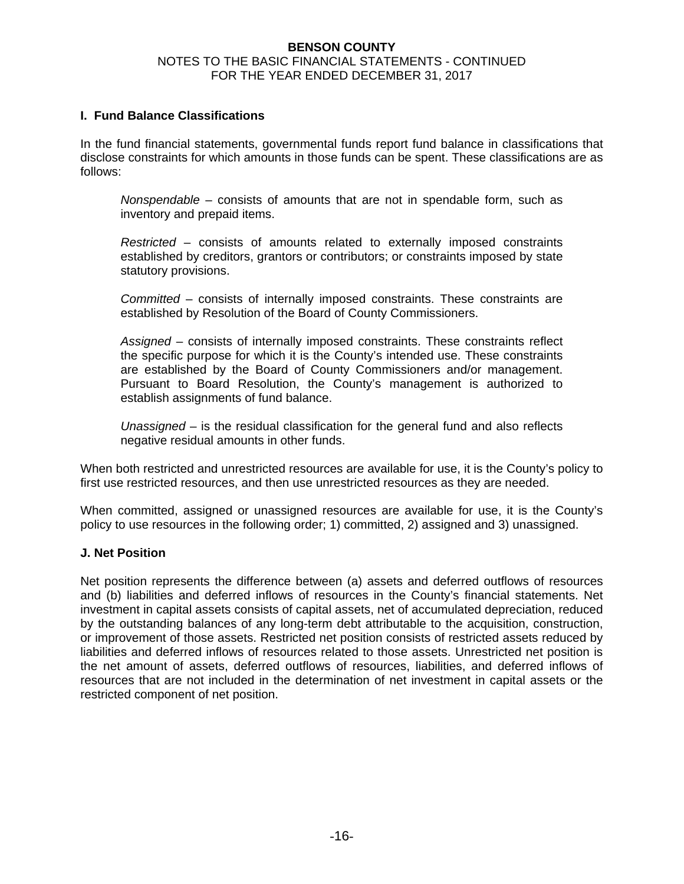### I. Fund Balance Classifications

In the fund financial statements, governmental funds report fund balance in classifications that disclose constraints for which amounts in those funds can be spent. These classifications are as follows:

> *Nonspendable* – consists of amounts that are not in spendable form, such as inventory and prepaid items.
>
> *Restricted* – consists of amounts related to externally imposed constraints established by creditors, grantors or contributors; or constraints imposed by state statutory provisions.
>
> *Committed* – consists of internally imposed constraints. These constraints are established by Resolution of the Board of County Commissioners.
>
> *Assigned* – consists of internally imposed constraints. These constraints reflect the specific purpose for which it is the County's intended use. These constraints are established by the Board of County Commissioners and/or management. Pursuant to Board Resolution, the County's management is authorized to establish assignments of fund balance.
>
> *Unassigned* – is the residual classification for the general fund and also reflects negative residual amounts in other funds.

When both restricted and unrestricted resources are available for use, it is the County's policy to first use restricted resources, and then use unrestricted resources as they are needed.

When committed, assigned or unassigned resources are available for use, it is the County's policy to use resources in the following order; 1) committed, 2) assigned and 3) unassigned.

### J. Net Position

Net position represents the difference between (a) assets and deferred outflows of resources and (b) liabilities and deferred inflows of resources in the County's financial statements. Net investment in capital assets consists of capital assets, net of accumulated depreciation, reduced by the outstanding balances of any long-term debt attributable to the acquisition, construction, or improvement of those assets. Restricted net position consists of restricted assets reduced by liabilities and deferred inflows of resources related to those assets. Unrestricted net position is the net amount of assets, deferred outflows of resources, liabilities, and deferred inflows of resources that are not included in the determination of net investment in capital assets or the restricted component of net position.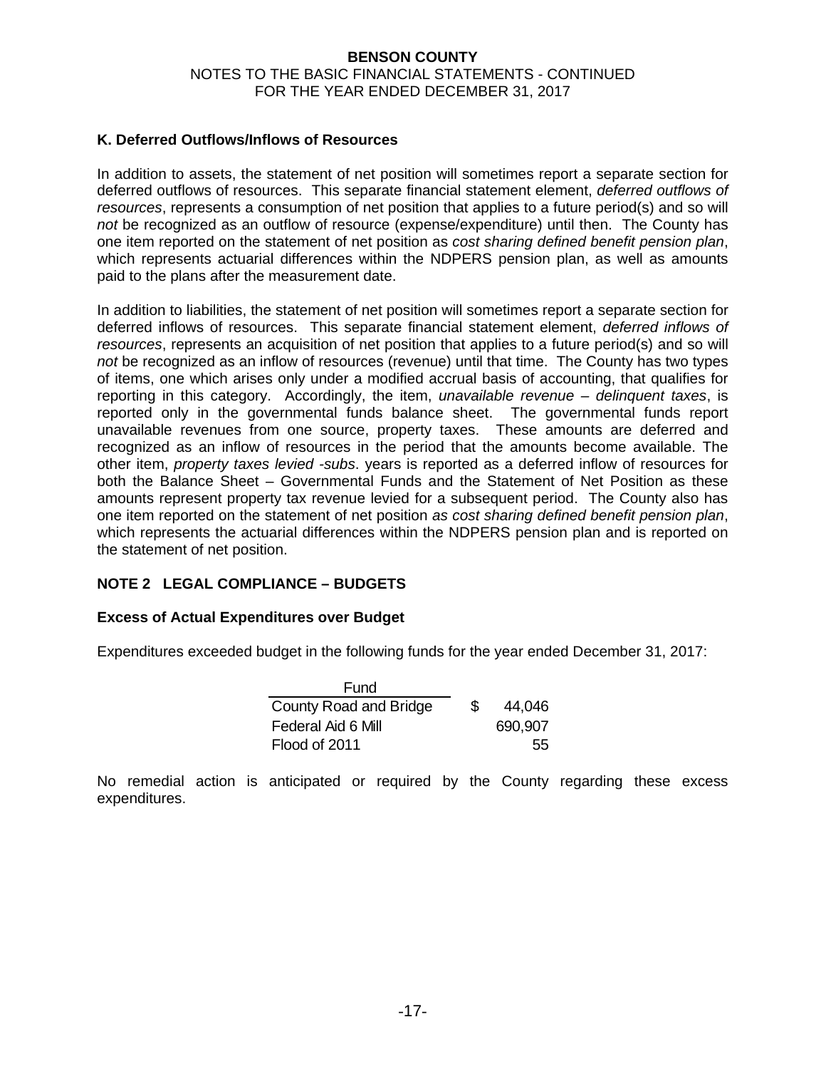### K. Deferred Outflows/Inflows of Resources

In addition to assets, the statement of net position will sometimes report a separate section for deferred outflows of resources. This separate financial statement element, *deferred outflows of resources*, represents a consumption of net position that applies to a future period(s) and so will *not* be recognized as an outflow of resource (expense/expenditure) until then. The County has one item reported on the statement of net position as *cost sharing defined benefit pension plan*, which represents actuarial differences within the NDPERS pension plan, as well as amounts paid to the plans after the measurement date.

In addition to liabilities, the statement of net position will sometimes report a separate section for deferred inflows of resources. This separate financial statement element, *deferred inflows of resources*, represents an acquisition of net position that applies to a future period(s) and so will *not* be recognized as an inflow of resources (revenue) until that time. The County has two types of items, one which arises only under a modified accrual basis of accounting, that qualifies for reporting in this category. Accordingly, the item, *unavailable revenue – delinquent taxes*, is reported only in the governmental funds balance sheet. The governmental funds report unavailable revenues from one source, property taxes. These amounts are deferred and recognized as an inflow of resources in the period that the amounts become available. The other item, *property taxes levied -subs*. years is reported as a deferred inflow of resources for both the Balance Sheet – Governmental Funds and the Statement of Net Position as these amounts represent property tax revenue levied for a subsequent period. The County also has one item reported on the statement of net position *as cost sharing defined benefit pension plan*, which represents the actuarial differences within the NDPERS pension plan and is reported on the statement of net position.

## NOTE 2 LEGAL COMPLIANCE – BUDGETS

### Excess of Actual Expenditures over Budget

Expenditures exceeded budget in the following funds for the year ended December 31, 2017:

| Fund | |
|---|---|
| County Road and Bridge | $ 44,046 |
| Federal Aid 6 Mill | 690,907 |
| Flood of 2011 | 55 |

No remedial action is anticipated or required by the County regarding these excess expenditures.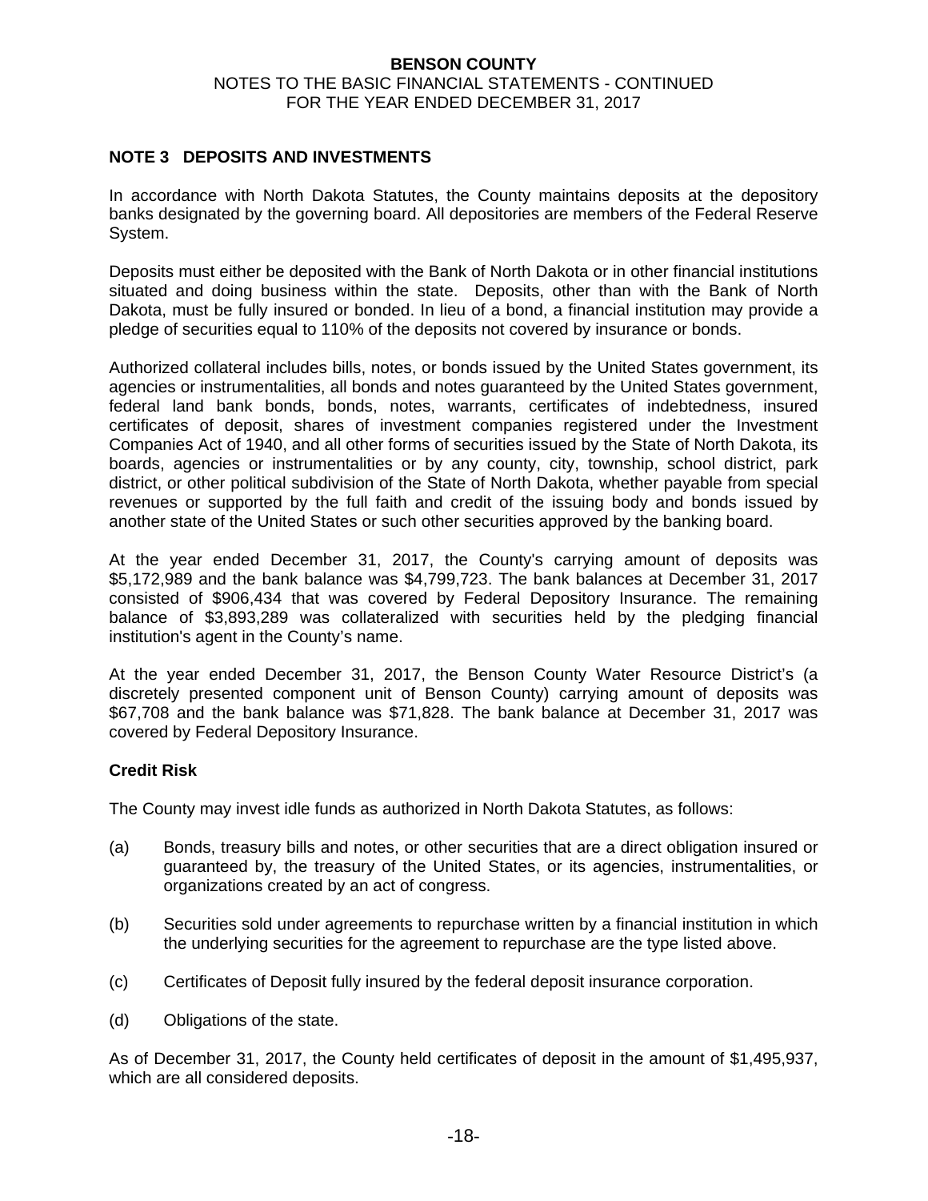## NOTE 3 DEPOSITS AND INVESTMENTS

In accordance with North Dakota Statutes, the County maintains deposits at the depository banks designated by the governing board. All depositories are members of the Federal Reserve System.

Deposits must either be deposited with the Bank of North Dakota or in other financial institutions situated and doing business within the state. Deposits, other than with the Bank of North Dakota, must be fully insured or bonded. In lieu of a bond, a financial institution may provide a pledge of securities equal to 110% of the deposits not covered by insurance or bonds.

Authorized collateral includes bills, notes, or bonds issued by the United States government, its agencies or instrumentalities, all bonds and notes guaranteed by the United States government, federal land bank bonds, bonds, notes, warrants, certificates of indebtedness, insured certificates of deposit, shares of investment companies registered under the Investment Companies Act of 1940, and all other forms of securities issued by the State of North Dakota, its boards, agencies or instrumentalities or by any county, city, township, school district, park district, or other political subdivision of the State of North Dakota, whether payable from special revenues or supported by the full faith and credit of the issuing body and bonds issued by another state of the United States or such other securities approved by the banking board.

At the year ended December 31, 2017, the County's carrying amount of deposits was $5,172,989 and the bank balance was $4,799,723. The bank balances at December 31, 2017 consisted of $906,434 that was covered by Federal Depository Insurance. The remaining balance of $3,893,289 was collateralized with securities held by the pledging financial institution's agent in the County's name.

At the year ended December 31, 2017, the Benson County Water Resource District's (a discretely presented component unit of Benson County) carrying amount of deposits was $67,708 and the bank balance was $71,828. The bank balance at December 31, 2017 was covered by Federal Depository Insurance.

### Credit Risk

The County may invest idle funds as authorized in North Dakota Statutes, as follows:

(a) Bonds, treasury bills and notes, or other securities that are a direct obligation insured or guaranteed by, the treasury of the United States, or its agencies, instrumentalities, or organizations created by an act of congress.

(b) Securities sold under agreements to repurchase written by a financial institution in which the underlying securities for the agreement to repurchase are the type listed above.

(c) Certificates of Deposit fully insured by the federal deposit insurance corporation.

(d) Obligations of the state.

As of December 31, 2017, the County held certificates of deposit in the amount of $1,495,937, which are all considered deposits.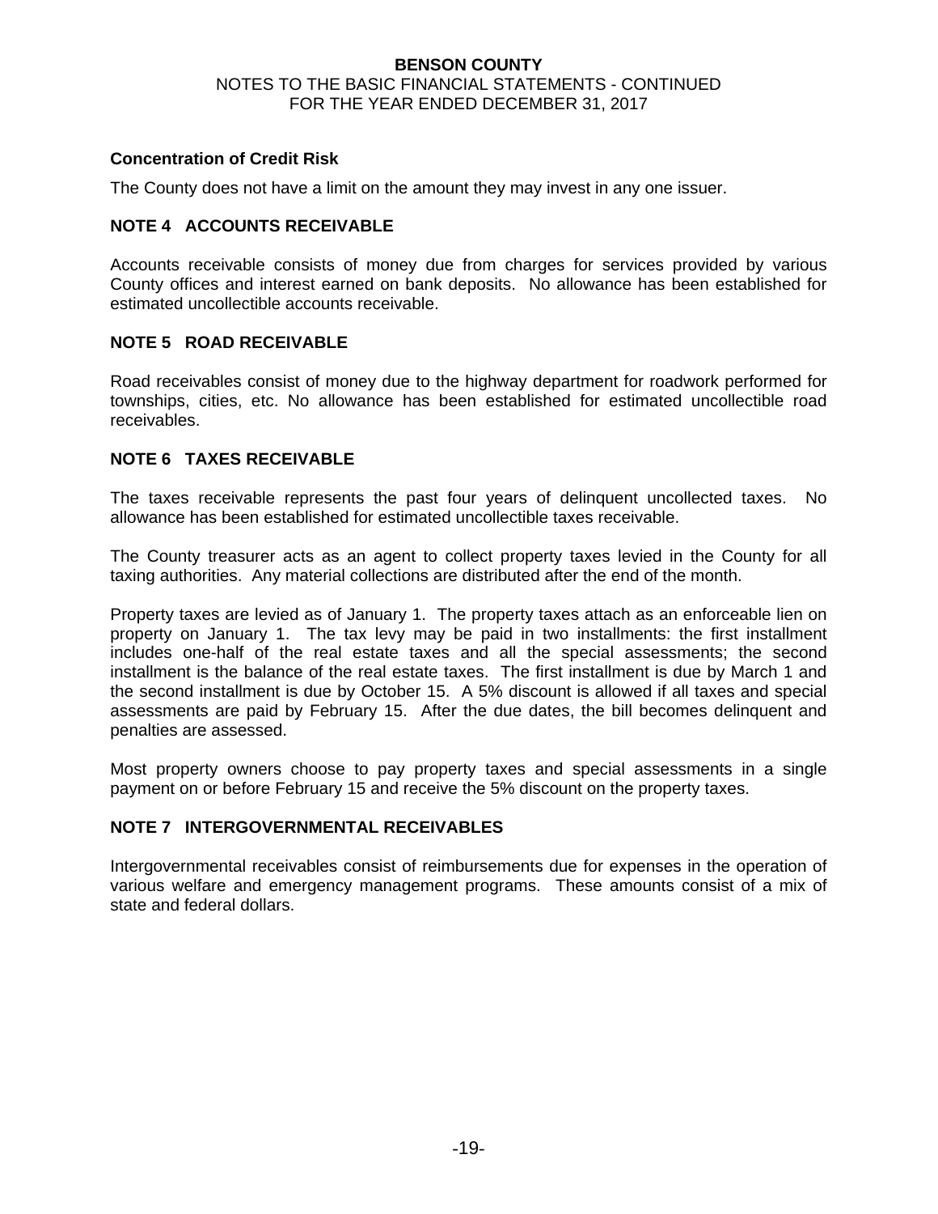### Concentration of Credit Risk

The County does not have a limit on the amount they may invest in any one issuer.

## NOTE 4 ACCOUNTS RECEIVABLE

Accounts receivable consists of money due from charges for services provided by various County offices and interest earned on bank deposits. No allowance has been established for estimated uncollectible accounts receivable.

## NOTE 5 ROAD RECEIVABLE

Road receivables consist of money due to the highway department for roadwork performed for townships, cities, etc. No allowance has been established for estimated uncollectible road receivables.

## NOTE 6 TAXES RECEIVABLE

The taxes receivable represents the past four years of delinquent uncollected taxes. No allowance has been established for estimated uncollectible taxes receivable.

The County treasurer acts as an agent to collect property taxes levied in the County for all taxing authorities. Any material collections are distributed after the end of the month.

Property taxes are levied as of January 1. The property taxes attach as an enforceable lien on property on January 1. The tax levy may be paid in two installments: the first installment includes one-half of the real estate taxes and all the special assessments; the second installment is the balance of the real estate taxes. The first installment is due by March 1 and the second installment is due by October 15. A 5% discount is allowed if all taxes and special assessments are paid by February 15. After the due dates, the bill becomes delinquent and penalties are assessed.

Most property owners choose to pay property taxes and special assessments in a single payment on or before February 15 and receive the 5% discount on the property taxes.

## NOTE 7 INTERGOVERNMENTAL RECEIVABLES

Intergovernmental receivables consist of reimbursements due for expenses in the operation of various welfare and emergency management programs. These amounts consist of a mix of state and federal dollars.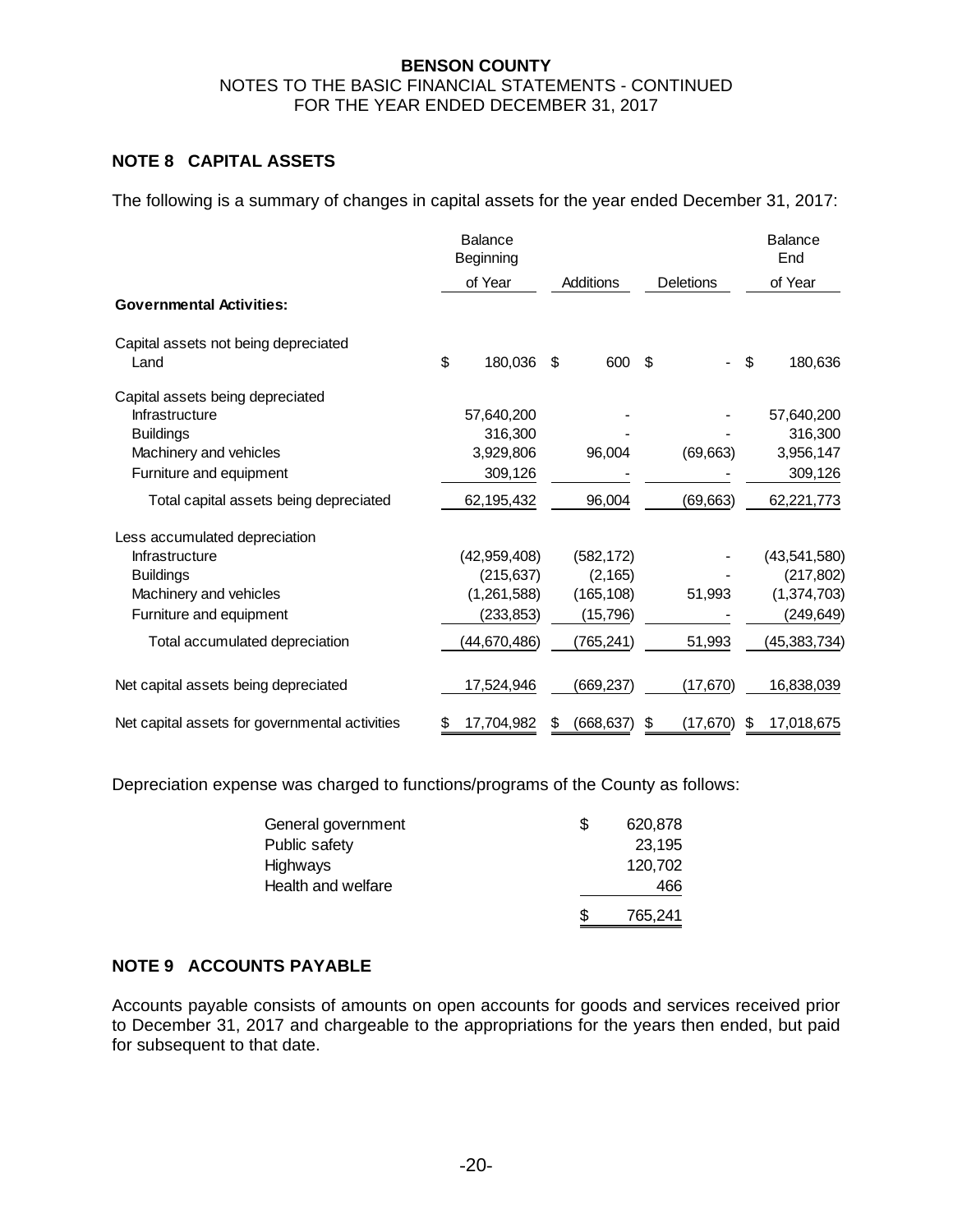BENSON COUNTY
NOTES TO THE BASIC FINANCIAL STATEMENTS - CONTINUED
FOR THE YEAR ENDED DECEMBER 31, 2017

## NOTE 8 CAPITAL ASSETS

The following is a summary of changes in capital assets for the year ended December 31, 2017:

| | Balance Beginning of Year | Additions | Deletions | Balance End of Year |
|---|---|---|---|---|
| **Governmental Activities:** | | | | |
| Capital assets not being depreciated | | | | |
| Land | $ 180,036 | $ 600 | $ - | $ 180,636 |
| Capital assets being depreciated | | | | |
| Infrastructure | 57,640,200 | - | - | 57,640,200 |
| Buildings | 316,300 | - | - | 316,300 |
| Machinery and vehicles | 3,929,806 | 96,004 | (69,663) | 3,956,147 |
| Furniture and equipment | 309,126 | - | - | 309,126 |
| Total capital assets being depreciated | 62,195,432 | 96,004 | (69,663) | 62,221,773 |
| Less accumulated depreciation | | | | |
| Infrastructure | (42,959,408) | (582,172) | - | (43,541,580) |
| Buildings | (215,637) | (2,165) | - | (217,802) |
| Machinery and vehicles | (1,261,588) | (165,108) | 51,993 | (1,374,703) |
| Furniture and equipment | (233,853) | (15,796) | - | (249,649) |
| Total accumulated depreciation | (44,670,486) | (765,241) | 51,993 | (45,383,734) |
| Net capital assets being depreciated | 17,524,946 | (669,237) | (17,670) | 16,838,039 |
| Net capital assets for governmental activities | $ 17,704,982 | $ (668,637) | $ (17,670) | $ 17,018,675 |

Depreciation expense was charged to functions/programs of the County as follows:

| | |
|---|---|
| General government | $ 620,878 |
| Public safety | 23,195 |
| Highways | 120,702 |
| Health and welfare | 466 |
| | $ 765,241 |

## NOTE 9 ACCOUNTS PAYABLE

Accounts payable consists of amounts on open accounts for goods and services received prior to December 31, 2017 and chargeable to the appropriations for the years then ended, but paid for subsequent to that date.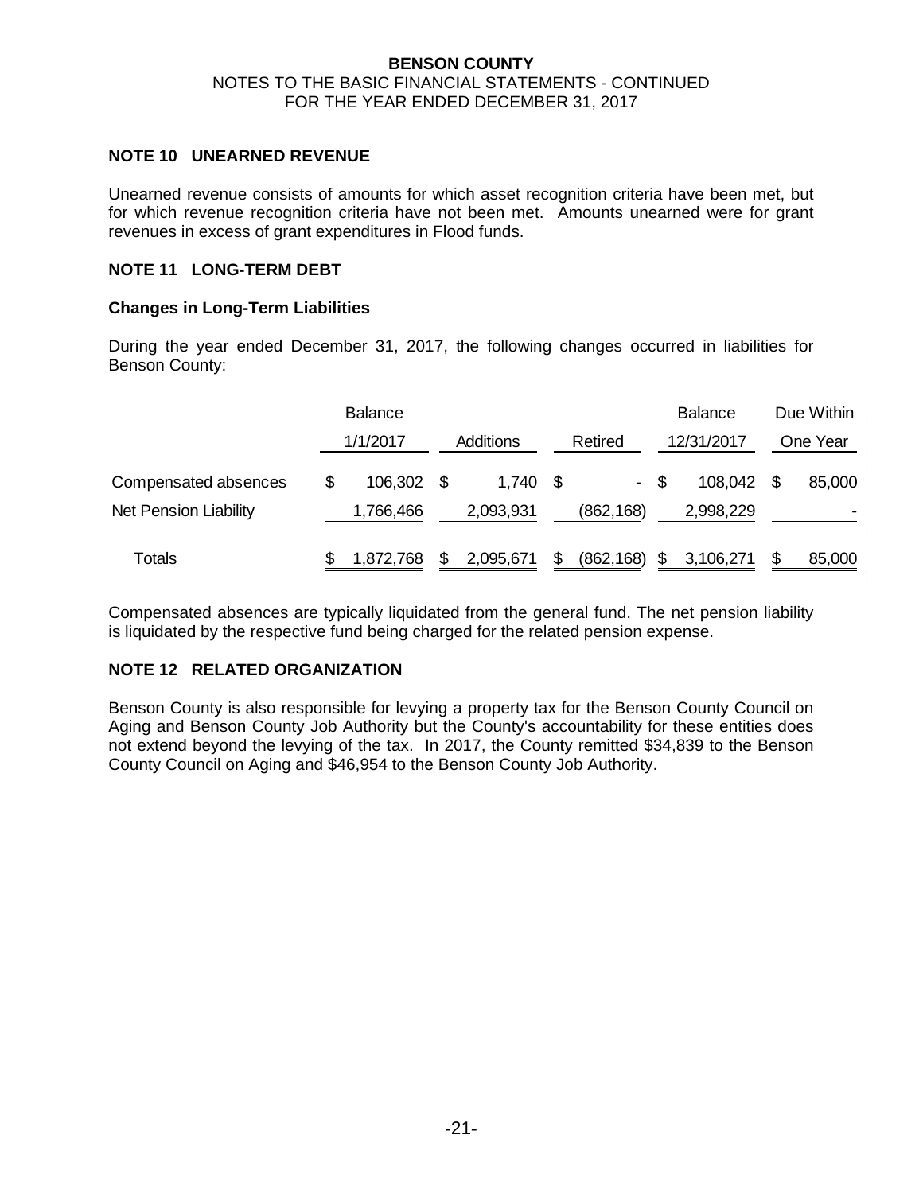# BENSON COUNTY
NOTES TO THE BASIC FINANCIAL STATEMENTS - CONTINUED
FOR THE YEAR ENDED DECEMBER 31, 2017

## NOTE 10 UNEARNED REVENUE

Unearned revenue consists of amounts for which asset recognition criteria have been met, but for which revenue recognition criteria have not been met. Amounts unearned were for grant revenues in excess of grant expenditures in Flood funds.

## NOTE 11 LONG-TERM DEBT

### Changes in Long-Term Liabilities

During the year ended December 31, 2017, the following changes occurred in liabilities for Benson County:

| | Balance 1/1/2017 | Additions | Retired | Balance 12/31/2017 | Due Within One Year |
|---|---|---|---|---|---|
| Compensated absences | $ 106,302 | $ 1,740 | $ - | $ 108,042 | $ 85,000 |
| Net Pension Liability | 1,766,466 | 2,093,931 | (862,168) | 2,998,229 | - |
| Totals | $ 1,872,768 | $ 2,095,671 | $ (862,168) | $ 3,106,271 | $ 85,000 |

Compensated absences are typically liquidated from the general fund. The net pension liability is liquidated by the respective fund being charged for the related pension expense.

## NOTE 12 RELATED ORGANIZATION

Benson County is also responsible for levying a property tax for the Benson County Council on Aging and Benson County Job Authority but the County's accountability for these entities does not extend beyond the levying of the tax. In 2017, the County remitted $34,839 to the Benson County Council on Aging and $46,954 to the Benson County Job Authority.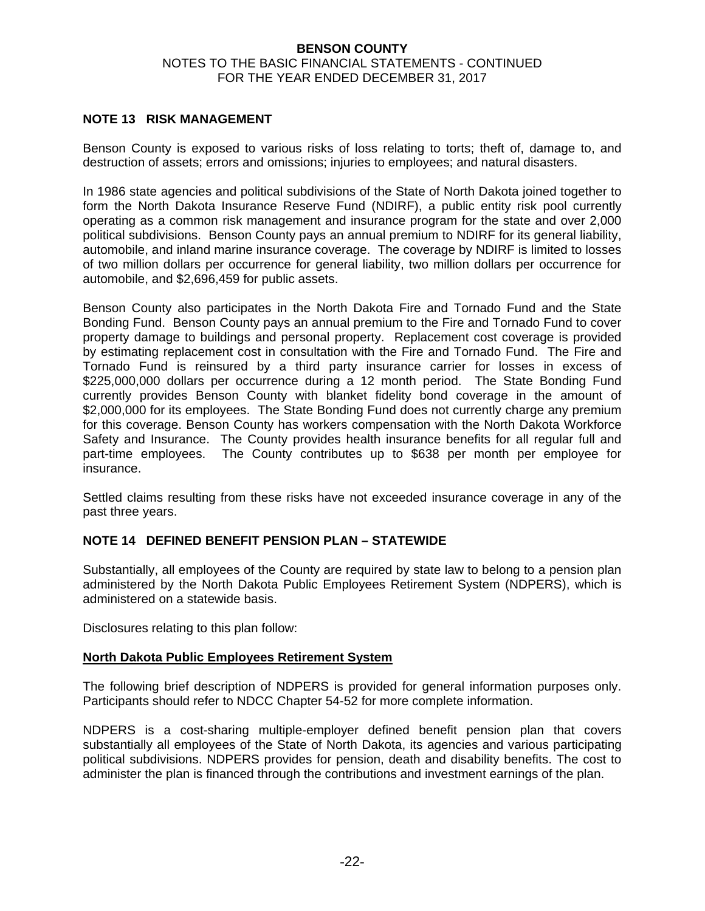## NOTE 13 RISK MANAGEMENT

Benson County is exposed to various risks of loss relating to torts; theft of, damage to, and destruction of assets; errors and omissions; injuries to employees; and natural disasters.

In 1986 state agencies and political subdivisions of the State of North Dakota joined together to form the North Dakota Insurance Reserve Fund (NDIRF), a public entity risk pool currently operating as a common risk management and insurance program for the state and over 2,000 political subdivisions. Benson County pays an annual premium to NDIRF for its general liability, automobile, and inland marine insurance coverage. The coverage by NDIRF is limited to losses of two million dollars per occurrence for general liability, two million dollars per occurrence for automobile, and $2,696,459 for public assets.

Benson County also participates in the North Dakota Fire and Tornado Fund and the State Bonding Fund. Benson County pays an annual premium to the Fire and Tornado Fund to cover property damage to buildings and personal property. Replacement cost coverage is provided by estimating replacement cost in consultation with the Fire and Tornado Fund. The Fire and Tornado Fund is reinsured by a third party insurance carrier for losses in excess of $225,000,000 dollars per occurrence during a 12 month period. The State Bonding Fund currently provides Benson County with blanket fidelity bond coverage in the amount of $2,000,000 for its employees. The State Bonding Fund does not currently charge any premium for this coverage. Benson County has workers compensation with the North Dakota Workforce Safety and Insurance. The County provides health insurance benefits for all regular full and part-time employees. The County contributes up to $638 per month per employee for insurance.

Settled claims resulting from these risks have not exceeded insurance coverage in any of the past three years.

## NOTE 14 DEFINED BENEFIT PENSION PLAN – STATEWIDE

Substantially, all employees of the County are required by state law to belong to a pension plan administered by the North Dakota Public Employees Retirement System (NDPERS), which is administered on a statewide basis.

Disclosures relating to this plan follow:

### North Dakota Public Employees Retirement System

The following brief description of NDPERS is provided for general information purposes only. Participants should refer to NDCC Chapter 54-52 for more complete information.

NDPERS is a cost-sharing multiple-employer defined benefit pension plan that covers substantially all employees of the State of North Dakota, its agencies and various participating political subdivisions. NDPERS provides for pension, death and disability benefits. The cost to administer the plan is financed through the contributions and investment earnings of the plan.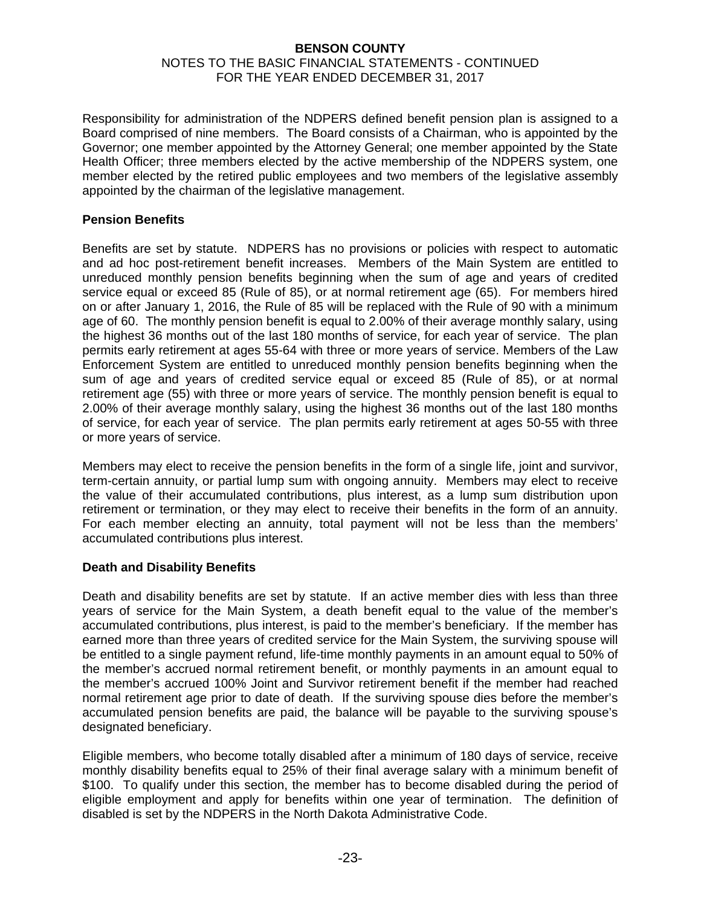Responsibility for administration of the NDPERS defined benefit pension plan is assigned to a Board comprised of nine members. The Board consists of a Chairman, who is appointed by the Governor; one member appointed by the Attorney General; one member appointed by the State Health Officer; three members elected by the active membership of the NDPERS system, one member elected by the retired public employees and two members of the legislative assembly appointed by the chairman of the legislative management.

### Pension Benefits

Benefits are set by statute. NDPERS has no provisions or policies with respect to automatic and ad hoc post-retirement benefit increases. Members of the Main System are entitled to unreduced monthly pension benefits beginning when the sum of age and years of credited service equal or exceed 85 (Rule of 85), or at normal retirement age (65). For members hired on or after January 1, 2016, the Rule of 85 will be replaced with the Rule of 90 with a minimum age of 60. The monthly pension benefit is equal to 2.00% of their average monthly salary, using the highest 36 months out of the last 180 months of service, for each year of service. The plan permits early retirement at ages 55-64 with three or more years of service. Members of the Law Enforcement System are entitled to unreduced monthly pension benefits beginning when the sum of age and years of credited service equal or exceed 85 (Rule of 85), or at normal retirement age (55) with three or more years of service. The monthly pension benefit is equal to 2.00% of their average monthly salary, using the highest 36 months out of the last 180 months of service, for each year of service. The plan permits early retirement at ages 50-55 with three or more years of service.

Members may elect to receive the pension benefits in the form of a single life, joint and survivor, term-certain annuity, or partial lump sum with ongoing annuity. Members may elect to receive the value of their accumulated contributions, plus interest, as a lump sum distribution upon retirement or termination, or they may elect to receive their benefits in the form of an annuity. For each member electing an annuity, total payment will not be less than the members' accumulated contributions plus interest.

### Death and Disability Benefits

Death and disability benefits are set by statute. If an active member dies with less than three years of service for the Main System, a death benefit equal to the value of the member's accumulated contributions, plus interest, is paid to the member's beneficiary. If the member has earned more than three years of credited service for the Main System, the surviving spouse will be entitled to a single payment refund, life-time monthly payments in an amount equal to 50% of the member's accrued normal retirement benefit, or monthly payments in an amount equal to the member's accrued 100% Joint and Survivor retirement benefit if the member had reached normal retirement age prior to date of death. If the surviving spouse dies before the member's accumulated pension benefits are paid, the balance will be payable to the surviving spouse's designated beneficiary.

Eligible members, who become totally disabled after a minimum of 180 days of service, receive monthly disability benefits equal to 25% of their final average salary with a minimum benefit of $100. To qualify under this section, the member has to become disabled during the period of eligible employment and apply for benefits within one year of termination. The definition of disabled is set by the NDPERS in the North Dakota Administrative Code.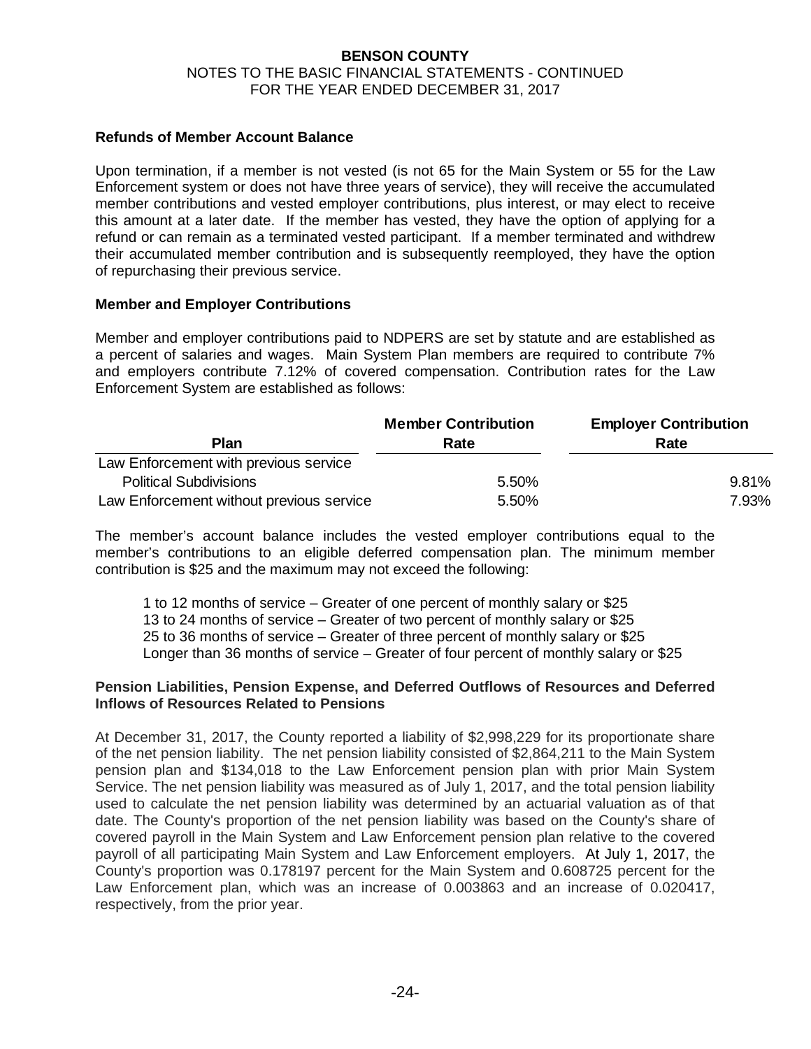### Refunds of Member Account Balance

Upon termination, if a member is not vested (is not 65 for the Main System or 55 for the Law Enforcement system or does not have three years of service), they will receive the accumulated member contributions and vested employer contributions, plus interest, or may elect to receive this amount at a later date. If the member has vested, they have the option of applying for a refund or can remain as a terminated vested participant. If a member terminated and withdrew their accumulated member contribution and is subsequently reemployed, they have the option of repurchasing their previous service.

### Member and Employer Contributions

Member and employer contributions paid to NDPERS are set by statute and are established as a percent of salaries and wages. Main System Plan members are required to contribute 7% and employers contribute 7.12% of covered compensation. Contribution rates for the Law Enforcement System are established as follows:

| Plan | Member Contribution Rate | Employer Contribution Rate |
|---|---|---|
| Law Enforcement with previous service | | |
| Political Subdivisions | 5.50% | 9.81% |
| Law Enforcement without previous service | 5.50% | 7.93% |

The member's account balance includes the vested employer contributions equal to the member's contributions to an eligible deferred compensation plan. The minimum member contribution is $25 and the maximum may not exceed the following:

1 to 12 months of service – Greater of one percent of monthly salary or $25
13 to 24 months of service – Greater of two percent of monthly salary or $25
25 to 36 months of service – Greater of three percent of monthly salary or $25
Longer than 36 months of service – Greater of four percent of monthly salary or $25

### Pension Liabilities, Pension Expense, and Deferred Outflows of Resources and Deferred Inflows of Resources Related to Pensions

At December 31, 2017, the County reported a liability of $2,998,229 for its proportionate share of the net pension liability. The net pension liability consisted of $2,864,211 to the Main System pension plan and $134,018 to the Law Enforcement pension plan with prior Main System Service. The net pension liability was measured as of July 1, 2017, and the total pension liability used to calculate the net pension liability was determined by an actuarial valuation as of that date. The County's proportion of the net pension liability was based on the County's share of covered payroll in the Main System and Law Enforcement pension plan relative to the covered payroll of all participating Main System and Law Enforcement employers. At July 1, 2017, the County's proportion was 0.178197 percent for the Main System and 0.608725 percent for the Law Enforcement plan, which was an increase of 0.003863 and an increase of 0.020417, respectively, from the prior year.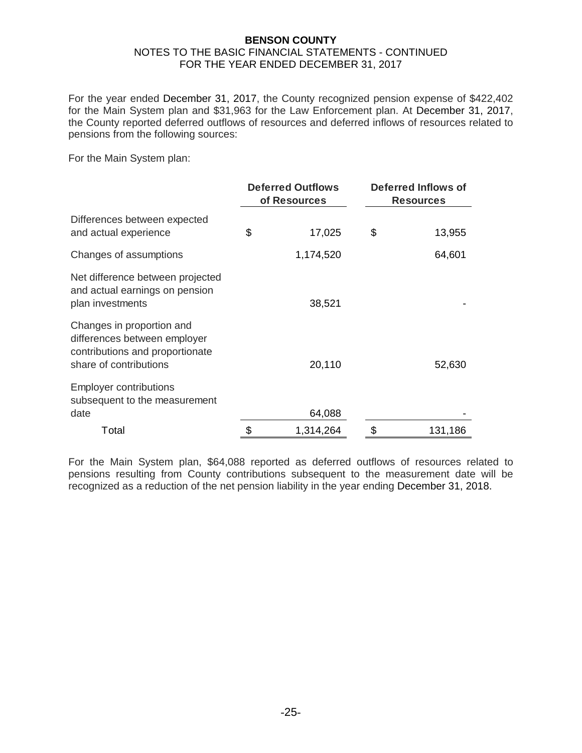For the year ended December 31, 2017, the County recognized pension expense of $422,402 for the Main System plan and $31,963 for the Law Enforcement plan. At December 31, 2017, the County reported deferred outflows of resources and deferred inflows of resources related to pensions from the following sources:

For the Main System plan:

| | Deferred Outflows of Resources | Deferred Inflows of Resources |
|---|---|---|
| Differences between expected and actual experience | $ 17,025 | $ 13,955 |
| Changes of assumptions | 1,174,520 | 64,601 |
| Net difference between projected and actual earnings on pension plan investments | 38,521 | - |
| Changes in proportion and differences between employer contributions and proportionate share of contributions | 20,110 | 52,630 |
| Employer contributions subsequent to the measurement date | 64,088 | - |
| Total | $ 1,314,264 | $ 131,186 |

For the Main System plan, $64,088 reported as deferred outflows of resources related to pensions resulting from County contributions subsequent to the measurement date will be recognized as a reduction of the net pension liability in the year ending December 31, 2018.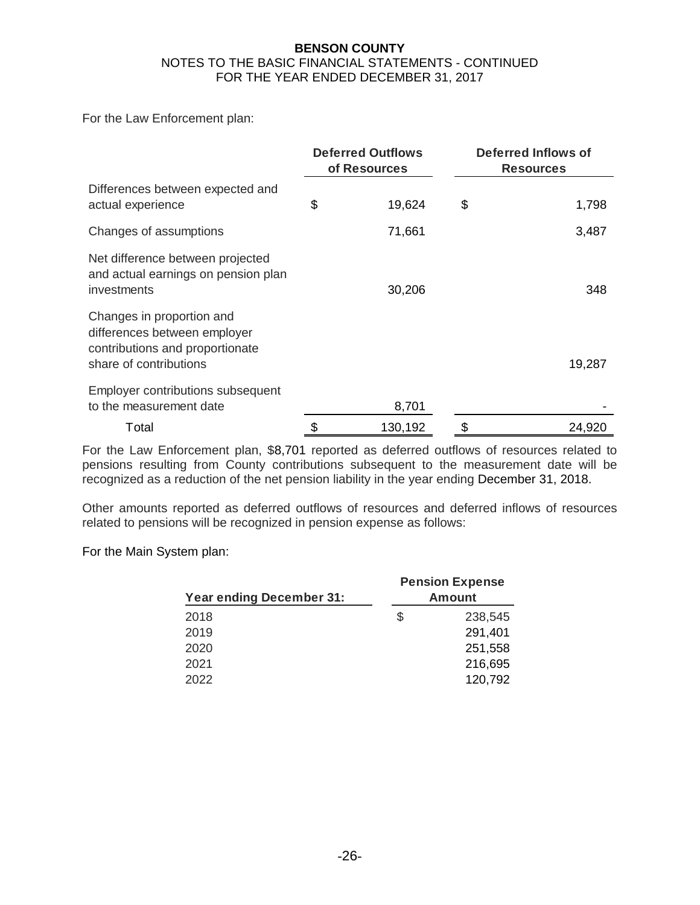For the Law Enforcement plan:

| | Deferred Outflows of Resources | Deferred Inflows of Resources |
|---|---|---|
| Differences between expected and actual experience | $ 19,624 | $ 1,798 |
| Changes of assumptions | 71,661 | 3,487 |
| Net difference between projected and actual earnings on pension plan investments | 30,206 | 348 |
| Changes in proportion and differences between employer contributions and proportionate share of contributions | | 19,287 |
| Employer contributions subsequent to the measurement date | 8,701 | - |
| Total | $ 130,192 | $ 24,920 |

For the Law Enforcement plan, $8,701 reported as deferred outflows of resources related to pensions resulting from County contributions subsequent to the measurement date will be recognized as a reduction of the net pension liability in the year ending December 31, 2018.

Other amounts reported as deferred outflows of resources and deferred inflows of resources related to pensions will be recognized in pension expense as follows:

For the Main System plan:

| Year ending December 31: | Pension Expense Amount |
|---|---|
| 2018 | $ 238,545 |
| 2019 | 291,401 |
| 2020 | 251,558 |
| 2021 | 216,695 |
| 2022 | 120,792 |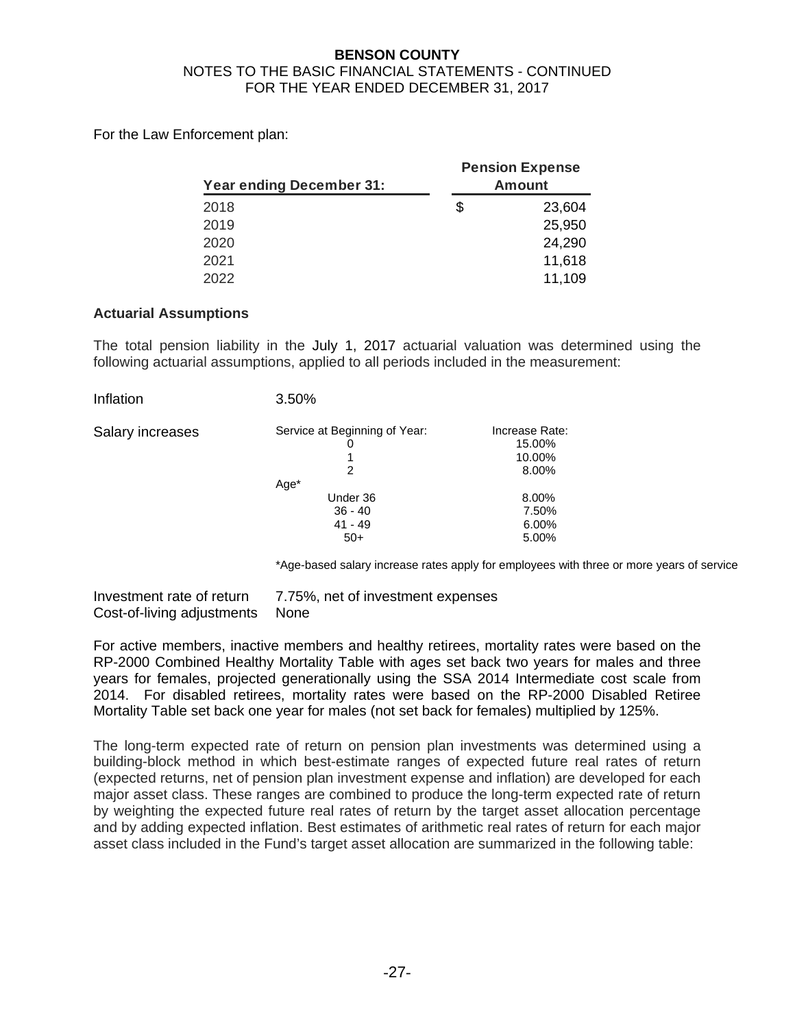For the Law Enforcement plan:

| Year ending December 31: | Pension Expense Amount |
|---|---|
| 2018 | $ 23,604 |
| 2019 | 25,950 |
| 2020 | 24,290 |
| 2021 | 11,618 |
| 2022 | 11,109 |

### Actuarial Assumptions

The total pension liability in the July 1, 2017 actuarial valuation was determined using the following actuarial assumptions, applied to all periods included in the measurement:

| | | |
|---|---|---|
| Inflation | 3.50% | |
| Salary increases | Service at Beginning of Year: | Increase Rate: |
| | 0 | 15.00% |
| | 1 | 10.00% |
| | 2 | 8.00% |
| | Age* | |
| | Under 36 | 8.00% |
| | 36 - 40 | 7.50% |
| | 41 - 49 | 6.00% |
| | 50+ | 5.00% |

*Age-based salary increase rates apply for employees with three or more years of service

| | |
|---|---|
| Investment rate of return | 7.75%, net of investment expenses |
| Cost-of-living adjustments | None |

For active members, inactive members and healthy retirees, mortality rates were based on the RP-2000 Combined Healthy Mortality Table with ages set back two years for males and three years for females, projected generationally using the SSA 2014 Intermediate cost scale from 2014. For disabled retirees, mortality rates were based on the RP-2000 Disabled Retiree Mortality Table set back one year for males (not set back for females) multiplied by 125%.

The long-term expected rate of return on pension plan investments was determined using a building-block method in which best-estimate ranges of expected future real rates of return (expected returns, net of pension plan investment expense and inflation) are developed for each major asset class. These ranges are combined to produce the long-term expected rate of return by weighting the expected future real rates of return by the target asset allocation percentage and by adding expected inflation. Best estimates of arithmetic real rates of return for each major asset class included in the Fund's target asset allocation are summarized in the following table: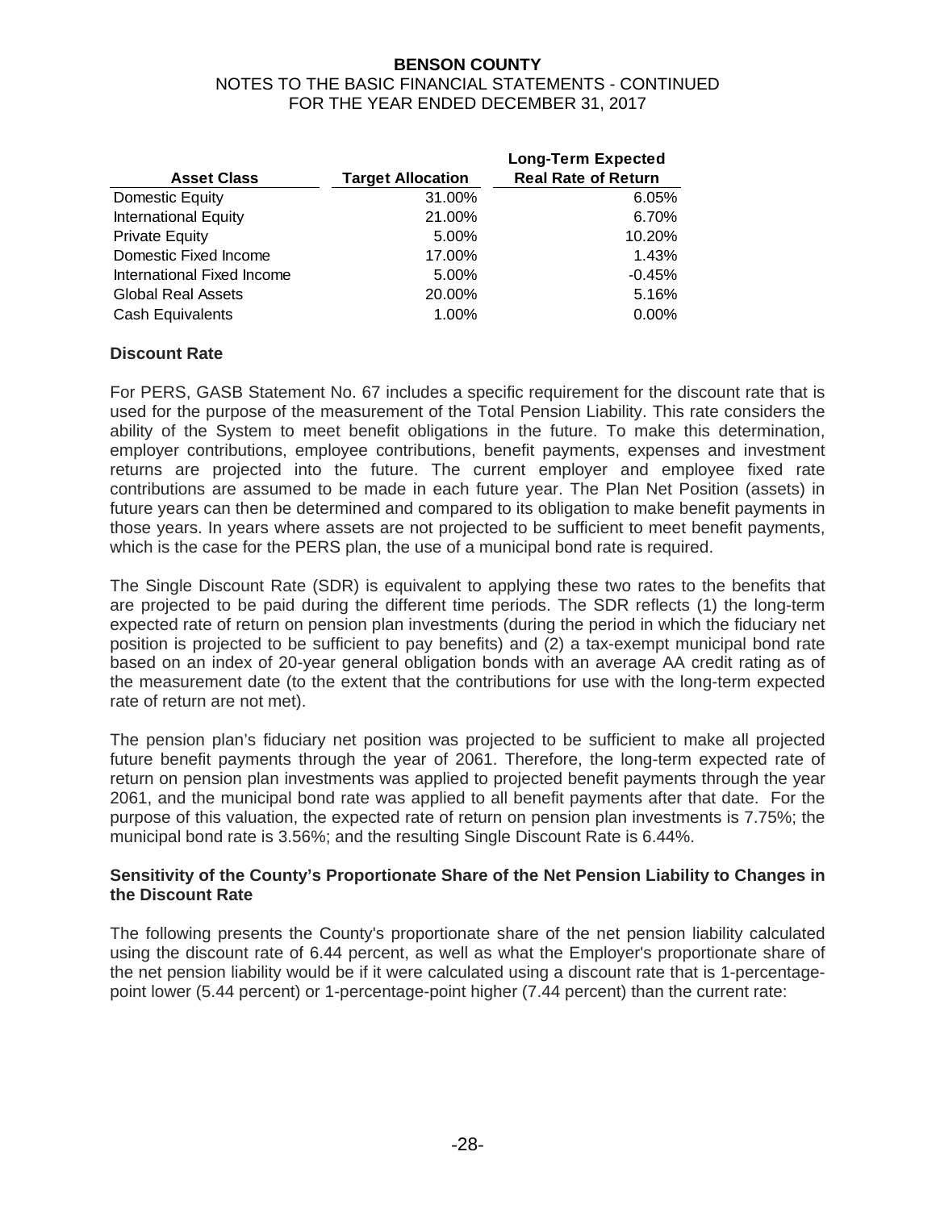| Asset Class | Target Allocation | Long-Term Expected Real Rate of Return |
|---|---|---|
| Domestic Equity | 31.00% | 6.05% |
| International Equity | 21.00% | 6.70% |
| Private Equity | 5.00% | 10.20% |
| Domestic Fixed Income | 17.00% | 1.43% |
| International Fixed Income | 5.00% | -0.45% |
| Global Real Assets | 20.00% | 5.16% |
| Cash Equivalents | 1.00% | 0.00% |

### Discount Rate

For PERS, GASB Statement No. 67 includes a specific requirement for the discount rate that is used for the purpose of the measurement of the Total Pension Liability. This rate considers the ability of the System to meet benefit obligations in the future. To make this determination, employer contributions, employee contributions, benefit payments, expenses and investment returns are projected into the future. The current employer and employee fixed rate contributions are assumed to be made in each future year. The Plan Net Position (assets) in future years can then be determined and compared to its obligation to make benefit payments in those years. In years where assets are not projected to be sufficient to meet benefit payments, which is the case for the PERS plan, the use of a municipal bond rate is required.

The Single Discount Rate (SDR) is equivalent to applying these two rates to the benefits that are projected to be paid during the different time periods. The SDR reflects (1) the long-term expected rate of return on pension plan investments (during the period in which the fiduciary net position is projected to be sufficient to pay benefits) and (2) a tax-exempt municipal bond rate based on an index of 20-year general obligation bonds with an average AA credit rating as of the measurement date (to the extent that the contributions for use with the long-term expected rate of return are not met).

The pension plan's fiduciary net position was projected to be sufficient to make all projected future benefit payments through the year of 2061. Therefore, the long-term expected rate of return on pension plan investments was applied to projected benefit payments through the year 2061, and the municipal bond rate was applied to all benefit payments after that date. For the purpose of this valuation, the expected rate of return on pension plan investments is 7.75%; the municipal bond rate is 3.56%; and the resulting Single Discount Rate is 6.44%.

### Sensitivity of the County's Proportionate Share of the Net Pension Liability to Changes in the Discount Rate

The following presents the County's proportionate share of the net pension liability calculated using the discount rate of 6.44 percent, as well as what the Employer's proportionate share of the net pension liability would be if it were calculated using a discount rate that is 1-percentage-point lower (5.44 percent) or 1-percentage-point higher (7.44 percent) than the current rate: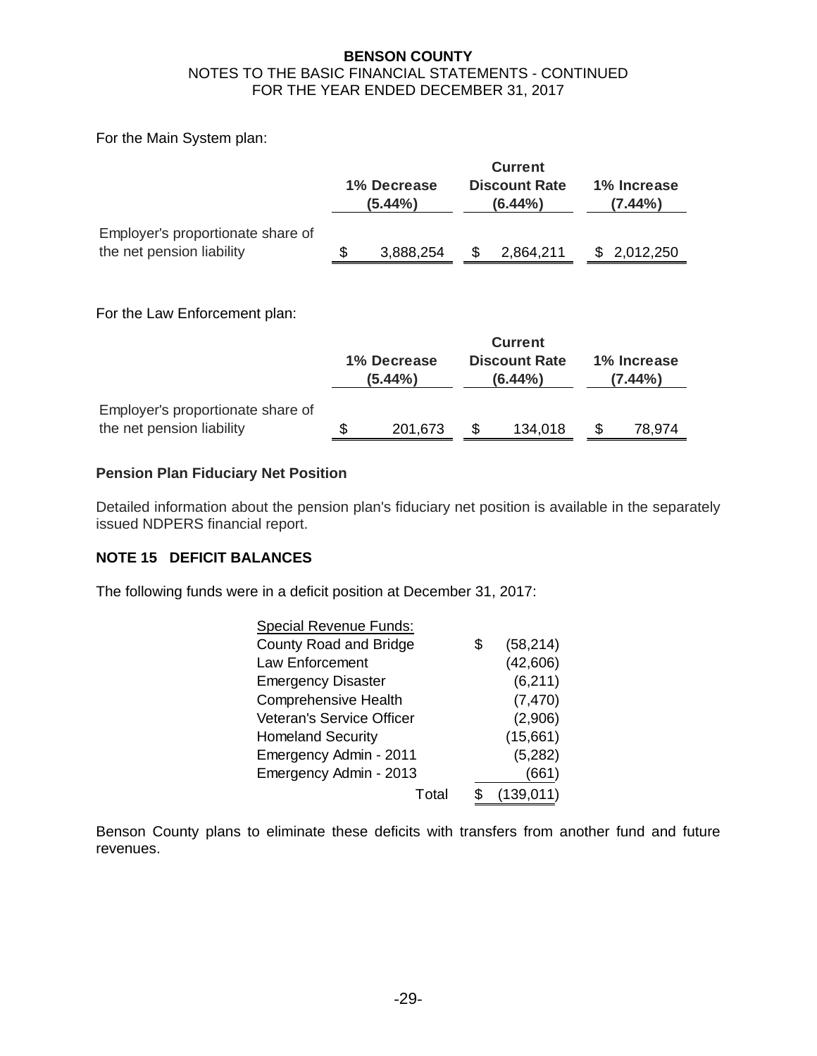For the Main System plan:

| | 1% Decrease (5.44%) | Current Discount Rate (6.44%) | 1% Increase (7.44%) |
|---|---|---|---|
| Employer's proportionate share of the net pension liability | $ 3,888,254 | $ 2,864,211 | $ 2,012,250 |

For the Law Enforcement plan:

| | 1% Decrease (5.44%) | Current Discount Rate (6.44%) | 1% Increase (7.44%) |
|---|---|---|---|
| Employer's proportionate share of the net pension liability | $ 201,673 | $ 134,018 | $ 78,974 |

**Pension Plan Fiduciary Net Position**

Detailed information about the pension plan's fiduciary net position is available in the separately issued NDPERS financial report.

## NOTE 15 DEFICIT BALANCES

The following funds were in a deficit position at December 31, 2017:

| Special Revenue Funds: | |
|---|---|
| County Road and Bridge | $ (58,214) |
| Law Enforcement | (42,606) |
| Emergency Disaster | (6,211) |
| Comprehensive Health | (7,470) |
| Veteran's Service Officer | (2,906) |
| Homeland Security | (15,661) |
| Emergency Admin - 2011 | (5,282) |
| Emergency Admin - 2013 | (661) |
| Total | $ (139,011) |

Benson County plans to eliminate these deficits with transfers from another fund and future revenues.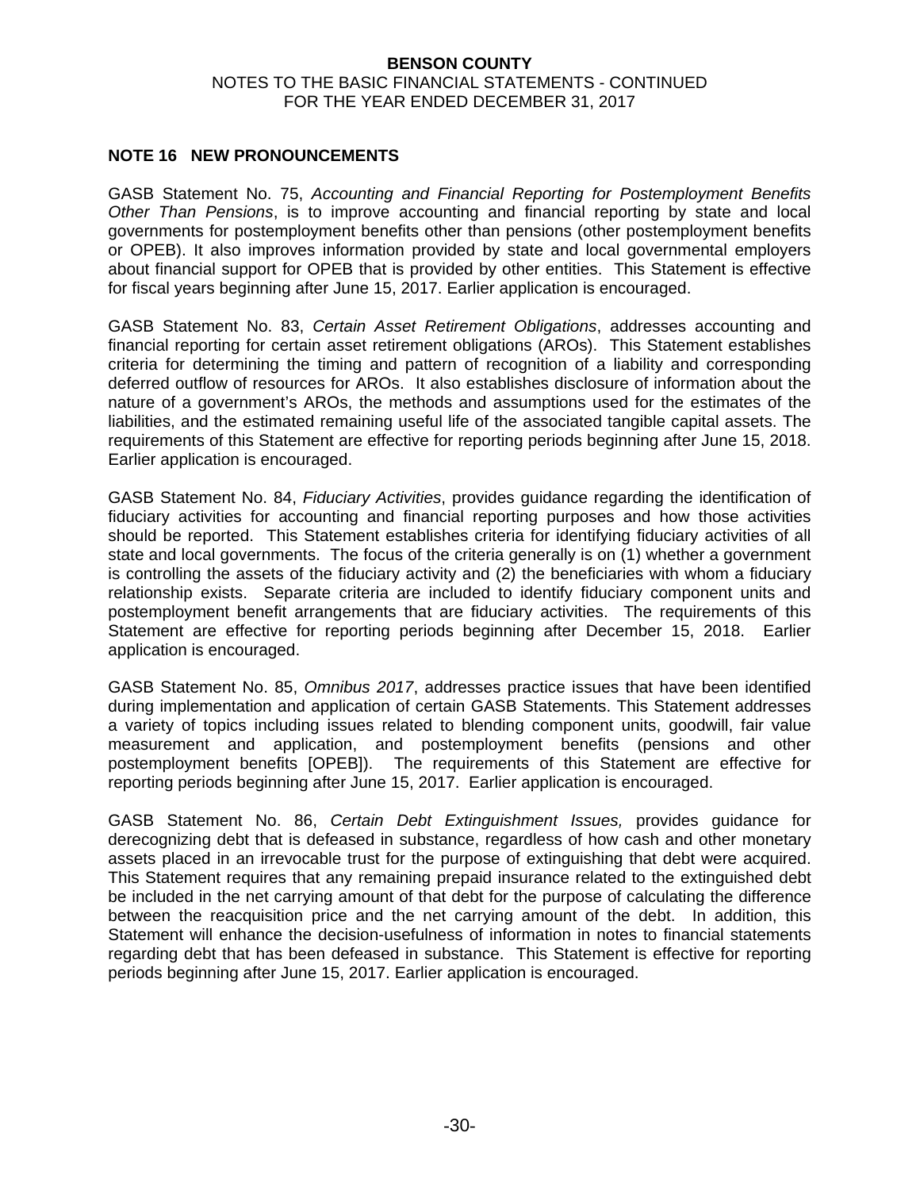## NOTE 16 NEW PRONOUNCEMENTS

GASB Statement No. 75, *Accounting and Financial Reporting for Postemployment Benefits Other Than Pensions*, is to improve accounting and financial reporting by state and local governments for postemployment benefits other than pensions (other postemployment benefits or OPEB). It also improves information provided by state and local governmental employers about financial support for OPEB that is provided by other entities. This Statement is effective for fiscal years beginning after June 15, 2017. Earlier application is encouraged.

GASB Statement No. 83, *Certain Asset Retirement Obligations*, addresses accounting and financial reporting for certain asset retirement obligations (AROs). This Statement establishes criteria for determining the timing and pattern of recognition of a liability and corresponding deferred outflow of resources for AROs. It also establishes disclosure of information about the nature of a government's AROs, the methods and assumptions used for the estimates of the liabilities, and the estimated remaining useful life of the associated tangible capital assets. The requirements of this Statement are effective for reporting periods beginning after June 15, 2018. Earlier application is encouraged.

GASB Statement No. 84, *Fiduciary Activities*, provides guidance regarding the identification of fiduciary activities for accounting and financial reporting purposes and how those activities should be reported. This Statement establishes criteria for identifying fiduciary activities of all state and local governments. The focus of the criteria generally is on (1) whether a government is controlling the assets of the fiduciary activity and (2) the beneficiaries with whom a fiduciary relationship exists. Separate criteria are included to identify fiduciary component units and postemployment benefit arrangements that are fiduciary activities. The requirements of this Statement are effective for reporting periods beginning after December 15, 2018. Earlier application is encouraged.

GASB Statement No. 85, *Omnibus 2017*, addresses practice issues that have been identified during implementation and application of certain GASB Statements. This Statement addresses a variety of topics including issues related to blending component units, goodwill, fair value measurement and application, and postemployment benefits (pensions and other postemployment benefits [OPEB]). The requirements of this Statement are effective for reporting periods beginning after June 15, 2017. Earlier application is encouraged.

GASB Statement No. 86, *Certain Debt Extinguishment Issues,* provides guidance for derecognizing debt that is defeased in substance, regardless of how cash and other monetary assets placed in an irrevocable trust for the purpose of extinguishing that debt were acquired. This Statement requires that any remaining prepaid insurance related to the extinguished debt be included in the net carrying amount of that debt for the purpose of calculating the difference between the reacquisition price and the net carrying amount of the debt. In addition, this Statement will enhance the decision-usefulness of information in notes to financial statements regarding debt that has been defeased in substance. This Statement is effective for reporting periods beginning after June 15, 2017. Earlier application is encouraged.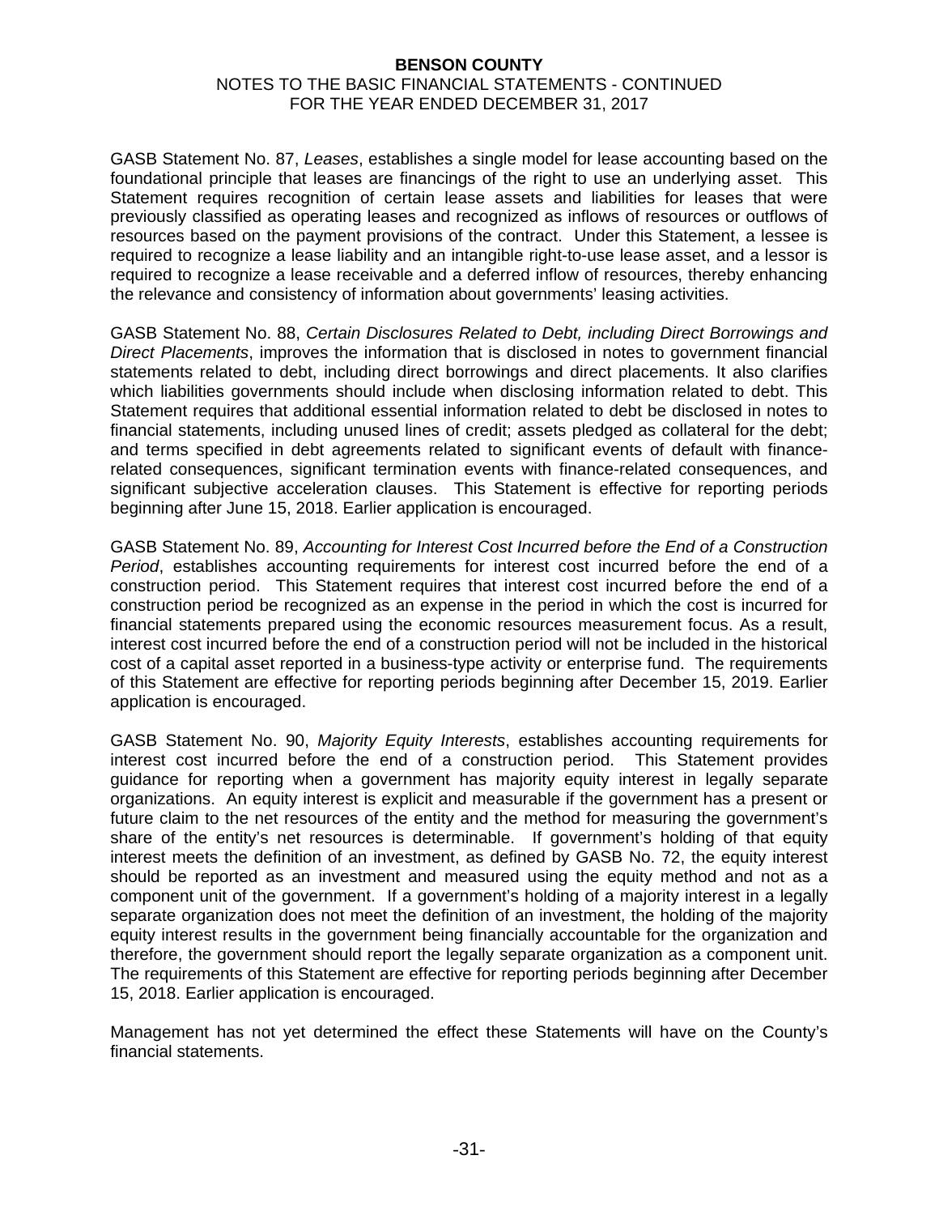GASB Statement No. 87, *Leases*, establishes a single model for lease accounting based on the foundational principle that leases are financings of the right to use an underlying asset. This Statement requires recognition of certain lease assets and liabilities for leases that were previously classified as operating leases and recognized as inflows of resources or outflows of resources based on the payment provisions of the contract. Under this Statement, a lessee is required to recognize a lease liability and an intangible right-to-use lease asset, and a lessor is required to recognize a lease receivable and a deferred inflow of resources, thereby enhancing the relevance and consistency of information about governments' leasing activities.

GASB Statement No. 88, *Certain Disclosures Related to Debt, including Direct Borrowings and Direct Placements*, improves the information that is disclosed in notes to government financial statements related to debt, including direct borrowings and direct placements. It also clarifies which liabilities governments should include when disclosing information related to debt. This Statement requires that additional essential information related to debt be disclosed in notes to financial statements, including unused lines of credit; assets pledged as collateral for the debt; and terms specified in debt agreements related to significant events of default with finance-related consequences, significant termination events with finance-related consequences, and significant subjective acceleration clauses. This Statement is effective for reporting periods beginning after June 15, 2018. Earlier application is encouraged.

GASB Statement No. 89, *Accounting for Interest Cost Incurred before the End of a Construction Period*, establishes accounting requirements for interest cost incurred before the end of a construction period. This Statement requires that interest cost incurred before the end of a construction period be recognized as an expense in the period in which the cost is incurred for financial statements prepared using the economic resources measurement focus. As a result, interest cost incurred before the end of a construction period will not be included in the historical cost of a capital asset reported in a business-type activity or enterprise fund. The requirements of this Statement are effective for reporting periods beginning after December 15, 2019. Earlier application is encouraged.

GASB Statement No. 90, *Majority Equity Interests*, establishes accounting requirements for interest cost incurred before the end of a construction period. This Statement provides guidance for reporting when a government has majority equity interest in legally separate organizations. An equity interest is explicit and measurable if the government has a present or future claim to the net resources of the entity and the method for measuring the government's share of the entity's net resources is determinable. If government's holding of that equity interest meets the definition of an investment, as defined by GASB No. 72, the equity interest should be reported as an investment and measured using the equity method and not as a component unit of the government. If a government's holding of a majority interest in a legally separate organization does not meet the definition of an investment, the holding of the majority equity interest results in the government being financially accountable for the organization and therefore, the government should report the legally separate organization as a component unit. The requirements of this Statement are effective for reporting periods beginning after December 15, 2018. Earlier application is encouraged.

Management has not yet determined the effect these Statements will have on the County's financial statements.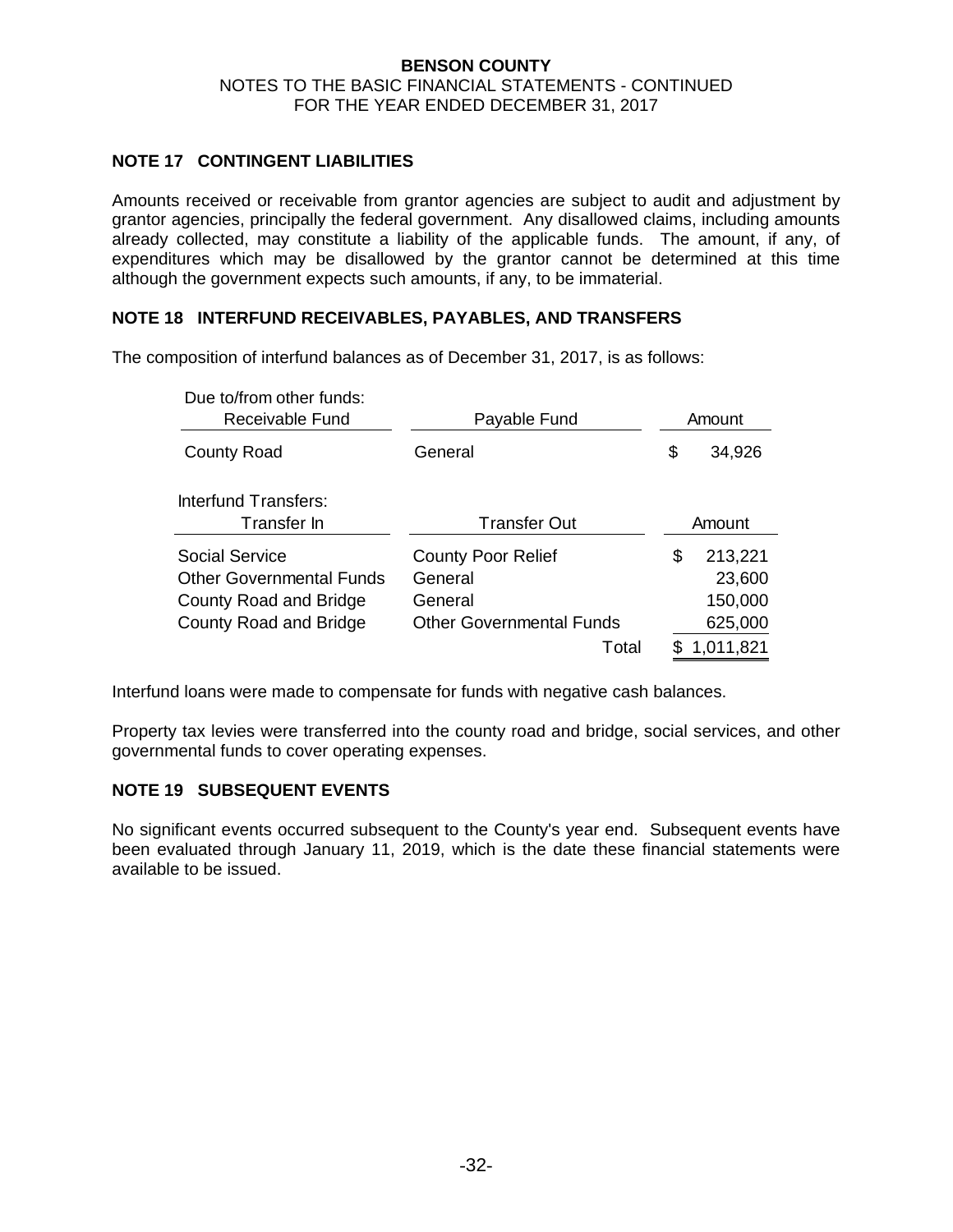## NOTE 17 CONTINGENT LIABILITIES

Amounts received or receivable from grantor agencies are subject to audit and adjustment by grantor agencies, principally the federal government. Any disallowed claims, including amounts already collected, may constitute a liability of the applicable funds. The amount, if any, of expenditures which may be disallowed by the grantor cannot be determined at this time although the government expects such amounts, if any, to be immaterial.

## NOTE 18 INTERFUND RECEIVABLES, PAYABLES, AND TRANSFERS

The composition of interfund balances as of December 31, 2017, is as follows:

Due to/from other funds:

| Receivable Fund | Payable Fund | Amount |
|---|---|---|
| County Road | General | $ 34,926 |

Interfund Transfers:

| Transfer In | Transfer Out | Amount |
|---|---|---|
| Social Service | County Poor Relief | $ 213,221 |
| Other Governmental Funds | General | 23,600 |
| County Road and Bridge | General | 150,000 |
| County Road and Bridge | Other Governmental Funds | 625,000 |
| | Total | $ 1,011,821 |

Interfund loans were made to compensate for funds with negative cash balances.

Property tax levies were transferred into the county road and bridge, social services, and other governmental funds to cover operating expenses.

## NOTE 19 SUBSEQUENT EVENTS

No significant events occurred subsequent to the County's year end. Subsequent events have been evaluated through January 11, 2019, which is the date these financial statements were available to be issued.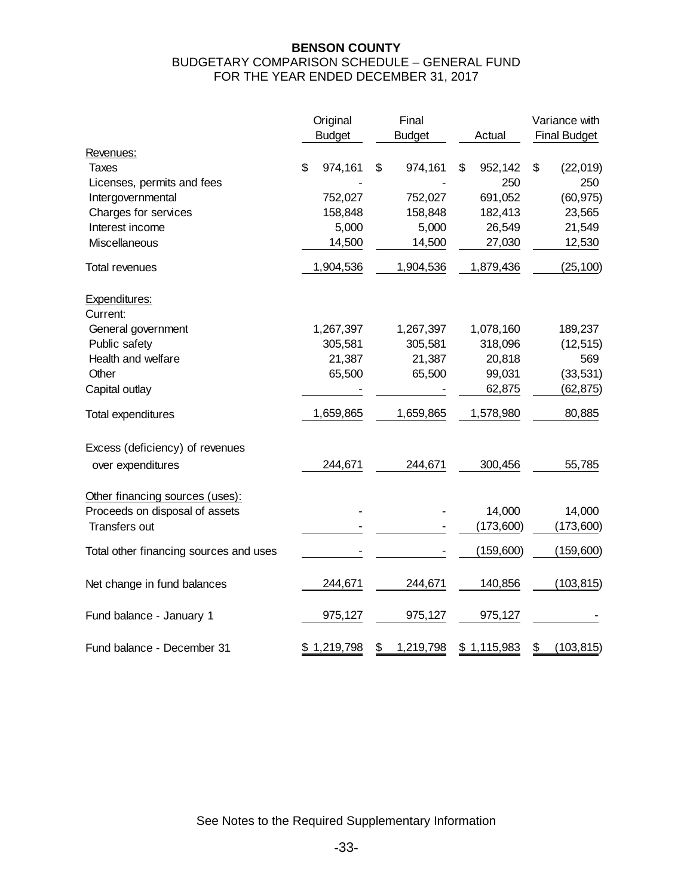**BENSON COUNTY**
BUDGETARY COMPARISON SCHEDULE – GENERAL FUND
FOR THE YEAR ENDED DECEMBER 31, 2017

| | Original Budget | Final Budget | Actual | Variance with Final Budget |
|---|---|---|---|---|
| Revenues: | | | | |
| Taxes | $ 974,161 | $ 974,161 | $ 952,142 | $ (22,019) |
| Licenses, permits and fees | - | - | 250 | 250 |
| Intergovernmental | 752,027 | 752,027 | 691,052 | (60,975) |
| Charges for services | 158,848 | 158,848 | 182,413 | 23,565 |
| Interest income | 5,000 | 5,000 | 26,549 | 21,549 |
| Miscellaneous | 14,500 | 14,500 | 27,030 | 12,530 |
| Total revenues | 1,904,536 | 1,904,536 | 1,879,436 | (25,100) |
| Expenditures: | | | | |
| Current: | | | | |
| General government | 1,267,397 | 1,267,397 | 1,078,160 | 189,237 |
| Public safety | 305,581 | 305,581 | 318,096 | (12,515) |
| Health and welfare | 21,387 | 21,387 | 20,818 | 569 |
| Other | 65,500 | 65,500 | 99,031 | (33,531) |
| Capital outlay | - | - | 62,875 | (62,875) |
| Total expenditures | 1,659,865 | 1,659,865 | 1,578,980 | 80,885 |
| Excess (deficiency) of revenues over expenditures | 244,671 | 244,671 | 300,456 | 55,785 |
| Other financing sources (uses): | | | | |
| Proceeds on disposal of assets | - | - | 14,000 | 14,000 |
| Transfers out | - | - | (173,600) | (173,600) |
| Total other financing sources and uses | - | - | (159,600) | (159,600) |
| Net change in fund balances | 244,671 | 244,671 | 140,856 | (103,815) |
| Fund balance - January 1 | 975,127 | 975,127 | 975,127 | - |
| Fund balance - December 31 | $ 1,219,798 | $ 1,219,798 | $ 1,115,983 | $ (103,815) |

See Notes to the Required Supplementary Information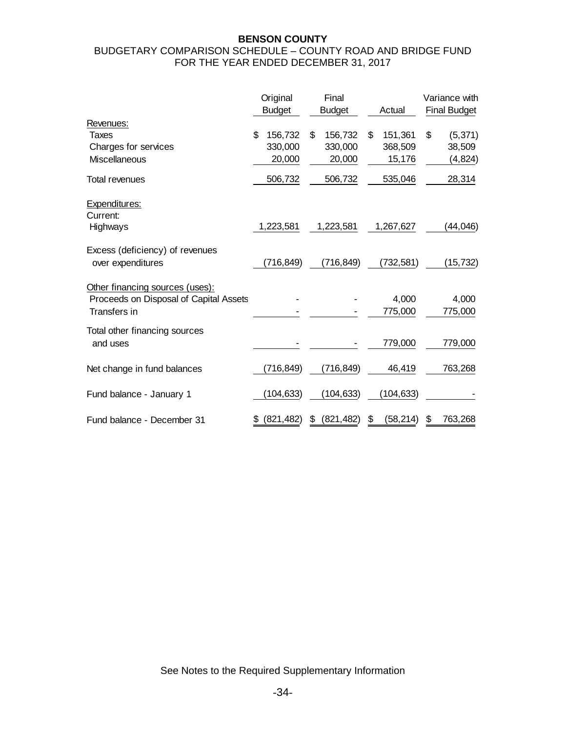**BENSON COUNTY**
BUDGETARY COMPARISON SCHEDULE – COUNTY ROAD AND BRIDGE FUND
FOR THE YEAR ENDED DECEMBER 31, 2017

| | Original Budget | Final Budget | Actual | Variance with Final Budget |
|---|---|---|---|---|
| Revenues: | | | | |
| Taxes | $ 156,732 | $ 156,732 | $ 151,361 | $ (5,371) |
| Charges for services | 330,000 | 330,000 | 368,509 | 38,509 |
| Miscellaneous | 20,000 | 20,000 | 15,176 | (4,824) |
| Total revenues | 506,732 | 506,732 | 535,046 | 28,314 |
| Expenditures: | | | | |
| Current: | | | | |
| Highways | 1,223,581 | 1,223,581 | 1,267,627 | (44,046) |
| Excess (deficiency) of revenues over expenditures | (716,849) | (716,849) | (732,581) | (15,732) |
| Other financing sources (uses): | | | | |
| Proceeds on Disposal of Capital Assets | - | - | 4,000 | 4,000 |
| Transfers in | - | - | 775,000 | 775,000 |
| Total other financing sources and uses | - | - | 779,000 | 779,000 |
| Net change in fund balances | (716,849) | (716,849) | 46,419 | 763,268 |
| Fund balance - January 1 | (104,633) | (104,633) | (104,633) | - |
| Fund balance - December 31 | $ (821,482) | $ (821,482) | $ (58,214) | $ 763,268 |

See Notes to the Required Supplementary Information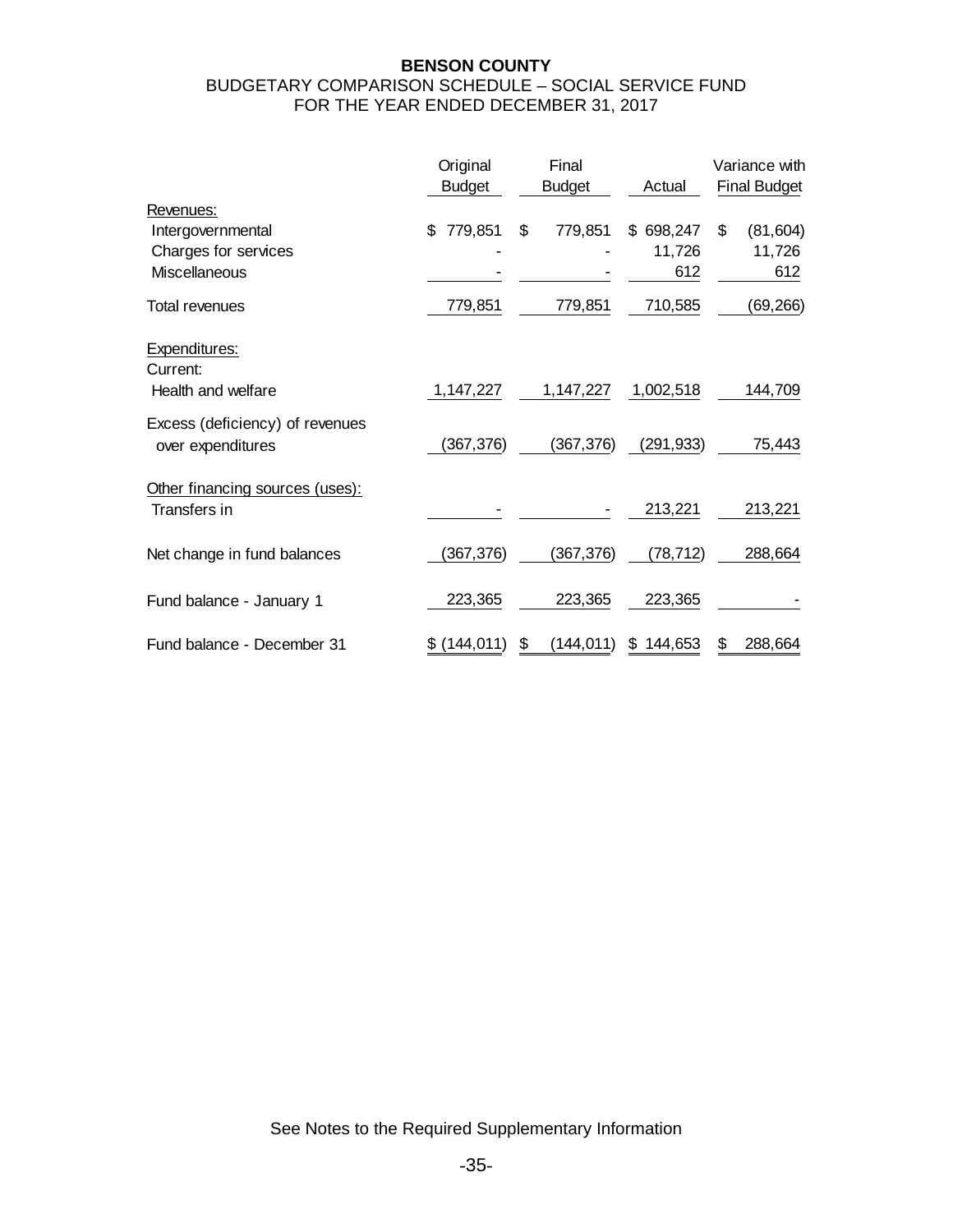**BENSON COUNTY**

BUDGETARY COMPARISON SCHEDULE – SOCIAL SERVICE FUND

FOR THE YEAR ENDED DECEMBER 31, 2017

| | Original Budget | Final Budget | Actual | Variance with Final Budget |
|---|---|---|---|---|
| Revenues: | | | | |
| Intergovernmental | $ 779,851 | $ 779,851 | $ 698,247 | $ (81,604) |
| Charges for services | - | - | 11,726 | 11,726 |
| Miscellaneous | - | - | 612 | 612 |
| Total revenues | 779,851 | 779,851 | 710,585 | (69,266) |
| Expenditures: | | | | |
| Current: | | | | |
| Health and welfare | 1,147,227 | 1,147,227 | 1,002,518 | 144,709 |
| Excess (deficiency) of revenues over expenditures | (367,376) | (367,376) | (291,933) | 75,443 |
| Other financing sources (uses): | | | | |
| Transfers in | - | - | 213,221 | 213,221 |
| Net change in fund balances | (367,376) | (367,376) | (78,712) | 288,664 |
| Fund balance - January 1 | 223,365 | 223,365 | 223,365 | - |
| Fund balance - December 31 | $ (144,011) | $ (144,011) | $ 144,653 | $ 288,664 |

See Notes to the Required Supplementary Information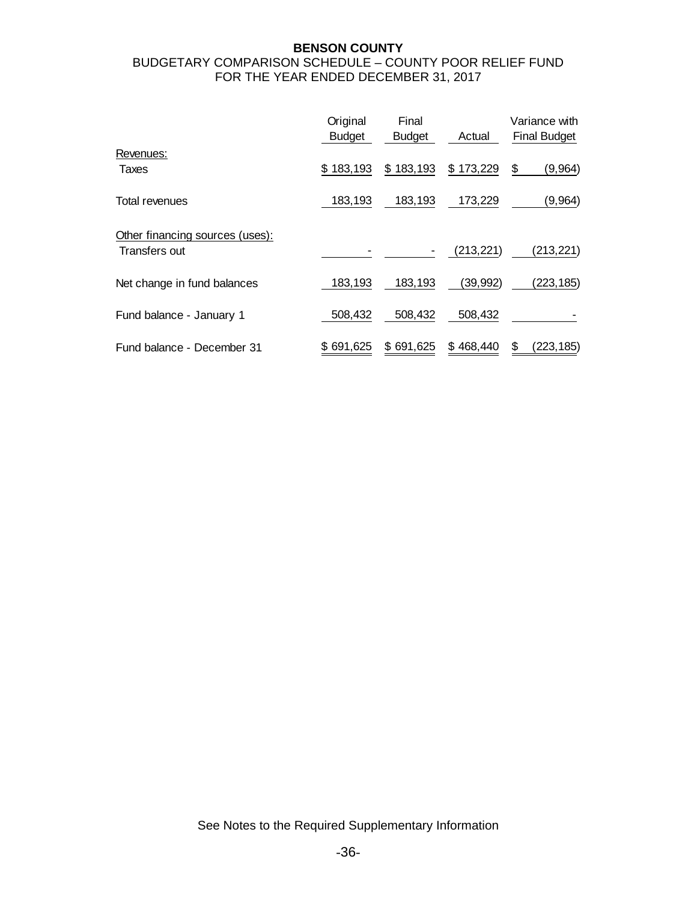**BENSON COUNTY**

BUDGETARY COMPARISON SCHEDULE – COUNTY POOR RELIEF FUND

FOR THE YEAR ENDED DECEMBER 31, 2017

| | Original Budget | Final Budget | Actual | Variance with Final Budget |
|---|---|---|---|---|
| Revenues: | | | | |
| Taxes | $ 183,193 | $ 183,193 | $ 173,229 | $ (9,964) |
| Total revenues | 183,193 | 183,193 | 173,229 | (9,964) |
| Other financing sources (uses): | | | | |
| Transfers out | - | - | (213,221) | (213,221) |
| Net change in fund balances | 183,193 | 183,193 | (39,992) | (223,185) |
| Fund balance - January 1 | 508,432 | 508,432 | 508,432 | - |
| Fund balance - December 31 | $ 691,625 | $ 691,625 | $ 468,440 | $ (223,185) |

See Notes to the Required Supplementary Information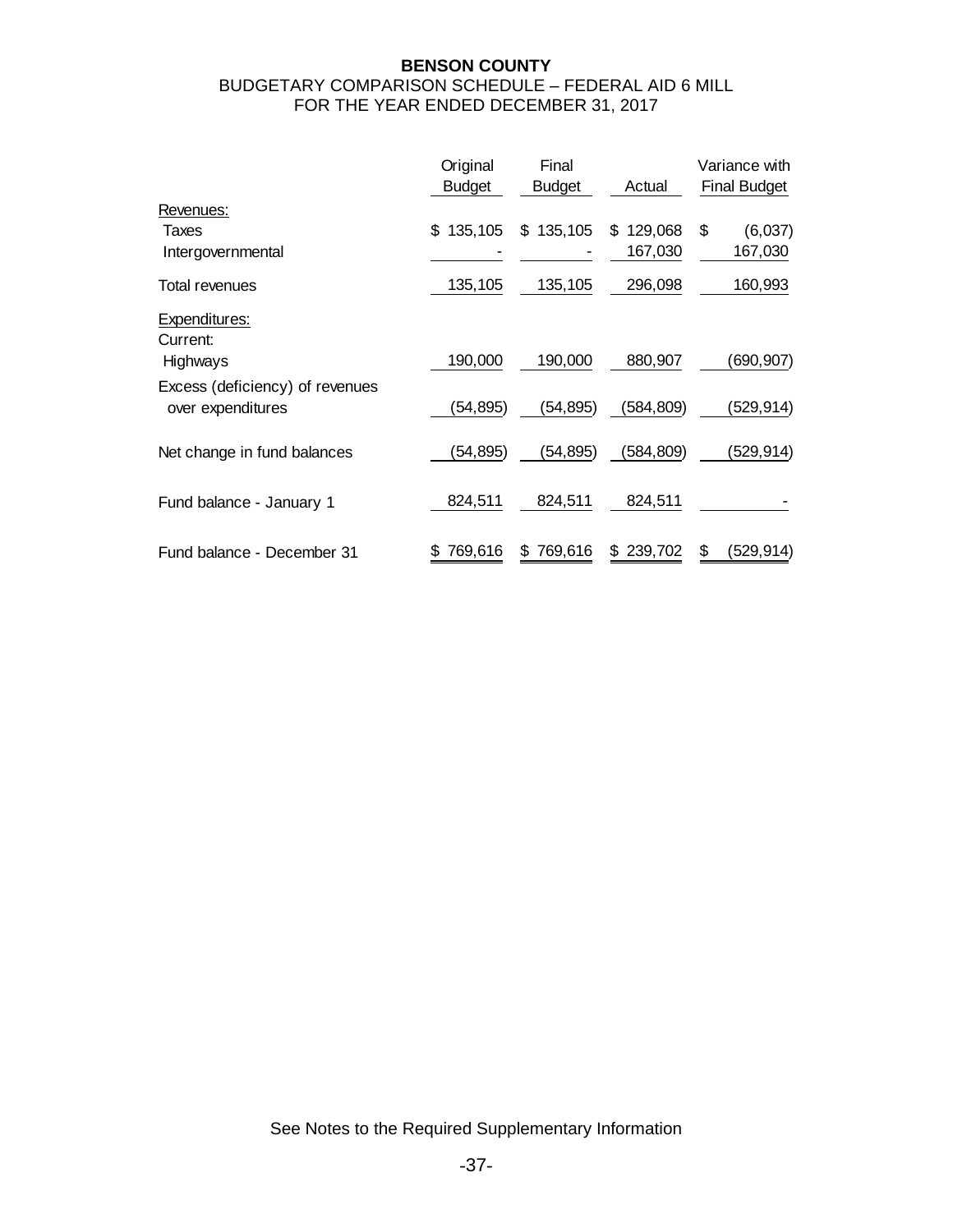**BENSON COUNTY**
BUDGETARY COMPARISON SCHEDULE – FEDERAL AID 6 MILL
FOR THE YEAR ENDED DECEMBER 31, 2017

| | Original Budget | Final Budget | Actual | Variance with Final Budget |
|---|---|---|---|---|
| Revenues: | | | | |
| Taxes | $ 135,105 | $ 135,105 | $ 129,068 | $ (6,037) |
| Intergovernmental | - | - | 167,030 | 167,030 |
| Total revenues | 135,105 | 135,105 | 296,098 | 160,993 |
| Expenditures: | | | | |
| Current: | | | | |
| Highways | 190,000 | 190,000 | 880,907 | (690,907) |
| Excess (deficiency) of revenues over expenditures | (54,895) | (54,895) | (584,809) | (529,914) |
| Net change in fund balances | (54,895) | (54,895) | (584,809) | (529,914) |
| Fund balance - January 1 | 824,511 | 824,511 | 824,511 | - |
| Fund balance - December 31 | $ 769,616 | $ 769,616 | $ 239,702 | $ (529,914) |

See Notes to the Required Supplementary Information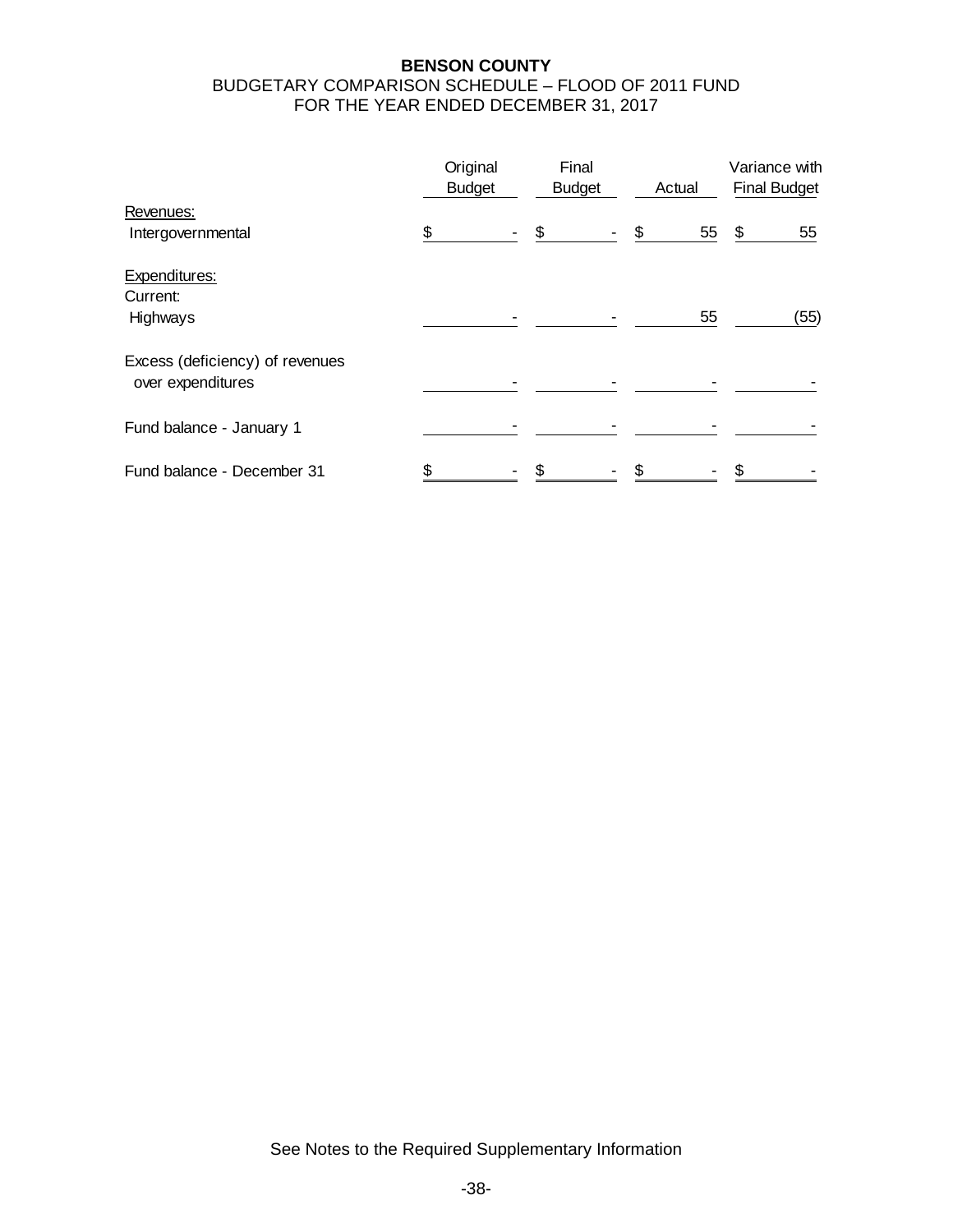**BENSON COUNTY**

BUDGETARY COMPARISON SCHEDULE – FLOOD OF 2011 FUND

FOR THE YEAR ENDED DECEMBER 31, 2017

| | Original Budget | Final Budget | Actual | Variance with Final Budget |
|---|---|---|---|---|
| Revenues: | | | | |
| Intergovernmental | $ - | $ - | $ 55 | $ 55 |
| Expenditures: | | | | |
| Current: | | | | |
| Highways | - | - | 55 | (55) |
| Excess (deficiency) of revenues over expenditures | - | - | - | - |
| Fund balance - January 1 | - | - | - | - |
| Fund balance - December 31 | $ - | $ - | $ - | $ - |

See Notes to the Required Supplementary Information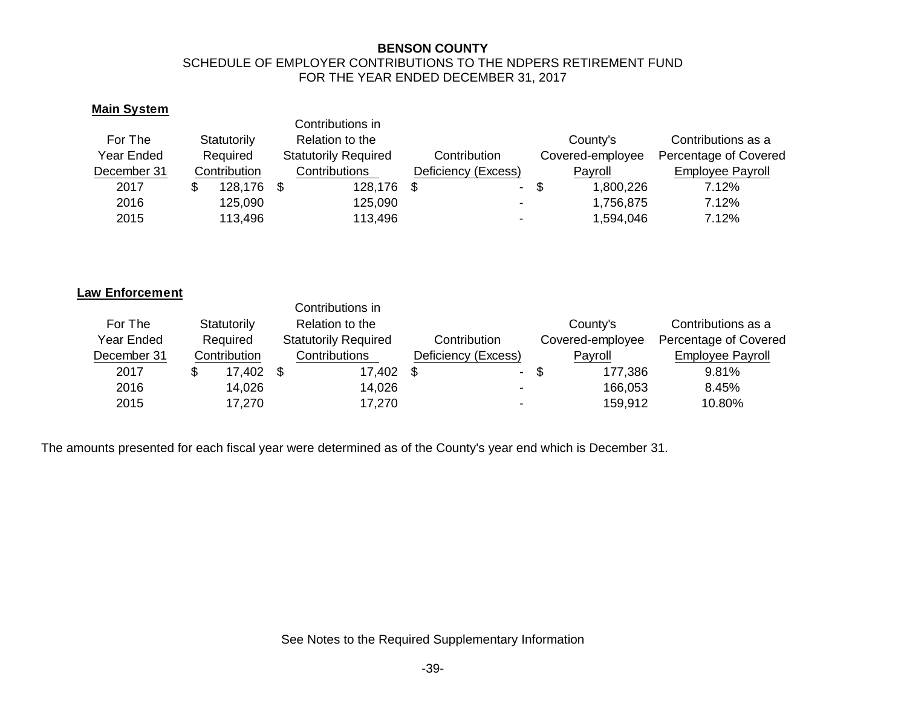**BENSON COUNTY**

SCHEDULE OF EMPLOYER CONTRIBUTIONS TO THE NDPERS RETIREMENT FUND

FOR THE YEAR ENDED DECEMBER 31, 2017

**Main System**

| For The Year Ended December 31 | Statutorily Required Contribution | Contributions in Relation to the Statutorily Required Contributions | Contribution Deficiency (Excess) | County's Covered-employee Payroll | Contributions as a Percentage of Covered Employee Payroll |
|---|---|---|---|---|---|
| 2017 | $ 128,176 | $ 128,176 | $ - | $ 1,800,226 | 7.12% |
| 2016 | 125,090 | 125,090 | - | 1,756,875 | 7.12% |
| 2015 | 113,496 | 113,496 | - | 1,594,046 | 7.12% |

**Law Enforcement**

| For The Year Ended December 31 | Statutorily Required Contribution | Contributions in Relation to the Statutorily Required Contributions | Contribution Deficiency (Excess) | County's Covered-employee Payroll | Contributions as a Percentage of Covered Employee Payroll |
|---|---|---|---|---|---|
| 2017 | $ 17,402 | $ 17,402 | $ - | $ 177,386 | 9.81% |
| 2016 | 14,026 | 14,026 | - | 166,053 | 8.45% |
| 2015 | 17,270 | 17,270 | - | 159,912 | 10.80% |

The amounts presented for each fiscal year were determined as of the County's year end which is December 31.

See Notes to the Required Supplementary Information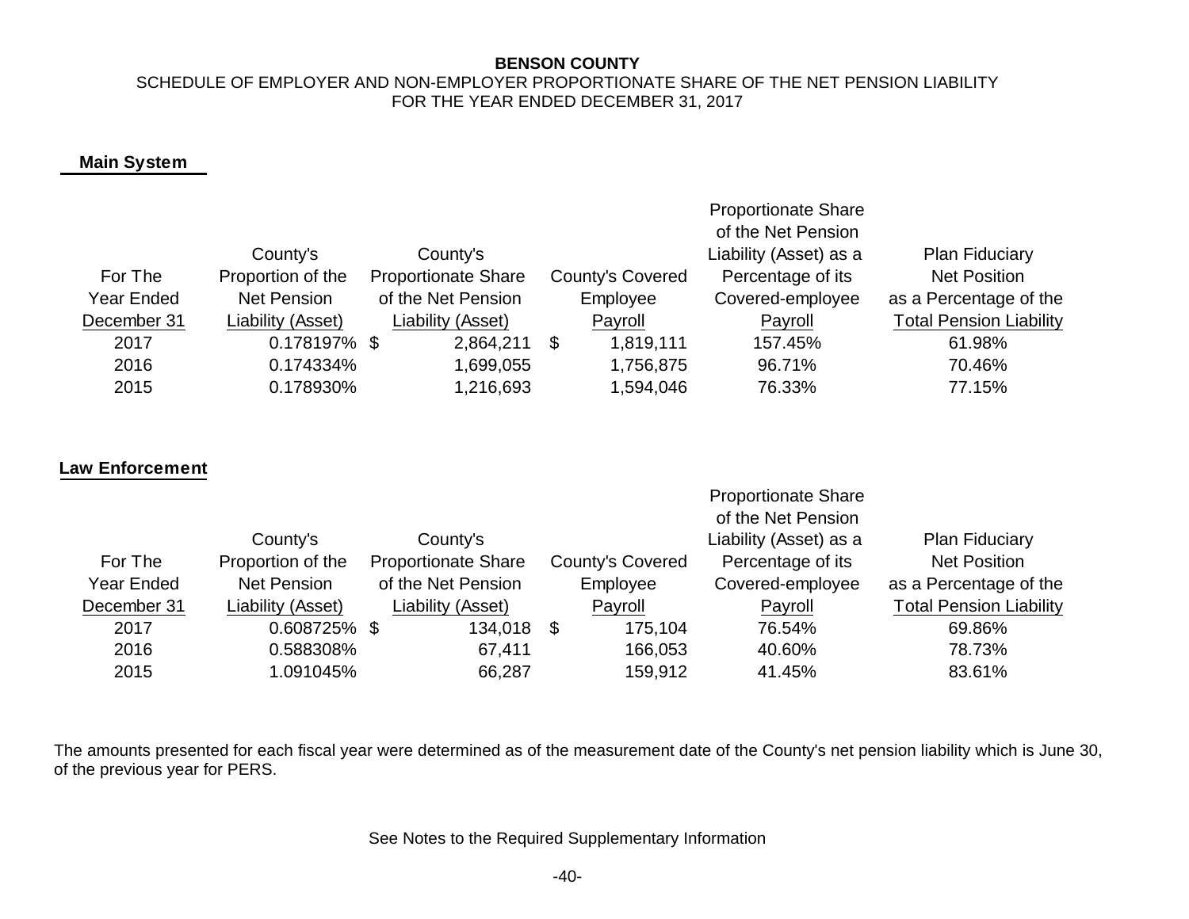**BENSON COUNTY**

SCHEDULE OF EMPLOYER AND NON-EMPLOYER PROPORTIONATE SHARE OF THE NET PENSION LIABILITY
FOR THE YEAR ENDED DECEMBER 31, 2017

**Main System**

| For The Year Ended December 31 | County's Proportion of the Net Pension Liability (Asset) | County's Proportionate Share of the Net Pension Liability (Asset) | County's Covered Employee Payroll | Proportionate Share of the Net Pension Liability (Asset) as a Percentage of its Covered-employee Payroll | Plan Fiduciary Net Position as a Percentage of the Total Pension Liability |
|---|---|---|---|---|---|
| 2017 | 0.178197% | $ 2,864,211 | $ 1,819,111 | 157.45% | 61.98% |
| 2016 | 0.174334% | 1,699,055 | 1,756,875 | 96.71% | 70.46% |
| 2015 | 0.178930% | 1,216,693 | 1,594,046 | 76.33% | 77.15% |

**Law Enforcement**

| For The Year Ended December 31 | County's Proportion of the Net Pension Liability (Asset) | County's Proportionate Share of the Net Pension Liability (Asset) | County's Covered Employee Payroll | Proportionate Share of the Net Pension Liability (Asset) as a Percentage of its Covered-employee Payroll | Plan Fiduciary Net Position as a Percentage of the Total Pension Liability |
|---|---|---|---|---|---|
| 2017 | 0.608725% | $ 134,018 | $ 175,104 | 76.54% | 69.86% |
| 2016 | 0.588308% | 67,411 | 166,053 | 40.60% | 78.73% |
| 2015 | 1.091045% | 66,287 | 159,912 | 41.45% | 83.61% |

The amounts presented for each fiscal year were determined as of the measurement date of the County's net pension liability which is June 30, of the previous year for PERS.

See Notes to the Required Supplementary Information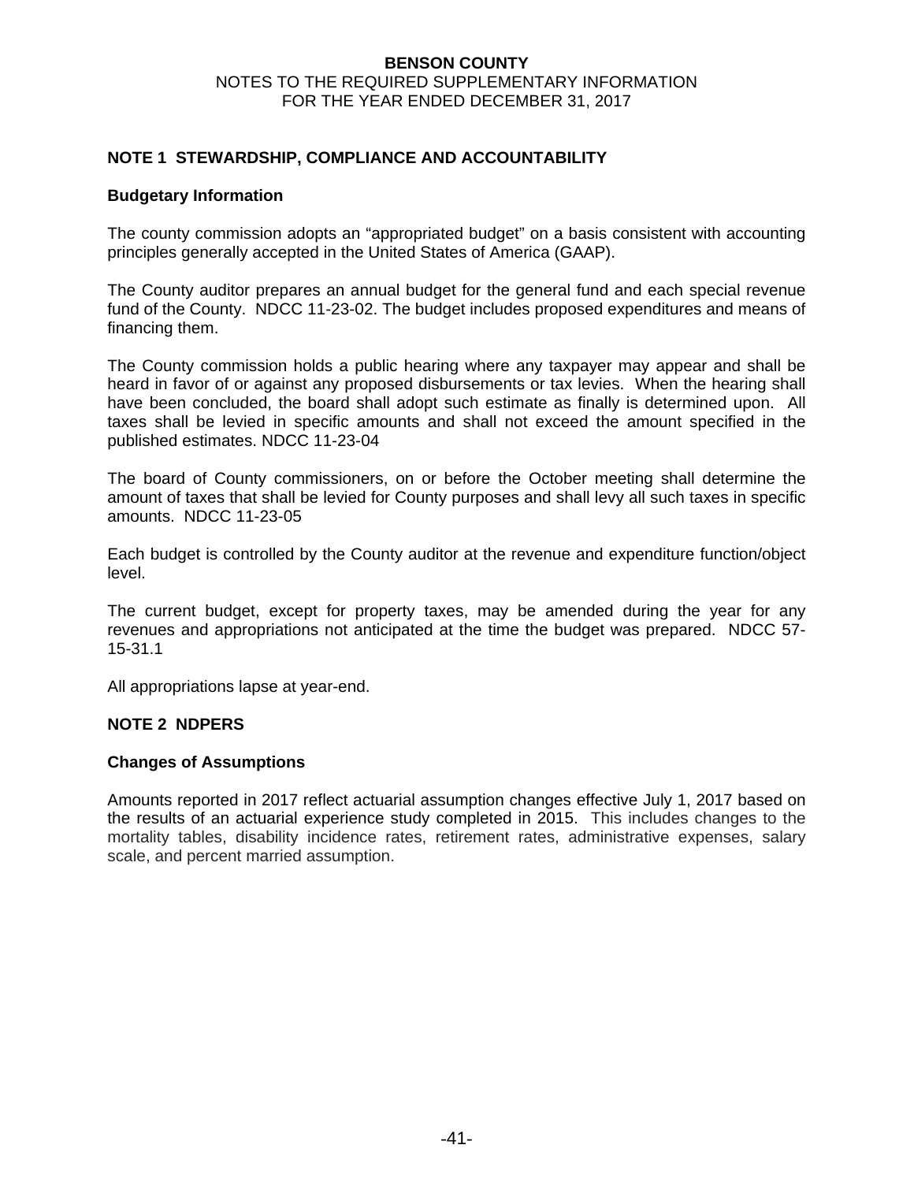# BENSON COUNTY

NOTES TO THE REQUIRED SUPPLEMENTARY INFORMATION
FOR THE YEAR ENDED DECEMBER 31, 2017

## NOTE 1 STEWARDSHIP, COMPLIANCE AND ACCOUNTABILITY

### Budgetary Information

The county commission adopts an "appropriated budget" on a basis consistent with accounting principles generally accepted in the United States of America (GAAP).

The County auditor prepares an annual budget for the general fund and each special revenue fund of the County. NDCC 11-23-02. The budget includes proposed expenditures and means of financing them.

The County commission holds a public hearing where any taxpayer may appear and shall be heard in favor of or against any proposed disbursements or tax levies. When the hearing shall have been concluded, the board shall adopt such estimate as finally is determined upon. All taxes shall be levied in specific amounts and shall not exceed the amount specified in the published estimates. NDCC 11-23-04

The board of County commissioners, on or before the October meeting shall determine the amount of taxes that shall be levied for County purposes and shall levy all such taxes in specific amounts. NDCC 11-23-05

Each budget is controlled by the County auditor at the revenue and expenditure function/object level.

The current budget, except for property taxes, may be amended during the year for any revenues and appropriations not anticipated at the time the budget was prepared. NDCC 57-15-31.1

All appropriations lapse at year-end.

## NOTE 2 NDPERS

### Changes of Assumptions

Amounts reported in 2017 reflect actuarial assumption changes effective July 1, 2017 based on the results of an actuarial experience study completed in 2015. This includes changes to the mortality tables, disability incidence rates, retirement rates, administrative expenses, salary scale, and percent married assumption.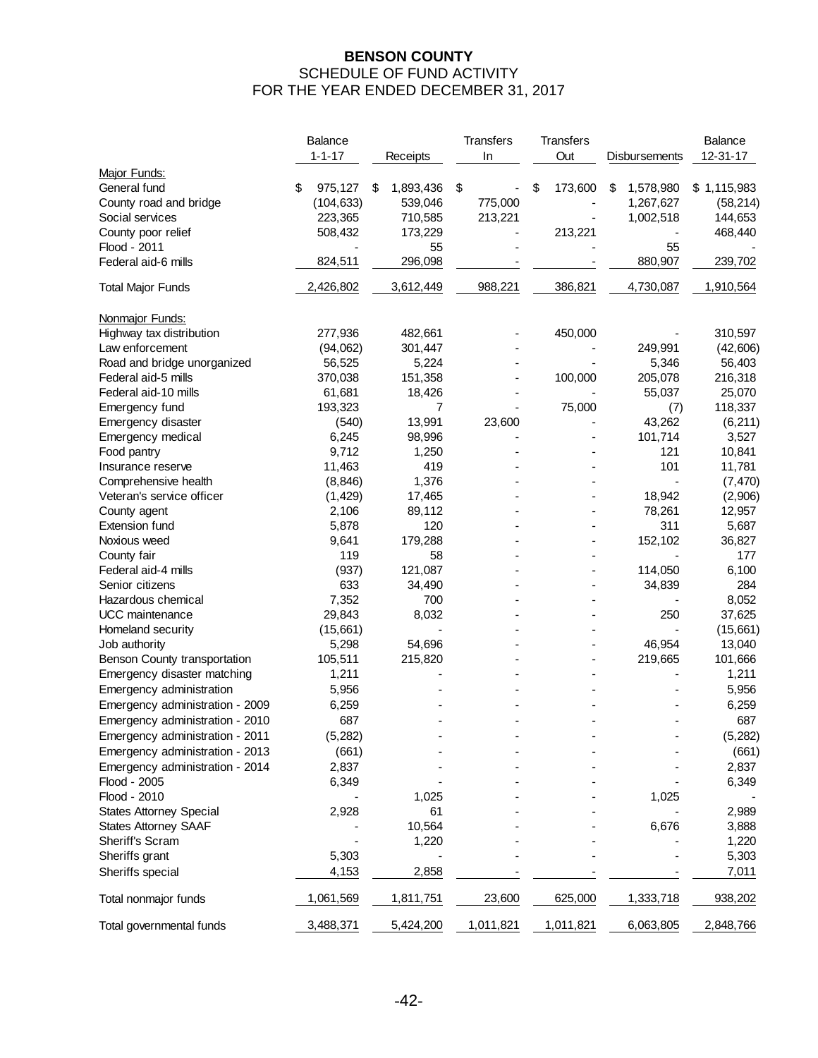# BENSON COUNTY
## SCHEDULE OF FUND ACTIVITY
## FOR THE YEAR ENDED DECEMBER 31, 2017

| | Balance 1-1-17 | Receipts | Transfers In | Transfers Out | Disbursements | Balance 12-31-17 |
|---|---|---|---|---|---|---|
| Major Funds: | | | | | | |
| General fund | $ 975,127 | $ 1,893,436 | $ - | $ 173,600 | $ 1,578,980 | $ 1,115,983 |
| County road and bridge | (104,633) | 539,046 | 775,000 | - | 1,267,627 | (58,214) |
| Social services | 223,365 | 710,585 | 213,221 | - | 1,002,518 | 144,653 |
| County poor relief | 508,432 | 173,229 | - | 213,221 | - | 468,440 |
| Flood - 2011 | - | 55 | - | - | 55 | - |
| Federal aid-6 mills | 824,511 | 296,098 | - | - | 880,907 | 239,702 |
| Total Major Funds | 2,426,802 | 3,612,449 | 988,221 | 386,821 | 4,730,087 | 1,910,564 |
| Nonmajor Funds: | | | | | | |
| Highway tax distribution | 277,936 | 482,661 | - | 450,000 | - | 310,597 |
| Law enforcement | (94,062) | 301,447 | - | - | 249,991 | (42,606) |
| Road and bridge unorganized | 56,525 | 5,224 | - | - | 5,346 | 56,403 |
| Federal aid-5 mills | 370,038 | 151,358 | - | 100,000 | 205,078 | 216,318 |
| Federal aid-10 mills | 61,681 | 18,426 | - | - | 55,037 | 25,070 |
| Emergency fund | 193,323 | 7 | - | 75,000 | (7) | 118,337 |
| Emergency disaster | (540) | 13,991 | 23,600 | - | 43,262 | (6,211) |
| Emergency medical | 6,245 | 98,996 | - | - | 101,714 | 3,527 |
| Food pantry | 9,712 | 1,250 | - | - | 121 | 10,841 |
| Insurance reserve | 11,463 | 419 | - | - | 101 | 11,781 |
| Comprehensive health | (8,846) | 1,376 | - | - | - | (7,470) |
| Veteran's service officer | (1,429) | 17,465 | - | - | 18,942 | (2,906) |
| County agent | 2,106 | 89,112 | - | - | 78,261 | 12,957 |
| Extension fund | 5,878 | 120 | - | - | 311 | 5,687 |
| Noxious weed | 9,641 | 179,288 | - | - | 152,102 | 36,827 |
| County fair | 119 | 58 | - | - | - | 177 |
| Federal aid-4 mills | (937) | 121,087 | - | - | 114,050 | 6,100 |
| Senior citizens | 633 | 34,490 | - | - | 34,839 | 284 |
| Hazardous chemical | 7,352 | 700 | - | - | - | 8,052 |
| UCC maintenance | 29,843 | 8,032 | - | - | 250 | 37,625 |
| Homeland security | (15,661) | - | - | - | - | (15,661) |
| Job authority | 5,298 | 54,696 | - | - | 46,954 | 13,040 |
| Benson County transportation | 105,511 | 215,820 | - | - | 219,665 | 101,666 |
| Emergency disaster matching | 1,211 | - | - | - | - | 1,211 |
| Emergency administration | 5,956 | - | - | - | - | 5,956 |
| Emergency administration - 2009 | 6,259 | - | - | - | - | 6,259 |
| Emergency administration - 2010 | 687 | - | - | - | - | 687 |
| Emergency administration - 2011 | (5,282) | - | - | - | - | (5,282) |
| Emergency administration - 2013 | (661) | - | - | - | - | (661) |
| Emergency administration - 2014 | 2,837 | - | - | - | - | 2,837 |
| Flood - 2005 | 6,349 | - | - | - | - | 6,349 |
| Flood - 2010 | - | 1,025 | - | - | 1,025 | - |
| States Attorney Special | 2,928 | 61 | - | - | - | 2,989 |
| States Attorney SAAF | - | 10,564 | - | - | 6,676 | 3,888 |
| Sheriff's Scram | - | 1,220 | - | - | - | 1,220 |
| Sheriffs grant | 5,303 | - | - | - | - | 5,303 |
| Sheriffs special | 4,153 | 2,858 | - | - | - | 7,011 |
| Total nonmajor funds | 1,061,569 | 1,811,751 | 23,600 | 625,000 | 1,333,718 | 938,202 |
| Total governmental funds | 3,488,371 | 5,424,200 | 1,011,821 | 1,011,821 | 6,063,805 | 2,848,766 |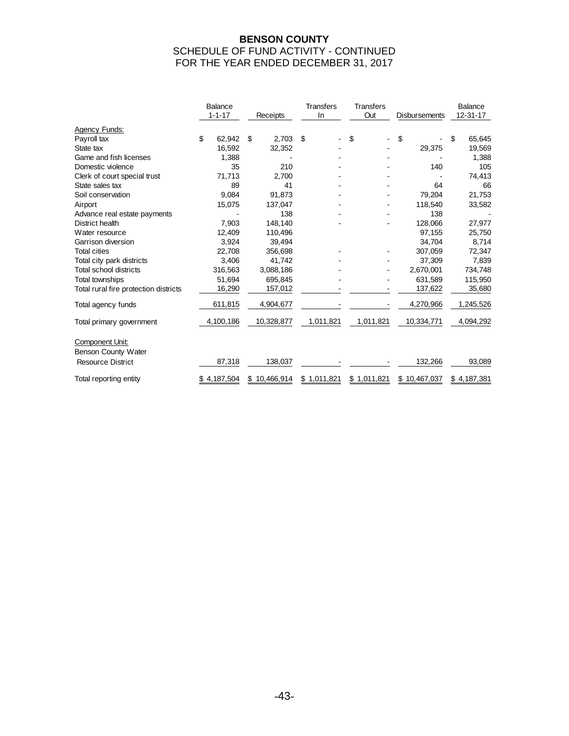# BENSON COUNTY
## SCHEDULE OF FUND ACTIVITY - CONTINUED
## FOR THE YEAR ENDED DECEMBER 31, 2017

| | Balance 1-1-17 | Receipts | Transfers In | Transfers Out | Disbursements | Balance 12-31-17 |
|---|---|---|---|---|---|---|
| Agency Funds: | | | | | | |
| Payroll tax | $ 62,942 | $ 2,703 | $ - | $ - | $ - | $ 65,645 |
| State tax | 16,592 | 32,352 | - | - | 29,375 | 19,569 |
| Game and fish licenses | 1,388 | - | - | - | - | 1,388 |
| Domestic violence | 35 | 210 | - | - | 140 | 105 |
| Clerk of court special trust | 71,713 | 2,700 | - | - | - | 74,413 |
| State sales tax | 89 | 41 | - | - | 64 | 66 |
| Soil conservation | 9,084 | 91,873 | - | - | 79,204 | 21,753 |
| Airport | 15,075 | 137,047 | - | - | 118,540 | 33,582 |
| Advance real estate payments | - | 138 | - | - | 138 | - |
| District health | 7,903 | 148,140 | - | - | 128,066 | 27,977 |
| Water resource | 12,409 | 110,496 | | | 97,155 | 25,750 |
| Garrison diversion | 3,924 | 39,494 | | | 34,704 | 8,714 |
| Total cities | 22,708 | 356,698 | - | - | 307,059 | 72,347 |
| Total city park districts | 3,406 | 41,742 | - | - | 37,309 | 7,839 |
| Total school districts | 316,563 | 3,088,186 | - | - | 2,670,001 | 734,748 |
| Total townships | 51,694 | 695,845 | - | - | 631,589 | 115,950 |
| Total rural fire protection districts | 16,290 | 157,012 | - | - | 137,622 | 35,680 |
| Total agency funds | 611,815 | 4,904,677 | - | - | 4,270,966 | 1,245,526 |
| Total primary government | 4,100,186 | 10,328,877 | 1,011,821 | 1,011,821 | 10,334,771 | 4,094,292 |
| Component Unit: | | | | | | |
| Benson County Water Resource District | 87,318 | 138,037 | - | - | 132,266 | 93,089 |
| Total reporting entity | $ 4,187,504 | $ 10,466,914 | $ 1,011,821 | $ 1,011,821 | $ 10,467,037 | $ 4,187,381 |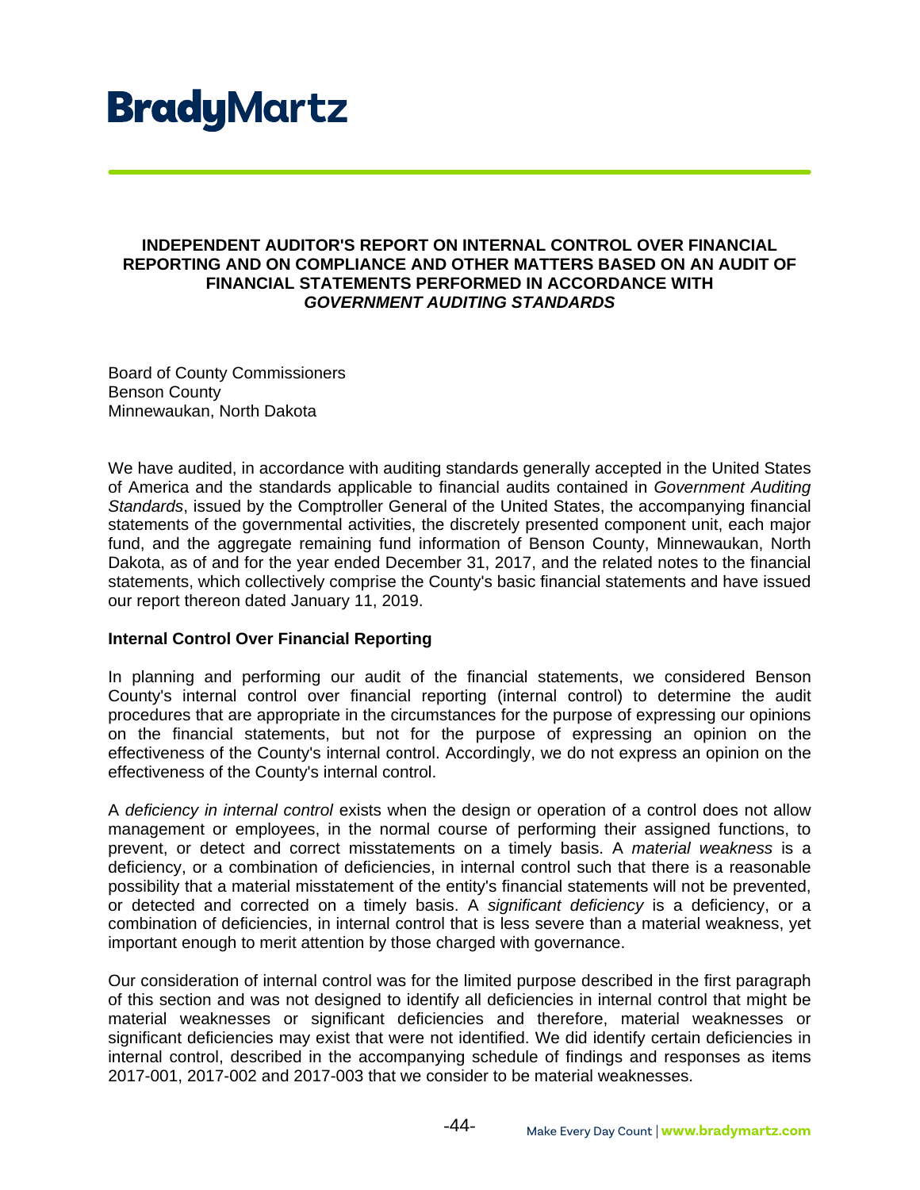BradyMartz

# INDEPENDENT AUDITOR'S REPORT ON INTERNAL CONTROL OVER FINANCIAL REPORTING AND ON COMPLIANCE AND OTHER MATTERS BASED ON AN AUDIT OF FINANCIAL STATEMENTS PERFORMED IN ACCORDANCE WITH *GOVERNMENT AUDITING STANDARDS*

Board of County Commissioners
Benson County
Minnewaukan, North Dakota

We have audited, in accordance with auditing standards generally accepted in the United States of America and the standards applicable to financial audits contained in *Government Auditing Standards*, issued by the Comptroller General of the United States, the accompanying financial statements of the governmental activities, the discretely presented component unit, each major fund, and the aggregate remaining fund information of Benson County, Minnewaukan, North Dakota, as of and for the year ended December 31, 2017, and the related notes to the financial statements, which collectively comprise the County's basic financial statements and have issued our report thereon dated January 11, 2019.

**Internal Control Over Financial Reporting**

In planning and performing our audit of the financial statements, we considered Benson County's internal control over financial reporting (internal control) to determine the audit procedures that are appropriate in the circumstances for the purpose of expressing our opinions on the financial statements, but not for the purpose of expressing an opinion on the effectiveness of the County's internal control. Accordingly, we do not express an opinion on the effectiveness of the County's internal control.

A *deficiency in internal control* exists when the design or operation of a control does not allow management or employees, in the normal course of performing their assigned functions, to prevent, or detect and correct misstatements on a timely basis. A *material weakness* is a deficiency, or a combination of deficiencies, in internal control such that there is a reasonable possibility that a material misstatement of the entity's financial statements will not be prevented, or detected and corrected on a timely basis. A *significant deficiency* is a deficiency, or a combination of deficiencies, in internal control that is less severe than a material weakness, yet important enough to merit attention by those charged with governance.

Our consideration of internal control was for the limited purpose described in the first paragraph of this section and was not designed to identify all deficiencies in internal control that might be material weaknesses or significant deficiencies and therefore, material weaknesses or significant deficiencies may exist that were not identified. We did identify certain deficiencies in internal control, described in the accompanying schedule of findings and responses as items 2017-001, 2017-002 and 2017-003 that we consider to be material weaknesses.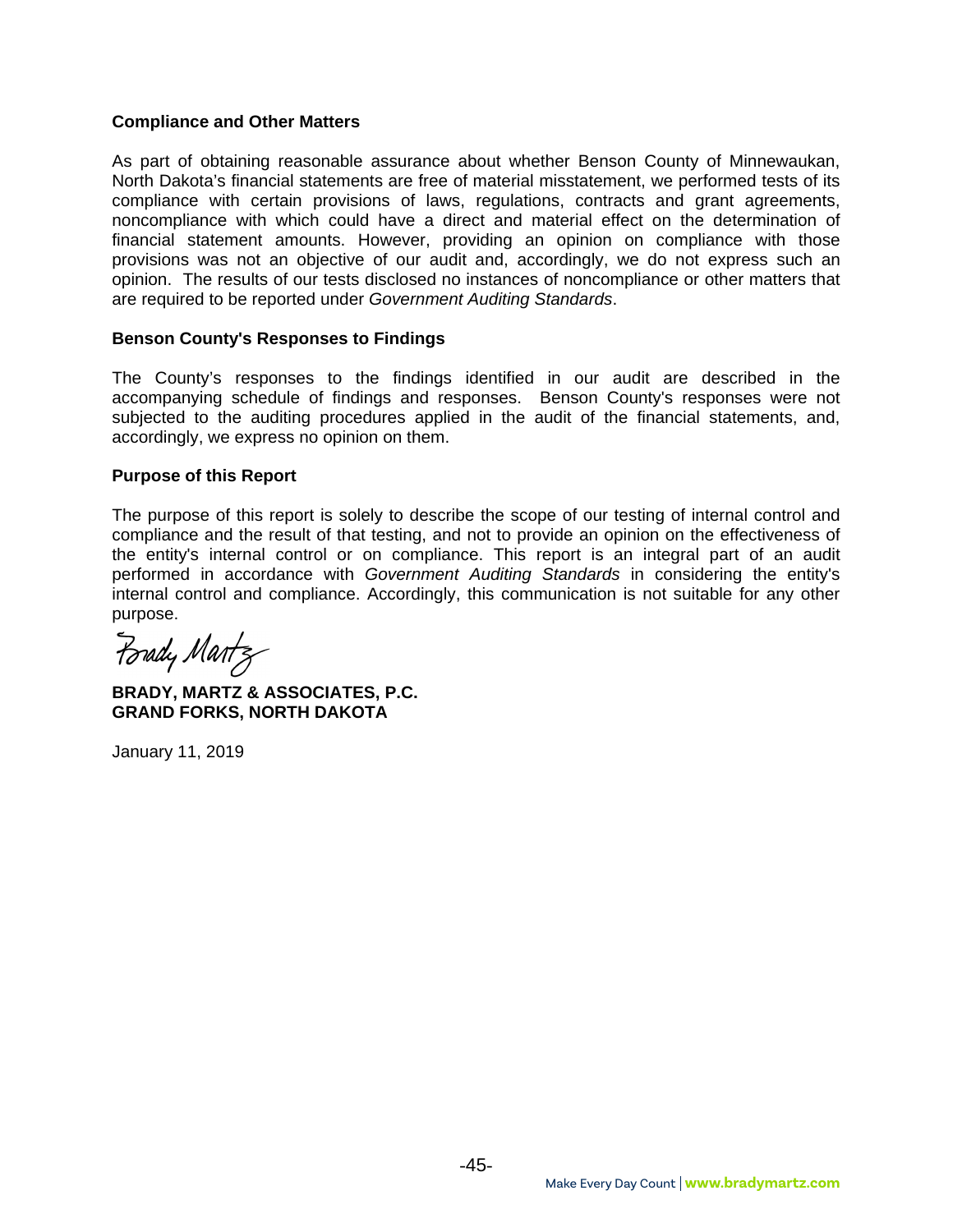**Compliance and Other Matters**

As part of obtaining reasonable assurance about whether Benson County of Minnewaukan, North Dakota's financial statements are free of material misstatement, we performed tests of its compliance with certain provisions of laws, regulations, contracts and grant agreements, noncompliance with which could have a direct and material effect on the determination of financial statement amounts. However, providing an opinion on compliance with those provisions was not an objective of our audit and, accordingly, we do not express such an opinion. The results of our tests disclosed no instances of noncompliance or other matters that are required to be reported under *Government Auditing Standards*.

**Benson County's Responses to Findings**

The County's responses to the findings identified in our audit are described in the accompanying schedule of findings and responses. Benson County's responses were not subjected to the auditing procedures applied in the audit of the financial statements, and, accordingly, we express no opinion on them.

**Purpose of this Report**

The purpose of this report is solely to describe the scope of our testing of internal control and compliance and the result of that testing, and not to provide an opinion on the effectiveness of the entity's internal control or on compliance. This report is an integral part of an audit performed in accordance with *Government Auditing Standards* in considering the entity's internal control and compliance. Accordingly, this communication is not suitable for any other purpose.

Brady Martz

**BRADY, MARTZ & ASSOCIATES, P.C.**
**GRAND FORKS, NORTH DAKOTA**

January 11, 2019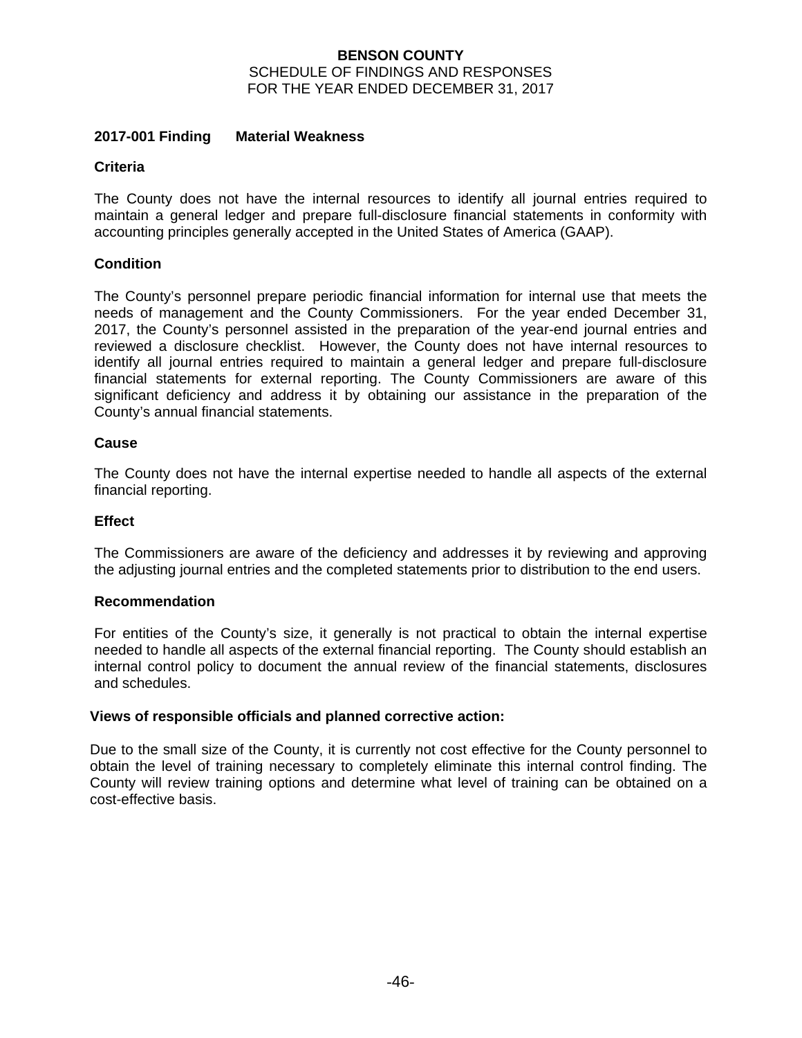**BENSON COUNTY**
SCHEDULE OF FINDINGS AND RESPONSES
FOR THE YEAR ENDED DECEMBER 31, 2017

## 2017-001 Finding Material Weakness

### Criteria

The County does not have the internal resources to identify all journal entries required to maintain a general ledger and prepare full-disclosure financial statements in conformity with accounting principles generally accepted in the United States of America (GAAP).

### Condition

The County's personnel prepare periodic financial information for internal use that meets the needs of management and the County Commissioners. For the year ended December 31, 2017, the County's personnel assisted in the preparation of the year-end journal entries and reviewed a disclosure checklist. However, the County does not have internal resources to identify all journal entries required to maintain a general ledger and prepare full-disclosure financial statements for external reporting. The County Commissioners are aware of this significant deficiency and address it by obtaining our assistance in the preparation of the County's annual financial statements.

### Cause

The County does not have the internal expertise needed to handle all aspects of the external financial reporting.

### Effect

The Commissioners are aware of the deficiency and addresses it by reviewing and approving the adjusting journal entries and the completed statements prior to distribution to the end users.

### Recommendation

For entities of the County's size, it generally is not practical to obtain the internal expertise needed to handle all aspects of the external financial reporting. The County should establish an internal control policy to document the annual review of the financial statements, disclosures and schedules.

### Views of responsible officials and planned corrective action:

Due to the small size of the County, it is currently not cost effective for the County personnel to obtain the level of training necessary to completely eliminate this internal control finding. The County will review training options and determine what level of training can be obtained on a cost-effective basis.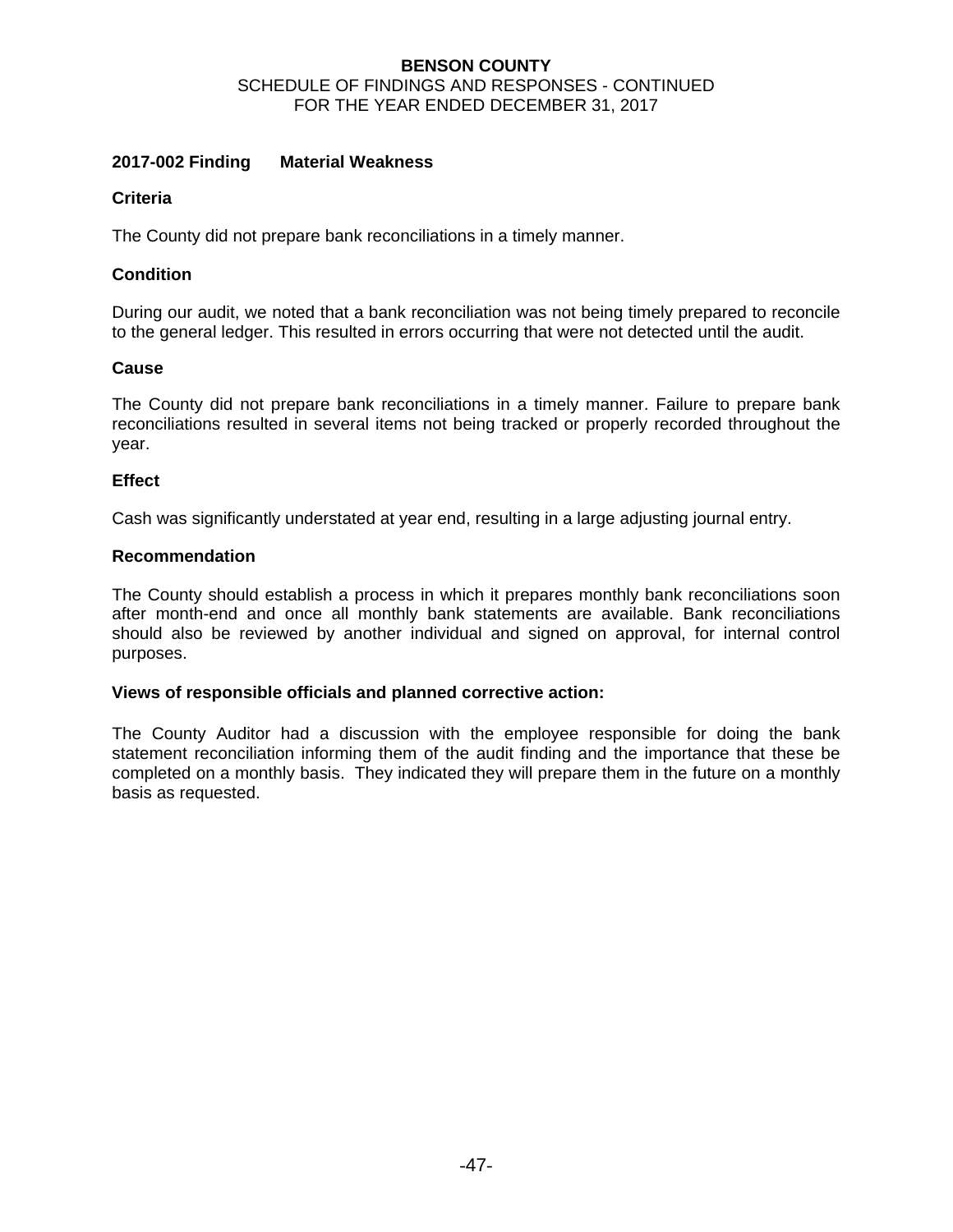**BENSON COUNTY**
SCHEDULE OF FINDINGS AND RESPONSES - CONTINUED
FOR THE YEAR ENDED DECEMBER 31, 2017

**2017-002 Finding Material Weakness**

**Criteria**

The County did not prepare bank reconciliations in a timely manner.

**Condition**

During our audit, we noted that a bank reconciliation was not being timely prepared to reconcile to the general ledger. This resulted in errors occurring that were not detected until the audit.

**Cause**

The County did not prepare bank reconciliations in a timely manner. Failure to prepare bank reconciliations resulted in several items not being tracked or properly recorded throughout the year.

**Effect**

Cash was significantly understated at year end, resulting in a large adjusting journal entry.

**Recommendation**

The County should establish a process in which it prepares monthly bank reconciliations soon after month-end and once all monthly bank statements are available. Bank reconciliations should also be reviewed by another individual and signed on approval, for internal control purposes.

**Views of responsible officials and planned corrective action:**

The County Auditor had a discussion with the employee responsible for doing the bank statement reconciliation informing them of the audit finding and the importance that these be completed on a monthly basis. They indicated they will prepare them in the future on a monthly basis as requested.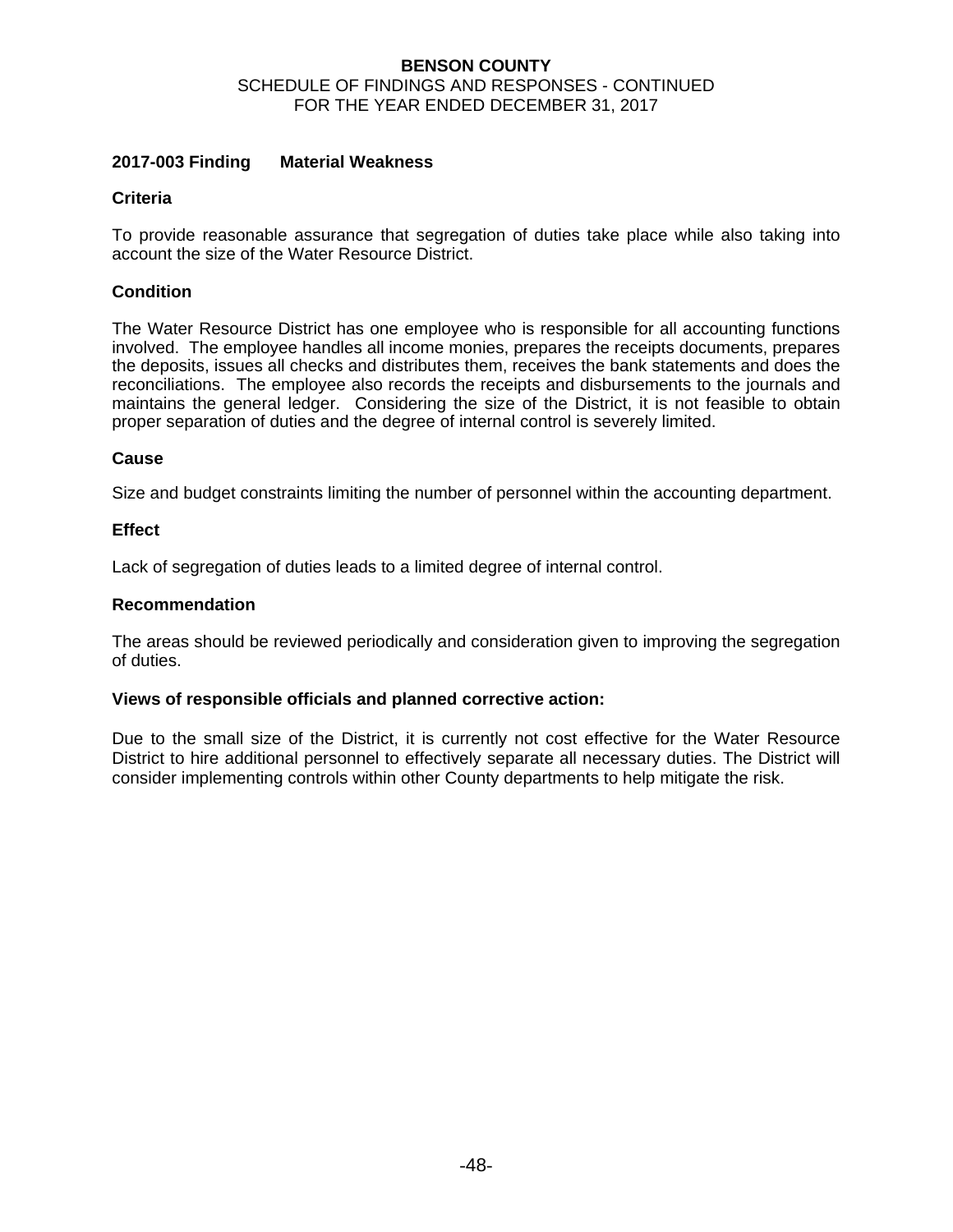**BENSON COUNTY**
SCHEDULE OF FINDINGS AND RESPONSES - CONTINUED
FOR THE YEAR ENDED DECEMBER 31, 2017

**2017-003 Finding Material Weakness**

**Criteria**

To provide reasonable assurance that segregation of duties take place while also taking into account the size of the Water Resource District.

**Condition**

The Water Resource District has one employee who is responsible for all accounting functions involved. The employee handles all income monies, prepares the receipts documents, prepares the deposits, issues all checks and distributes them, receives the bank statements and does the reconciliations. The employee also records the receipts and disbursements to the journals and maintains the general ledger. Considering the size of the District, it is not feasible to obtain proper separation of duties and the degree of internal control is severely limited.

**Cause**

Size and budget constraints limiting the number of personnel within the accounting department.

**Effect**

Lack of segregation of duties leads to a limited degree of internal control.

**Recommendation**

The areas should be reviewed periodically and consideration given to improving the segregation of duties.

**Views of responsible officials and planned corrective action:**

Due to the small size of the District, it is currently not cost effective for the Water Resource District to hire additional personnel to effectively separate all necessary duties. The District will consider implementing controls within other County departments to help mitigate the risk.